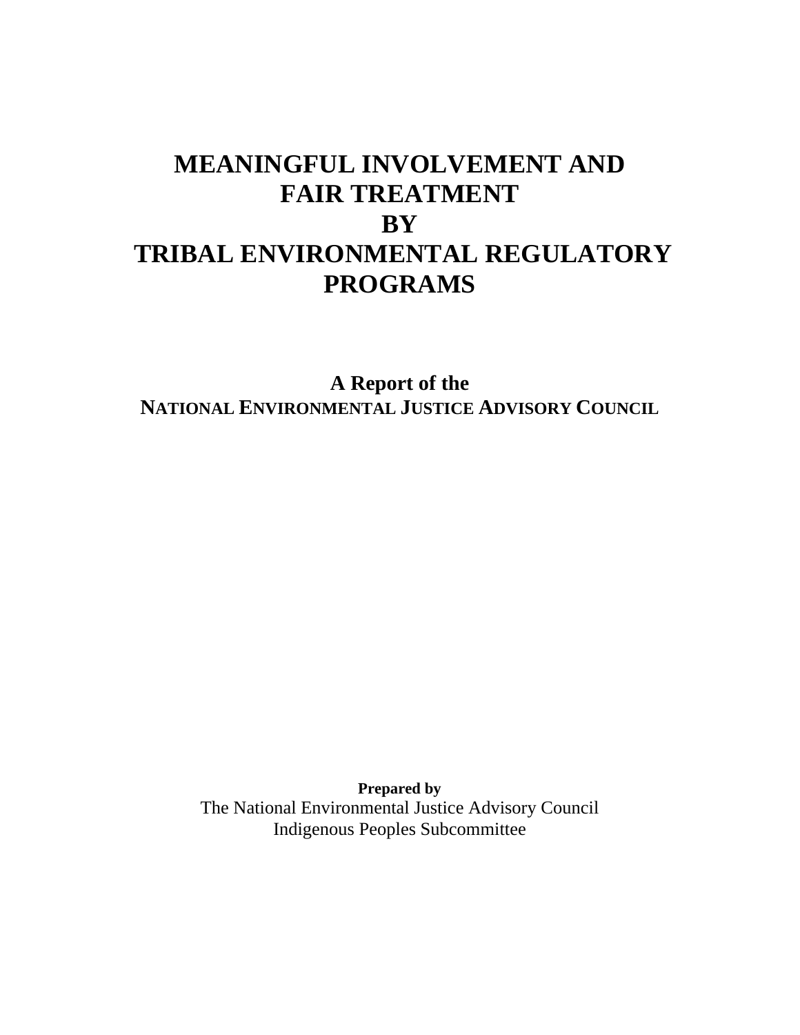# MEANINGFUL INVOLVEMENT AND FAIR TREATMENT BY TRIBAL ENVIRONMENTAL REGULATORY PROGRAMS

**A Report of the**
**NATIONAL ENVIRONMENTAL JUSTICE ADVISORY COUNCIL**

**Prepared by**
The National Environmental Justice Advisory Council
Indigenous Peoples Subcommittee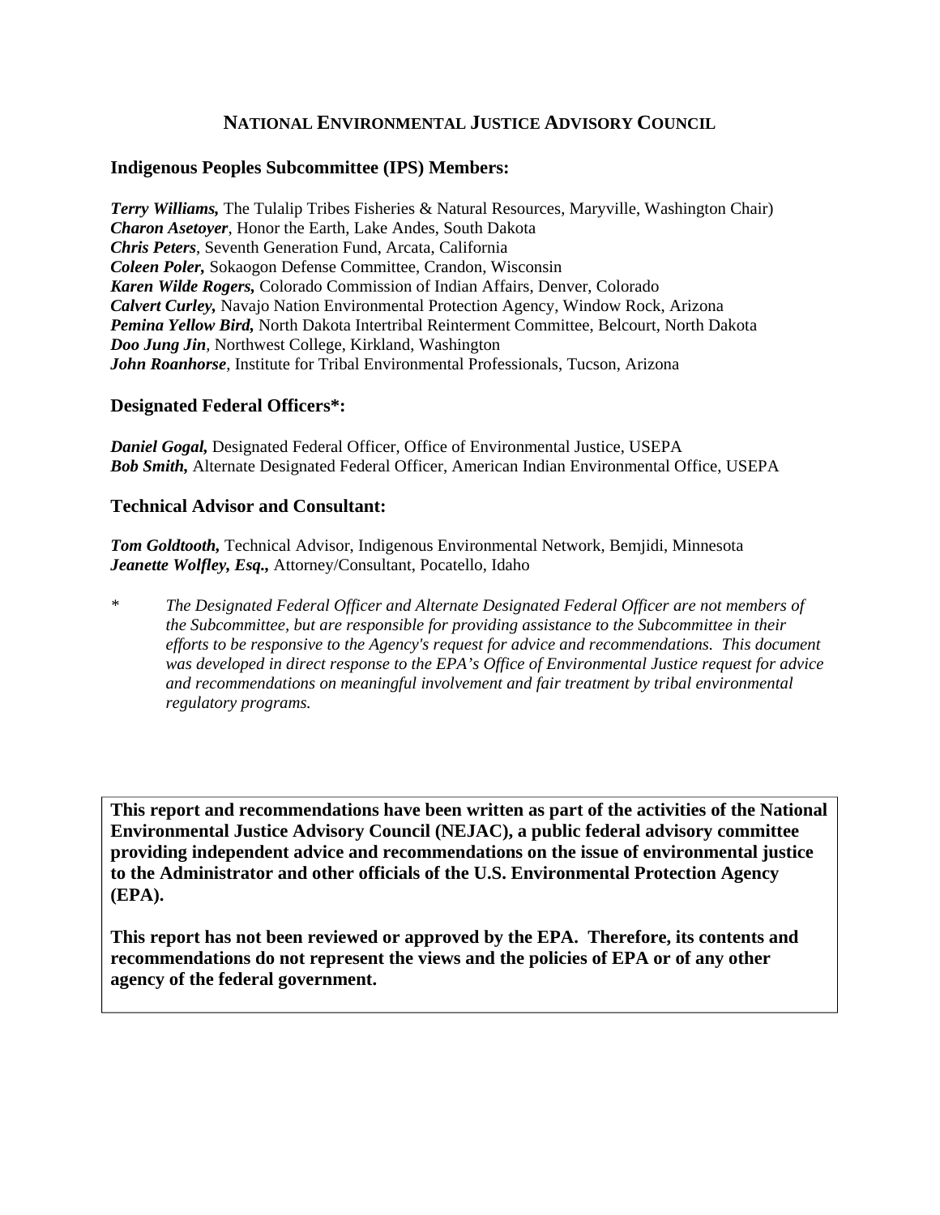# NATIONAL ENVIRONMENTAL JUSTICE ADVISORY COUNCIL

## Indigenous Peoples Subcommittee (IPS) Members:

***Terry Williams,*** The Tulalip Tribes Fisheries & Natural Resources, Maryville, Washington Chair)
***Charon Asetoyer***, Honor the Earth, Lake Andes, South Dakota
***Chris Peters***, Seventh Generation Fund, Arcata, California
***Coleen Poler,*** Sokaogon Defense Committee, Crandon, Wisconsin
***Karen Wilde Rogers,*** Colorado Commission of Indian Affairs, Denver, Colorado
***Calvert Curley,*** Navajo Nation Environmental Protection Agency, Window Rock, Arizona
***Pemina Yellow Bird,*** North Dakota Intertribal Reinterment Committee, Belcourt, North Dakota
***Doo Jung Jin***, Northwest College, Kirkland, Washington
***John Roanhorse***, Institute for Tribal Environmental Professionals, Tucson, Arizona

## Designated Federal Officers*:

***Daniel Gogal,*** Designated Federal Officer, Office of Environmental Justice, USEPA
***Bob Smith,*** Alternate Designated Federal Officer, American Indian Environmental Office, USEPA

## Technical Advisor and Consultant:

***Tom Goldtooth,*** Technical Advisor, Indigenous Environmental Network, Bemjidi, Minnesota
***Jeanette Wolfley, Esq.,*** Attorney/Consultant, Pocatello, Idaho

\* *The Designated Federal Officer and Alternate Designated Federal Officer are not members of the Subcommittee, but are responsible for providing assistance to the Subcommittee in their efforts to be responsive to the Agency's request for advice and recommendations. This document was developed in direct response to the EPA's Office of Environmental Justice request for advice and recommendations on meaningful involvement and fair treatment by tribal environmental regulatory programs.*

**This report and recommendations have been written as part of the activities of the National Environmental Justice Advisory Council (NEJAC), a public federal advisory committee providing independent advice and recommendations on the issue of environmental justice to the Administrator and other officials of the U.S. Environmental Protection Agency (EPA).**

**This report has not been reviewed or approved by the EPA. Therefore, its contents and recommendations do not represent the views and the policies of EPA or of any other agency of the federal government.**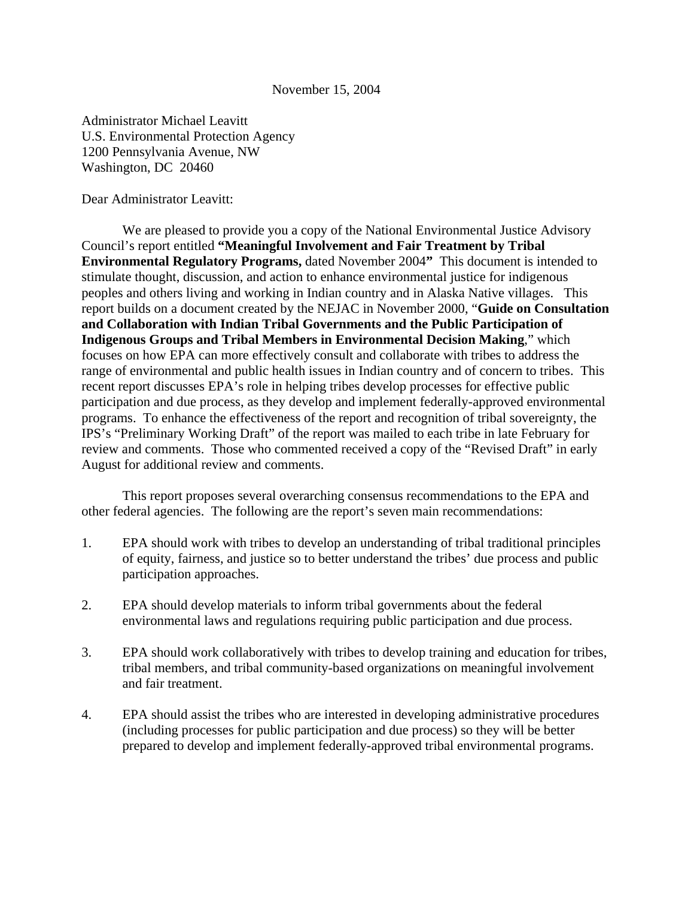November 15, 2004

Administrator Michael Leavitt
U.S. Environmental Protection Agency
1200 Pennsylvania Avenue, NW
Washington, DC 20460

Dear Administrator Leavitt:

We are pleased to provide you a copy of the National Environmental Justice Advisory Council's report entitled **"Meaningful Involvement and Fair Treatment by Tribal Environmental Regulatory Programs,** dated November 2004**"** This document is intended to stimulate thought, discussion, and action to enhance environmental justice for indigenous peoples and others living and working in Indian country and in Alaska Native villages. This report builds on a document created by the NEJAC in November 2000, "**Guide on Consultation and Collaboration with Indian Tribal Governments and the Public Participation of Indigenous Groups and Tribal Members in Environmental Decision Making**," which focuses on how EPA can more effectively consult and collaborate with tribes to address the range of environmental and public health issues in Indian country and of concern to tribes. This recent report discusses EPA's role in helping tribes develop processes for effective public participation and due process, as they develop and implement federally-approved environmental programs. To enhance the effectiveness of the report and recognition of tribal sovereignty, the IPS's "Preliminary Working Draft" of the report was mailed to each tribe in late February for review and comments. Those who commented received a copy of the "Revised Draft" in early August for additional review and comments.

This report proposes several overarching consensus recommendations to the EPA and other federal agencies. The following are the report's seven main recommendations:

1. EPA should work with tribes to develop an understanding of tribal traditional principles of equity, fairness, and justice so to better understand the tribes' due process and public participation approaches.

2. EPA should develop materials to inform tribal governments about the federal environmental laws and regulations requiring public participation and due process.

3. EPA should work collaboratively with tribes to develop training and education for tribes, tribal members, and tribal community-based organizations on meaningful involvement and fair treatment.

4. EPA should assist the tribes who are interested in developing administrative procedures (including processes for public participation and due process) so they will be better prepared to develop and implement federally-approved tribal environmental programs.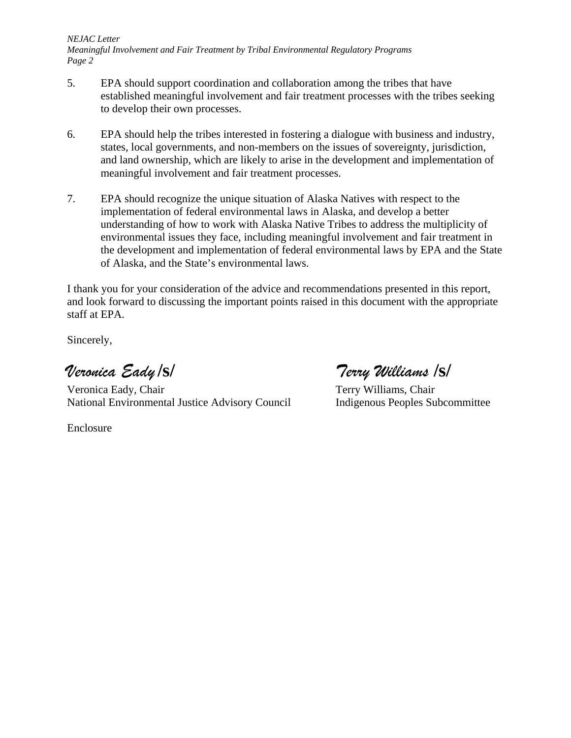5. EPA should support coordination and collaboration among the tribes that have established meaningful involvement and fair treatment processes with the tribes seeking to develop their own processes.

6. EPA should help the tribes interested in fostering a dialogue with business and industry, states, local governments, and non-members on the issues of sovereignty, jurisdiction, and land ownership, which are likely to arise in the development and implementation of meaningful involvement and fair treatment processes.

7. EPA should recognize the unique situation of Alaska Natives with respect to the implementation of federal environmental laws in Alaska, and develop a better understanding of how to work with Alaska Native Tribes to address the multiplicity of environmental issues they face, including meaningful involvement and fair treatment in the development and implementation of federal environmental laws by EPA and the State of Alaska, and the State's environmental laws.

I thank you for your consideration of the advice and recommendations presented in this report, and look forward to discussing the important points raised in this document with the appropriate staff at EPA.

Sincerely,

*Veronica Eady* /s/

Veronica Eady, Chair
National Environmental Justice Advisory Council

*Terry Williams* /s/

Terry Williams, Chair
Indigenous Peoples Subcommittee

Enclosure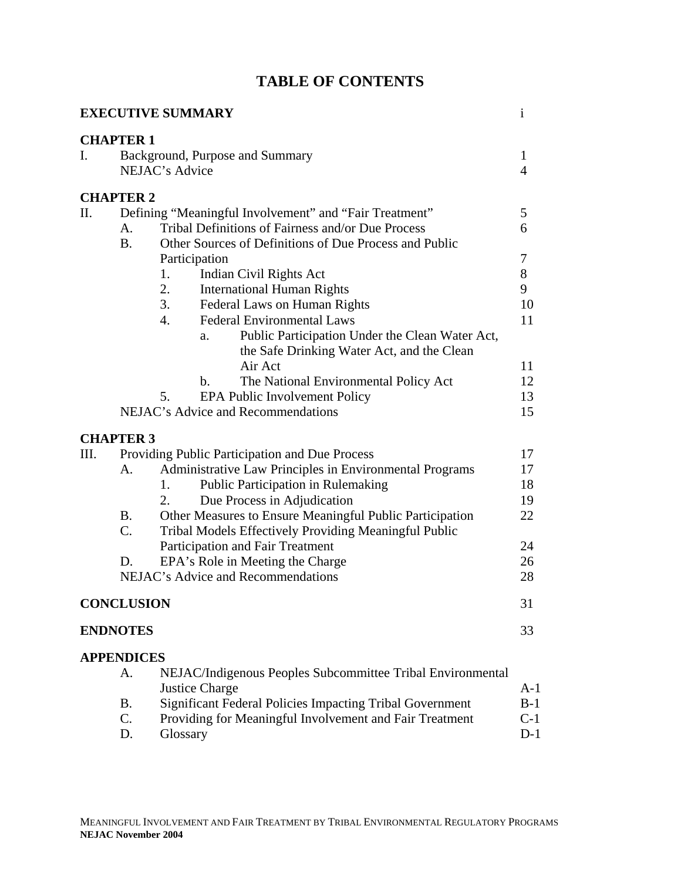# TABLE OF CONTENTS

| | | |
|---|---|---|
| **EXECUTIVE SUMMARY** | | i |
| **CHAPTER 1** | | |
| I. | Background, Purpose and Summary | 1 |
| | NEJAC's Advice | 4 |
| **CHAPTER 2** | | |
| II. | Defining "Meaningful Involvement" and "Fair Treatment" | 5 |
| | A. Tribal Definitions of Fairness and/or Due Process | 6 |
| | B. Other Sources of Definitions of Due Process and Public Participation | 7 |
| | 1. Indian Civil Rights Act | 8 |
| | 2. International Human Rights | 9 |
| | 3. Federal Laws on Human Rights | 10 |
| | 4. Federal Environmental Laws | 11 |
| | a. Public Participation Under the Clean Water Act, the Safe Drinking Water Act, and the Clean Air Act | 11 |
| | b. The National Environmental Policy Act | 12 |
| | 5. EPA Public Involvement Policy | 13 |
| | NEJAC's Advice and Recommendations | 15 |
| **CHAPTER 3** | | |
| III. | Providing Public Participation and Due Process | 17 |
| | A. Administrative Law Principles in Environmental Programs | 17 |
| | 1. Public Participation in Rulemaking | 18 |
| | 2. Due Process in Adjudication | 19 |
| | B. Other Measures to Ensure Meaningful Public Participation | 22 |
| | C. Tribal Models Effectively Providing Meaningful Public Participation and Fair Treatment | 24 |
| | D. EPA's Role in Meeting the Charge | 26 |
| | NEJAC's Advice and Recommendations | 28 |
| **CONCLUSION** | | 31 |
| **ENDNOTES** | | 33 |
| **APPENDICES** | | |
| | A. NEJAC/Indigenous Peoples Subcommittee Tribal Environmental Justice Charge | A-1 |
| | B. Significant Federal Policies Impacting Tribal Government | B-1 |
| | C. Providing for Meaningful Involvement and Fair Treatment | C-1 |
| | D. Glossary | D-1 |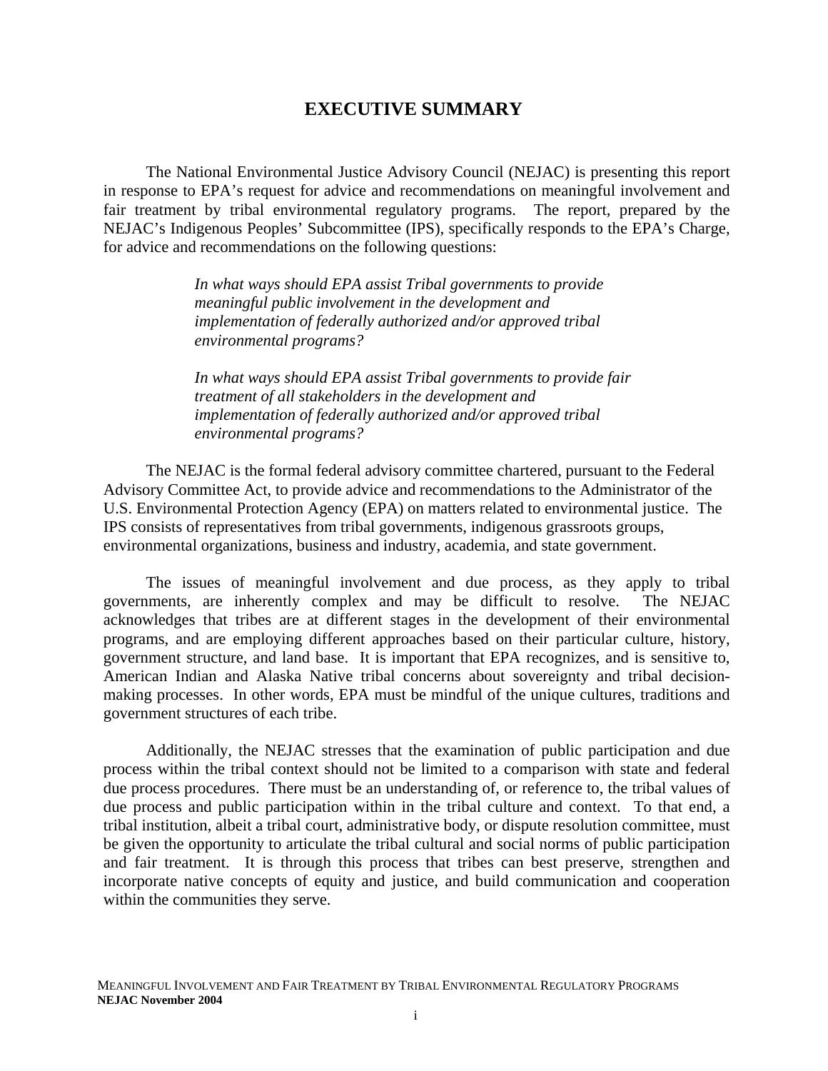# EXECUTIVE SUMMARY

The National Environmental Justice Advisory Council (NEJAC) is presenting this report in response to EPA's request for advice and recommendations on meaningful involvement and fair treatment by tribal environmental regulatory programs. The report, prepared by the NEJAC's Indigenous Peoples' Subcommittee (IPS), specifically responds to the EPA's Charge, for advice and recommendations on the following questions:

> *In what ways should EPA assist Tribal governments to provide meaningful public involvement in the development and implementation of federally authorized and/or approved tribal environmental programs?*
>
> *In what ways should EPA assist Tribal governments to provide fair treatment of all stakeholders in the development and implementation of federally authorized and/or approved tribal environmental programs?*

The NEJAC is the formal federal advisory committee chartered, pursuant to the Federal Advisory Committee Act, to provide advice and recommendations to the Administrator of the U.S. Environmental Protection Agency (EPA) on matters related to environmental justice. The IPS consists of representatives from tribal governments, indigenous grassroots groups, environmental organizations, business and industry, academia, and state government.

The issues of meaningful involvement and due process, as they apply to tribal governments, are inherently complex and may be difficult to resolve. The NEJAC acknowledges that tribes are at different stages in the development of their environmental programs, and are employing different approaches based on their particular culture, history, government structure, and land base. It is important that EPA recognizes, and is sensitive to, American Indian and Alaska Native tribal concerns about sovereignty and tribal decision-making processes. In other words, EPA must be mindful of the unique cultures, traditions and government structures of each tribe.

Additionally, the NEJAC stresses that the examination of public participation and due process within the tribal context should not be limited to a comparison with state and federal due process procedures. There must be an understanding of, or reference to, the tribal values of due process and public participation within in the tribal culture and context. To that end, a tribal institution, albeit a tribal court, administrative body, or dispute resolution committee, must be given the opportunity to articulate the tribal cultural and social norms of public participation and fair treatment. It is through this process that tribes can best preserve, strengthen and incorporate native concepts of equity and justice, and build communication and cooperation within the communities they serve.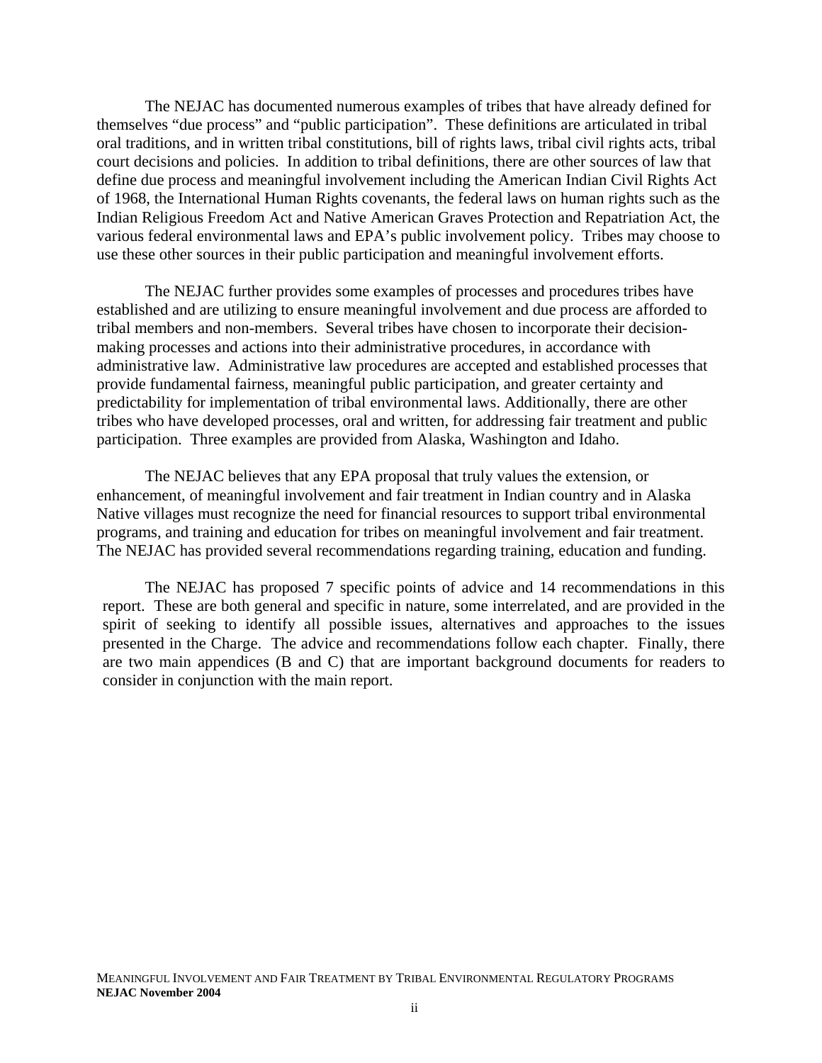The NEJAC has documented numerous examples of tribes that have already defined for themselves "due process" and "public participation". These definitions are articulated in tribal oral traditions, and in written tribal constitutions, bill of rights laws, tribal civil rights acts, tribal court decisions and policies. In addition to tribal definitions, there are other sources of law that define due process and meaningful involvement including the American Indian Civil Rights Act of 1968, the International Human Rights covenants, the federal laws on human rights such as the Indian Religious Freedom Act and Native American Graves Protection and Repatriation Act, the various federal environmental laws and EPA's public involvement policy. Tribes may choose to use these other sources in their public participation and meaningful involvement efforts.

The NEJAC further provides some examples of processes and procedures tribes have established and are utilizing to ensure meaningful involvement and due process are afforded to tribal members and non-members. Several tribes have chosen to incorporate their decision-making processes and actions into their administrative procedures, in accordance with administrative law. Administrative law procedures are accepted and established processes that provide fundamental fairness, meaningful public participation, and greater certainty and predictability for implementation of tribal environmental laws. Additionally, there are other tribes who have developed processes, oral and written, for addressing fair treatment and public participation. Three examples are provided from Alaska, Washington and Idaho.

The NEJAC believes that any EPA proposal that truly values the extension, or enhancement, of meaningful involvement and fair treatment in Indian country and in Alaska Native villages must recognize the need for financial resources to support tribal environmental programs, and training and education for tribes on meaningful involvement and fair treatment. The NEJAC has provided several recommendations regarding training, education and funding.

The NEJAC has proposed 7 specific points of advice and 14 recommendations in this report. These are both general and specific in nature, some interrelated, and are provided in the spirit of seeking to identify all possible issues, alternatives and approaches to the issues presented in the Charge. The advice and recommendations follow each chapter. Finally, there are two main appendices (B and C) that are important background documents for readers to consider in conjunction with the main report.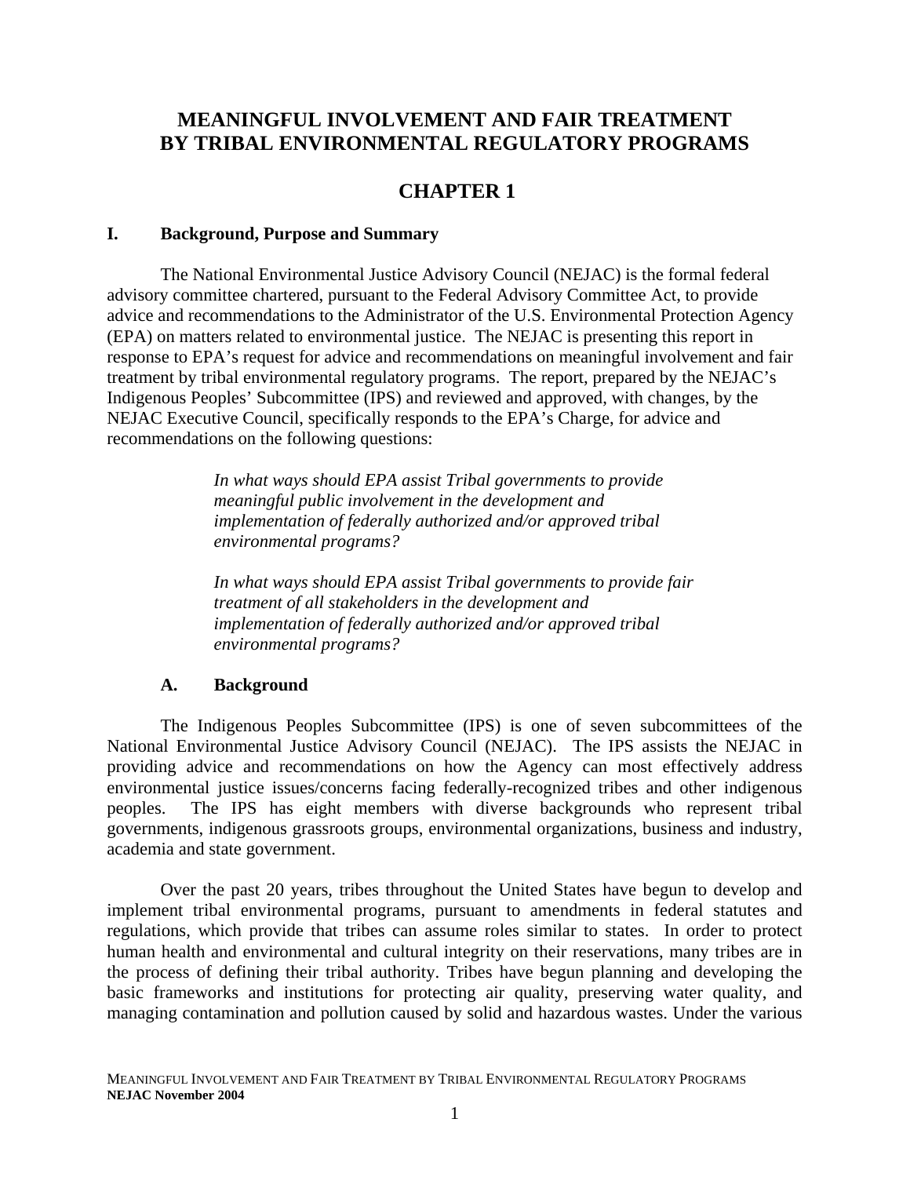# MEANINGFUL INVOLVEMENT AND FAIR TREATMENT BY TRIBAL ENVIRONMENTAL REGULATORY PROGRAMS

# CHAPTER 1

## I. Background, Purpose and Summary

The National Environmental Justice Advisory Council (NEJAC) is the formal federal advisory committee chartered, pursuant to the Federal Advisory Committee Act, to provide advice and recommendations to the Administrator of the U.S. Environmental Protection Agency (EPA) on matters related to environmental justice. The NEJAC is presenting this report in response to EPA's request for advice and recommendations on meaningful involvement and fair treatment by tribal environmental regulatory programs. The report, prepared by the NEJAC's Indigenous Peoples' Subcommittee (IPS) and reviewed and approved, with changes, by the NEJAC Executive Council, specifically responds to the EPA's Charge, for advice and recommendations on the following questions:

> *In what ways should EPA assist Tribal governments to provide meaningful public involvement in the development and implementation of federally authorized and/or approved tribal environmental programs?*
>
> *In what ways should EPA assist Tribal governments to provide fair treatment of all stakeholders in the development and implementation of federally authorized and/or approved tribal environmental programs?*

### A. Background

The Indigenous Peoples Subcommittee (IPS) is one of seven subcommittees of the National Environmental Justice Advisory Council (NEJAC). The IPS assists the NEJAC in providing advice and recommendations on how the Agency can most effectively address environmental justice issues/concerns facing federally-recognized tribes and other indigenous peoples. The IPS has eight members with diverse backgrounds who represent tribal governments, indigenous grassroots groups, environmental organizations, business and industry, academia and state government.

Over the past 20 years, tribes throughout the United States have begun to develop and implement tribal environmental programs, pursuant to amendments in federal statutes and regulations, which provide that tribes can assume roles similar to states. In order to protect human health and environmental and cultural integrity on their reservations, many tribes are in the process of defining their tribal authority. Tribes have begun planning and developing the basic frameworks and institutions for protecting air quality, preserving water quality, and managing contamination and pollution caused by solid and hazardous wastes. Under the various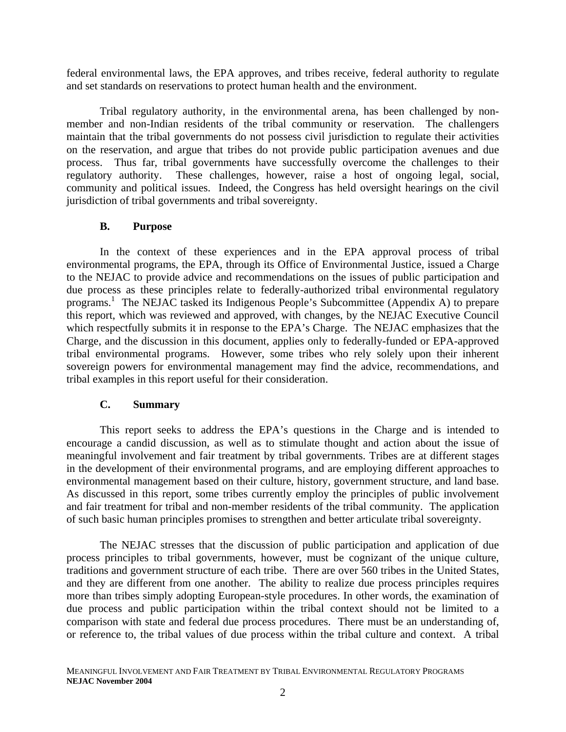federal environmental laws, the EPA approves, and tribes receive, federal authority to regulate and set standards on reservations to protect human health and the environment.

Tribal regulatory authority, in the environmental arena, has been challenged by non-member and non-Indian residents of the tribal community or reservation. The challengers maintain that the tribal governments do not possess civil jurisdiction to regulate their activities on the reservation, and argue that tribes do not provide public participation avenues and due process. Thus far, tribal governments have successfully overcome the challenges to their regulatory authority. These challenges, however, raise a host of ongoing legal, social, community and political issues. Indeed, the Congress has held oversight hearings on the civil jurisdiction of tribal governments and tribal sovereignty.

### B. Purpose

In the context of these experiences and in the EPA approval process of tribal environmental programs, the EPA, through its Office of Environmental Justice, issued a Charge to the NEJAC to provide advice and recommendations on the issues of public participation and due process as these principles relate to federally-authorized tribal environmental regulatory programs.[1] The NEJAC tasked its Indigenous People's Subcommittee (Appendix A) to prepare this report, which was reviewed and approved, with changes, by the NEJAC Executive Council which respectfully submits it in response to the EPA's Charge. The NEJAC emphasizes that the Charge, and the discussion in this document, applies only to federally-funded or EPA-approved tribal environmental programs. However, some tribes who rely solely upon their inherent sovereign powers for environmental management may find the advice, recommendations, and tribal examples in this report useful for their consideration.

### C. Summary

This report seeks to address the EPA's questions in the Charge and is intended to encourage a candid discussion, as well as to stimulate thought and action about the issue of meaningful involvement and fair treatment by tribal governments. Tribes are at different stages in the development of their environmental programs, and are employing different approaches to environmental management based on their culture, history, government structure, and land base. As discussed in this report, some tribes currently employ the principles of public involvement and fair treatment for tribal and non-member residents of the tribal community. The application of such basic human principles promises to strengthen and better articulate tribal sovereignty.

The NEJAC stresses that the discussion of public participation and application of due process principles to tribal governments, however, must be cognizant of the unique culture, traditions and government structure of each tribe. There are over 560 tribes in the United States, and they are different from one another. The ability to realize due process principles requires more than tribes simply adopting European-style procedures. In other words, the examination of due process and public participation within the tribal context should not be limited to a comparison with state and federal due process procedures. There must be an understanding of, or reference to, the tribal values of due process within the tribal culture and context. A tribal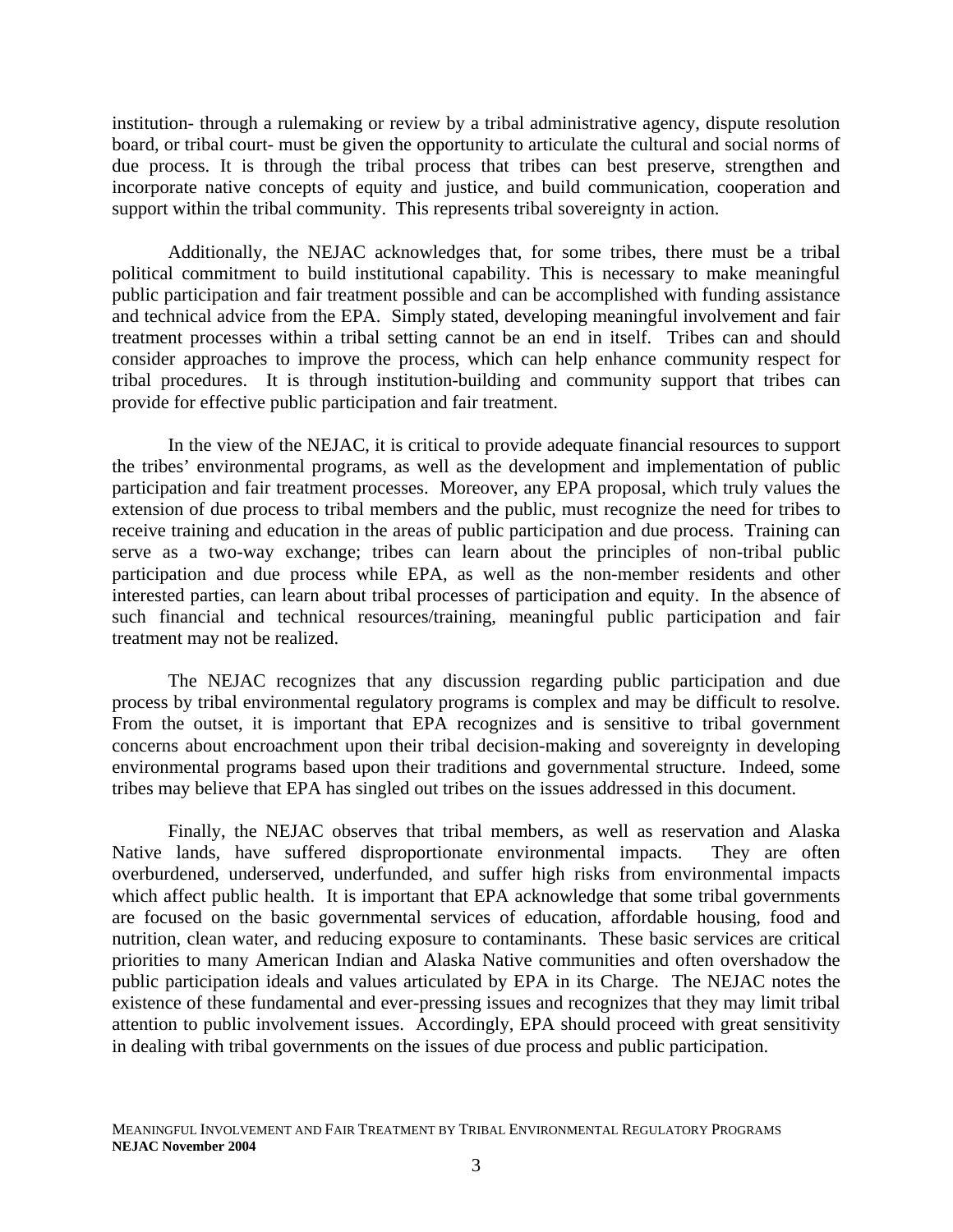institution- through a rulemaking or review by a tribal administrative agency, dispute resolution board, or tribal court- must be given the opportunity to articulate the cultural and social norms of due process. It is through the tribal process that tribes can best preserve, strengthen and incorporate native concepts of equity and justice, and build communication, cooperation and support within the tribal community. This represents tribal sovereignty in action.

Additionally, the NEJAC acknowledges that, for some tribes, there must be a tribal political commitment to build institutional capability. This is necessary to make meaningful public participation and fair treatment possible and can be accomplished with funding assistance and technical advice from the EPA. Simply stated, developing meaningful involvement and fair treatment processes within a tribal setting cannot be an end in itself. Tribes can and should consider approaches to improve the process, which can help enhance community respect for tribal procedures. It is through institution-building and community support that tribes can provide for effective public participation and fair treatment.

In the view of the NEJAC, it is critical to provide adequate financial resources to support the tribes' environmental programs, as well as the development and implementation of public participation and fair treatment processes. Moreover, any EPA proposal, which truly values the extension of due process to tribal members and the public, must recognize the need for tribes to receive training and education in the areas of public participation and due process. Training can serve as a two-way exchange; tribes can learn about the principles of non-tribal public participation and due process while EPA, as well as the non-member residents and other interested parties, can learn about tribal processes of participation and equity. In the absence of such financial and technical resources/training, meaningful public participation and fair treatment may not be realized.

The NEJAC recognizes that any discussion regarding public participation and due process by tribal environmental regulatory programs is complex and may be difficult to resolve. From the outset, it is important that EPA recognizes and is sensitive to tribal government concerns about encroachment upon their tribal decision-making and sovereignty in developing environmental programs based upon their traditions and governmental structure. Indeed, some tribes may believe that EPA has singled out tribes on the issues addressed in this document.

Finally, the NEJAC observes that tribal members, as well as reservation and Alaska Native lands, have suffered disproportionate environmental impacts. They are often overburdened, underserved, underfunded, and suffer high risks from environmental impacts which affect public health. It is important that EPA acknowledge that some tribal governments are focused on the basic governmental services of education, affordable housing, food and nutrition, clean water, and reducing exposure to contaminants. These basic services are critical priorities to many American Indian and Alaska Native communities and often overshadow the public participation ideals and values articulated by EPA in its Charge. The NEJAC notes the existence of these fundamental and ever-pressing issues and recognizes that they may limit tribal attention to public involvement issues. Accordingly, EPA should proceed with great sensitivity in dealing with tribal governments on the issues of due process and public participation.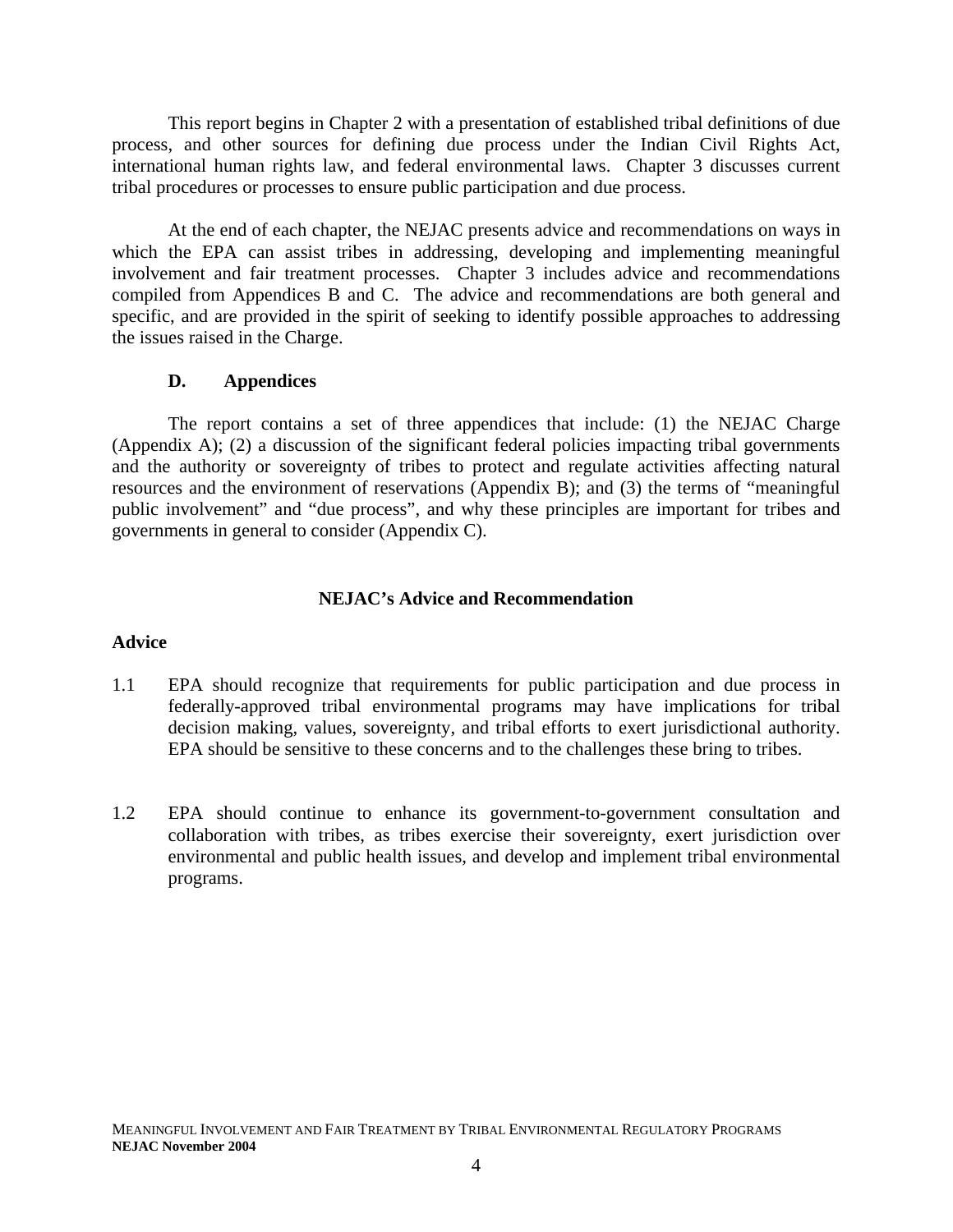This report begins in Chapter 2 with a presentation of established tribal definitions of due process, and other sources for defining due process under the Indian Civil Rights Act, international human rights law, and federal environmental laws. Chapter 3 discusses current tribal procedures or processes to ensure public participation and due process.

At the end of each chapter, the NEJAC presents advice and recommendations on ways in which the EPA can assist tribes in addressing, developing and implementing meaningful involvement and fair treatment processes. Chapter 3 includes advice and recommendations compiled from Appendices B and C. The advice and recommendations are both general and specific, and are provided in the spirit of seeking to identify possible approaches to addressing the issues raised in the Charge.

### D. Appendices

The report contains a set of three appendices that include: (1) the NEJAC Charge (Appendix A); (2) a discussion of the significant federal policies impacting tribal governments and the authority or sovereignty of tribes to protect and regulate activities affecting natural resources and the environment of reservations (Appendix B); and (3) the terms of "meaningful public involvement" and "due process", and why these principles are important for tribes and governments in general to consider (Appendix C).

**NEJAC's Advice and Recommendation**

**Advice**

1.1 EPA should recognize that requirements for public participation and due process in federally-approved tribal environmental programs may have implications for tribal decision making, values, sovereignty, and tribal efforts to exert jurisdictional authority. EPA should be sensitive to these concerns and to the challenges these bring to tribes.

1.2 EPA should continue to enhance its government-to-government consultation and collaboration with tribes, as tribes exercise their sovereignty, exert jurisdiction over environmental and public health issues, and develop and implement tribal environmental programs.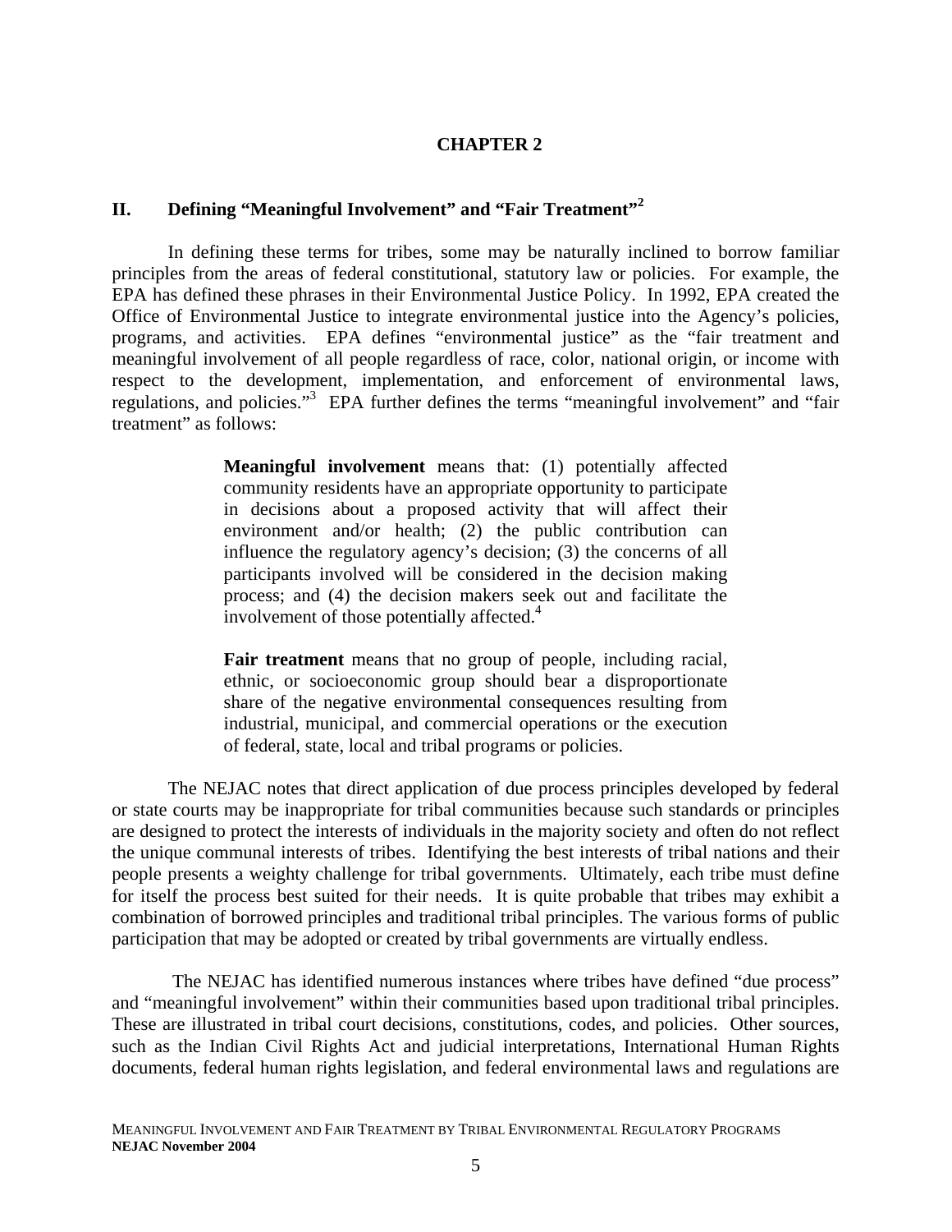# CHAPTER 2

## II. Defining "Meaningful Involvement" and "Fair Treatment"[2]

In defining these terms for tribes, some may be naturally inclined to borrow familiar principles from the areas of federal constitutional, statutory law or policies. For example, the EPA has defined these phrases in their Environmental Justice Policy. In 1992, EPA created the Office of Environmental Justice to integrate environmental justice into the Agency's policies, programs, and activities. EPA defines "environmental justice" as the "fair treatment and meaningful involvement of all people regardless of race, color, national origin, or income with respect to the development, implementation, and enforcement of environmental laws, regulations, and policies."[3] EPA further defines the terms "meaningful involvement" and "fair treatment" as follows:

> **Meaningful involvement** means that: (1) potentially affected community residents have an appropriate opportunity to participate in decisions about a proposed activity that will affect their environment and/or health; (2) the public contribution can influence the regulatory agency's decision; (3) the concerns of all participants involved will be considered in the decision making process; and (4) the decision makers seek out and facilitate the involvement of those potentially affected.[4]
>
> **Fair treatment** means that no group of people, including racial, ethnic, or socioeconomic group should bear a disproportionate share of the negative environmental consequences resulting from industrial, municipal, and commercial operations or the execution of federal, state, local and tribal programs or policies.

The NEJAC notes that direct application of due process principles developed by federal or state courts may be inappropriate for tribal communities because such standards or principles are designed to protect the interests of individuals in the majority society and often do not reflect the unique communal interests of tribes. Identifying the best interests of tribal nations and their people presents a weighty challenge for tribal governments. Ultimately, each tribe must define for itself the process best suited for their needs. It is quite probable that tribes may exhibit a combination of borrowed principles and traditional tribal principles. The various forms of public participation that may be adopted or created by tribal governments are virtually endless.

The NEJAC has identified numerous instances where tribes have defined "due process" and "meaningful involvement" within their communities based upon traditional tribal principles. These are illustrated in tribal court decisions, constitutions, codes, and policies. Other sources, such as the Indian Civil Rights Act and judicial interpretations, International Human Rights documents, federal human rights legislation, and federal environmental laws and regulations are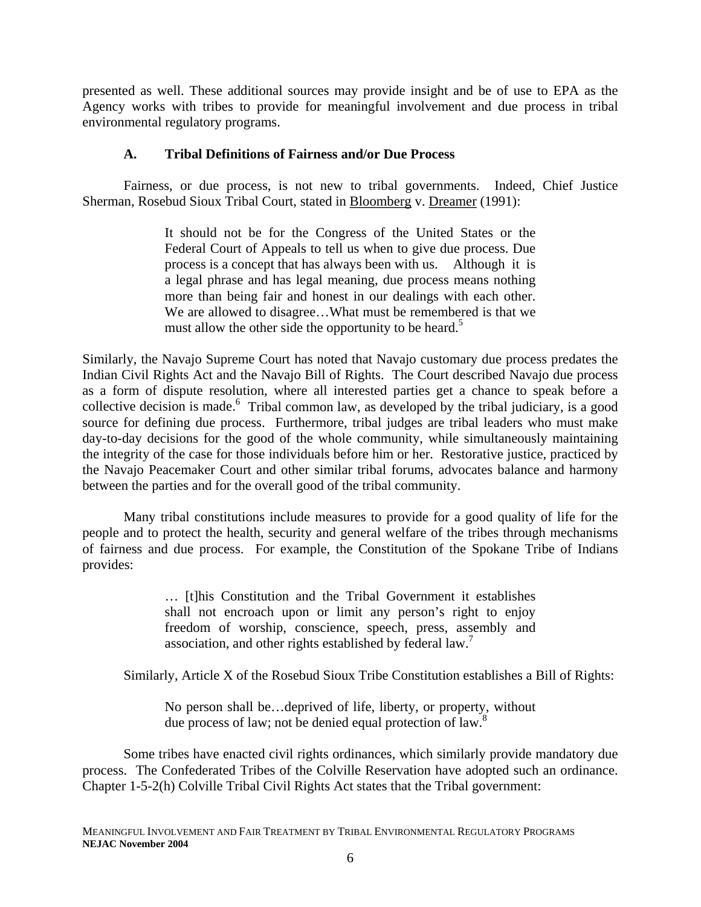presented as well. These additional sources may provide insight and be of use to EPA as the Agency works with tribes to provide for meaningful involvement and due process in tribal environmental regulatory programs.

### A. Tribal Definitions of Fairness and/or Due Process

Fairness, or due process, is not new to tribal governments. Indeed, Chief Justice Sherman, Rosebud Sioux Tribal Court, stated in Bloomberg v. Dreamer (1991):

> It should not be for the Congress of the United States or the Federal Court of Appeals to tell us when to give due process. Due process is a concept that has always been with us. Although it is a legal phrase and has legal meaning, due process means nothing more than being fair and honest in our dealings with each other. We are allowed to disagree…What must be remembered is that we must allow the other side the opportunity to be heard.[5]

Similarly, the Navajo Supreme Court has noted that Navajo customary due process predates the Indian Civil Rights Act and the Navajo Bill of Rights. The Court described Navajo due process as a form of dispute resolution, where all interested parties get a chance to speak before a collective decision is made.[6] Tribal common law, as developed by the tribal judiciary, is a good source for defining due process. Furthermore, tribal judges are tribal leaders who must make day-to-day decisions for the good of the whole community, while simultaneously maintaining the integrity of the case for those individuals before him or her. Restorative justice, practiced by the Navajo Peacemaker Court and other similar tribal forums, advocates balance and harmony between the parties and for the overall good of the tribal community.

Many tribal constitutions include measures to provide for a good quality of life for the people and to protect the health, security and general welfare of the tribes through mechanisms of fairness and due process. For example, the Constitution of the Spokane Tribe of Indians provides:

> … [t]his Constitution and the Tribal Government it establishes shall not encroach upon or limit any person's right to enjoy freedom of worship, conscience, speech, press, assembly and association, and other rights established by federal law.[7]

Similarly, Article X of the Rosebud Sioux Tribe Constitution establishes a Bill of Rights:

> No person shall be…deprived of life, liberty, or property, without due process of law; not be denied equal protection of law.[8]

Some tribes have enacted civil rights ordinances, which similarly provide mandatory due process. The Confederated Tribes of the Colville Reservation have adopted such an ordinance. Chapter 1-5-2(h) Colville Tribal Civil Rights Act states that the Tribal government: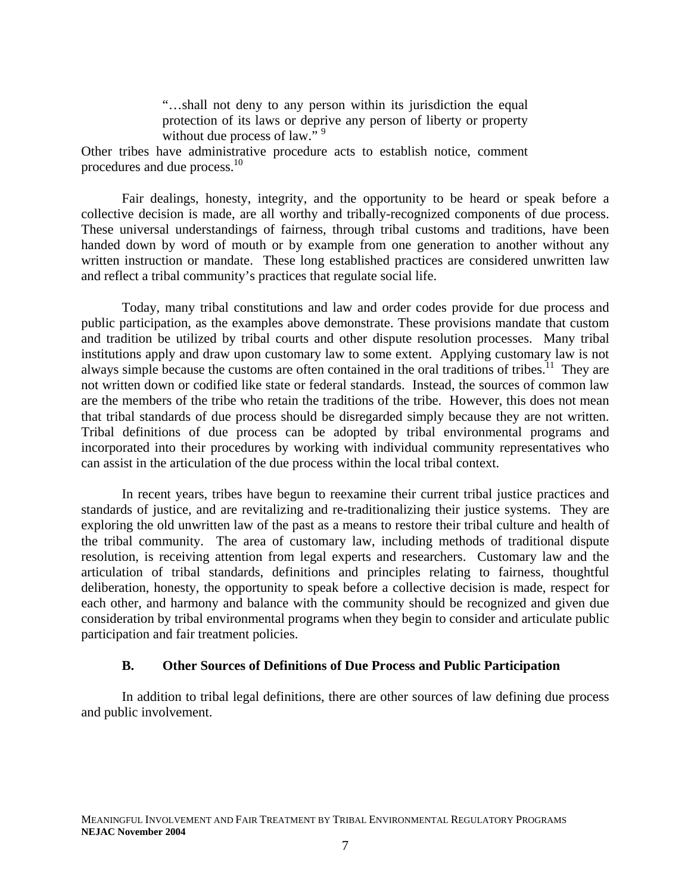> "…shall not deny to any person within its jurisdiction the equal protection of its laws or deprive any person of liberty or property without due process of law." [9]

Other tribes have administrative procedure acts to establish notice, comment procedures and due process.[10]

Fair dealings, honesty, integrity, and the opportunity to be heard or speak before a collective decision is made, are all worthy and tribally-recognized components of due process. These universal understandings of fairness, through tribal customs and traditions, have been handed down by word of mouth or by example from one generation to another without any written instruction or mandate. These long established practices are considered unwritten law and reflect a tribal community's practices that regulate social life.

Today, many tribal constitutions and law and order codes provide for due process and public participation, as the examples above demonstrate. These provisions mandate that custom and tradition be utilized by tribal courts and other dispute resolution processes. Many tribal institutions apply and draw upon customary law to some extent. Applying customary law is not always simple because the customs are often contained in the oral traditions of tribes.[11] They are not written down or codified like state or federal standards. Instead, the sources of common law are the members of the tribe who retain the traditions of the tribe. However, this does not mean that tribal standards of due process should be disregarded simply because they are not written. Tribal definitions of due process can be adopted by tribal environmental programs and incorporated into their procedures by working with individual community representatives who can assist in the articulation of the due process within the local tribal context.

In recent years, tribes have begun to reexamine their current tribal justice practices and standards of justice, and are revitalizing and re-traditionalizing their justice systems. They are exploring the old unwritten law of the past as a means to restore their tribal culture and health of the tribal community. The area of customary law, including methods of traditional dispute resolution, is receiving attention from legal experts and researchers. Customary law and the articulation of tribal standards, definitions and principles relating to fairness, thoughtful deliberation, honesty, the opportunity to speak before a collective decision is made, respect for each other, and harmony and balance with the community should be recognized and given due consideration by tribal environmental programs when they begin to consider and articulate public participation and fair treatment policies.

### B. Other Sources of Definitions of Due Process and Public Participation

In addition to tribal legal definitions, there are other sources of law defining due process and public involvement.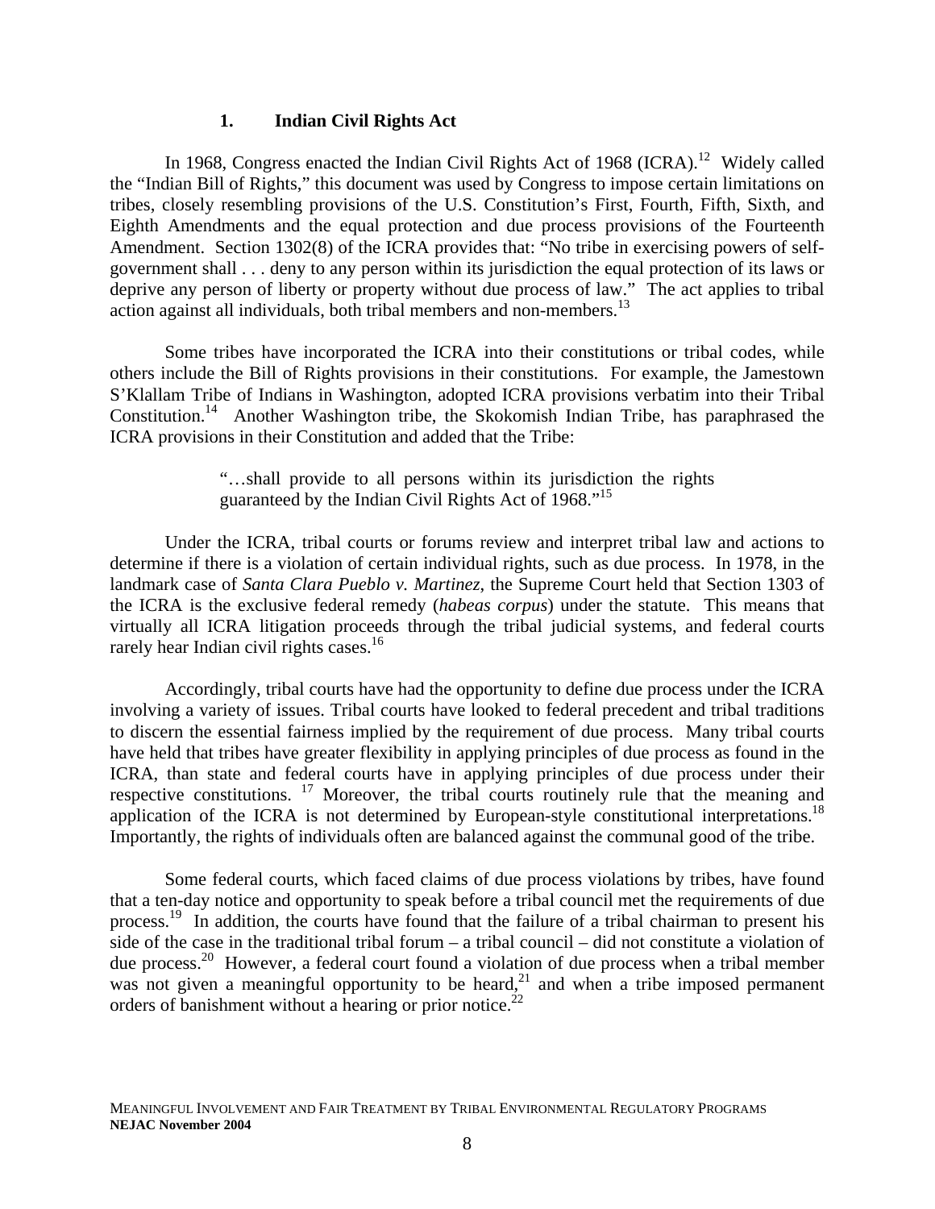### 1. Indian Civil Rights Act

In 1968, Congress enacted the Indian Civil Rights Act of 1968 (ICRA).[12] Widely called the "Indian Bill of Rights," this document was used by Congress to impose certain limitations on tribes, closely resembling provisions of the U.S. Constitution's First, Fourth, Fifth, Sixth, and Eighth Amendments and the equal protection and due process provisions of the Fourteenth Amendment. Section 1302(8) of the ICRA provides that: "No tribe in exercising powers of self-government shall . . . deny to any person within its jurisdiction the equal protection of its laws or deprive any person of liberty or property without due process of law." The act applies to tribal action against all individuals, both tribal members and non-members.[13]

Some tribes have incorporated the ICRA into their constitutions or tribal codes, while others include the Bill of Rights provisions in their constitutions. For example, the Jamestown S'Klallam Tribe of Indians in Washington, adopted ICRA provisions verbatim into their Tribal Constitution.[14] Another Washington tribe, the Skokomish Indian Tribe, has paraphrased the ICRA provisions in their Constitution and added that the Tribe:

> "…shall provide to all persons within its jurisdiction the rights guaranteed by the Indian Civil Rights Act of 1968."[15]

Under the ICRA, tribal courts or forums review and interpret tribal law and actions to determine if there is a violation of certain individual rights, such as due process. In 1978, in the landmark case of *Santa Clara Pueblo v. Martinez*, the Supreme Court held that Section 1303 of the ICRA is the exclusive federal remedy (*habeas corpus*) under the statute. This means that virtually all ICRA litigation proceeds through the tribal judicial systems, and federal courts rarely hear Indian civil rights cases.[16]

Accordingly, tribal courts have had the opportunity to define due process under the ICRA involving a variety of issues. Tribal courts have looked to federal precedent and tribal traditions to discern the essential fairness implied by the requirement of due process. Many tribal courts have held that tribes have greater flexibility in applying principles of due process as found in the ICRA, than state and federal courts have in applying principles of due process under their respective constitutions.[17] Moreover, the tribal courts routinely rule that the meaning and application of the ICRA is not determined by European-style constitutional interpretations.[18] Importantly, the rights of individuals often are balanced against the communal good of the tribe.

Some federal courts, which faced claims of due process violations by tribes, have found that a ten-day notice and opportunity to speak before a tribal council met the requirements of due process.[19] In addition, the courts have found that the failure of a tribal chairman to present his side of the case in the traditional tribal forum – a tribal council – did not constitute a violation of due process.[20] However, a federal court found a violation of due process when a tribal member was not given a meaningful opportunity to be heard,[21] and when a tribe imposed permanent orders of banishment without a hearing or prior notice.[22]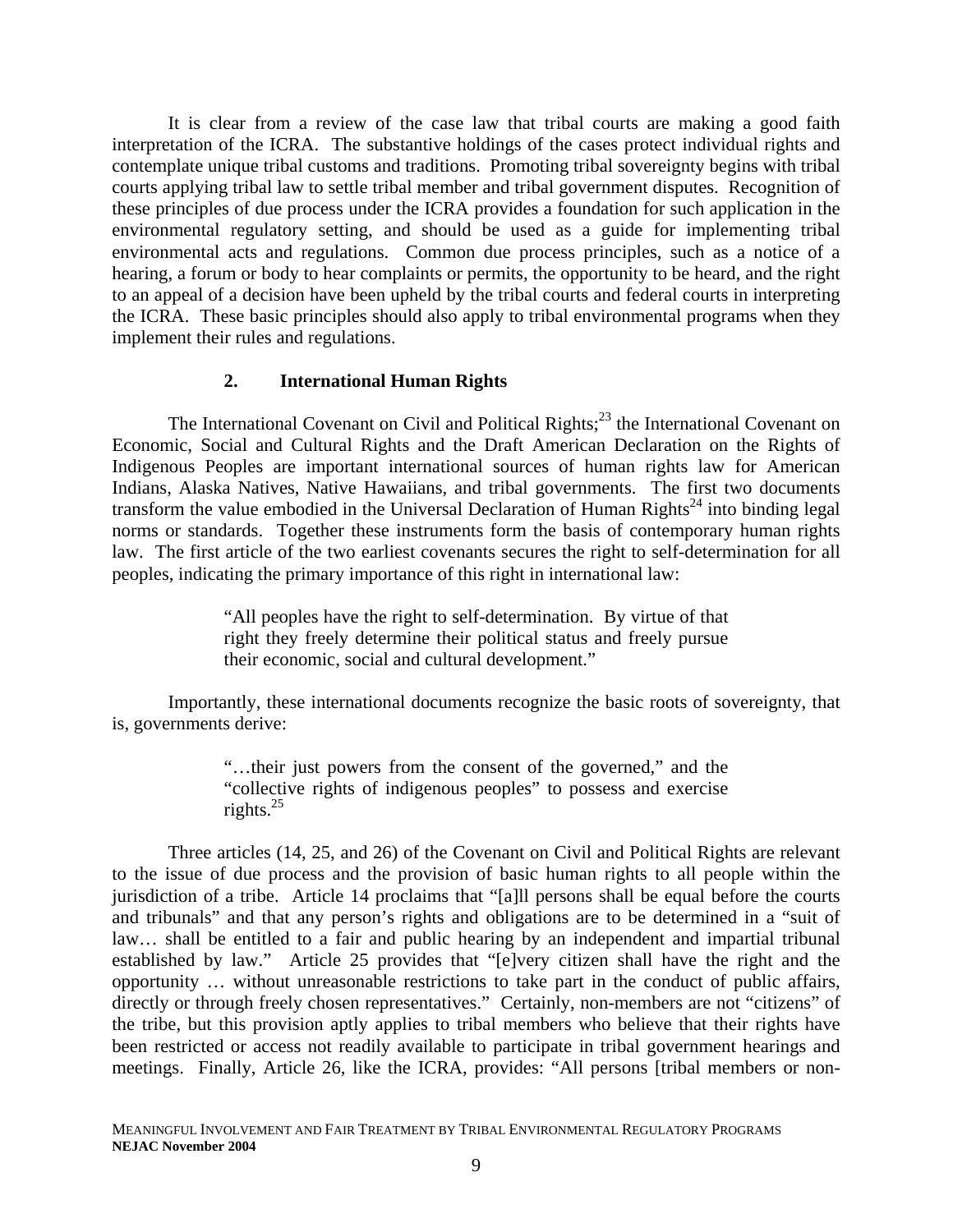It is clear from a review of the case law that tribal courts are making a good faith interpretation of the ICRA. The substantive holdings of the cases protect individual rights and contemplate unique tribal customs and traditions. Promoting tribal sovereignty begins with tribal courts applying tribal law to settle tribal member and tribal government disputes. Recognition of these principles of due process under the ICRA provides a foundation for such application in the environmental regulatory setting, and should be used as a guide for implementing tribal environmental acts and regulations. Common due process principles, such as a notice of a hearing, a forum or body to hear complaints or permits, the opportunity to be heard, and the right to an appeal of a decision have been upheld by the tribal courts and federal courts in interpreting the ICRA. These basic principles should also apply to tribal environmental programs when they implement their rules and regulations.

### 2. International Human Rights

The International Covenant on Civil and Political Rights;[23] the International Covenant on Economic, Social and Cultural Rights and the Draft American Declaration on the Rights of Indigenous Peoples are important international sources of human rights law for American Indians, Alaska Natives, Native Hawaiians, and tribal governments. The first two documents transform the value embodied in the Universal Declaration of Human Rights[24] into binding legal norms or standards. Together these instruments form the basis of contemporary human rights law. The first article of the two earliest covenants secures the right to self-determination for all peoples, indicating the primary importance of this right in international law:

> "All peoples have the right to self-determination. By virtue of that right they freely determine their political status and freely pursue their economic, social and cultural development."

Importantly, these international documents recognize the basic roots of sovereignty, that is, governments derive:

> "…their just powers from the consent of the governed," and the "collective rights of indigenous peoples" to possess and exercise rights.[25]

Three articles (14, 25, and 26) of the Covenant on Civil and Political Rights are relevant to the issue of due process and the provision of basic human rights to all people within the jurisdiction of a tribe. Article 14 proclaims that "[a]ll persons shall be equal before the courts and tribunals" and that any person's rights and obligations are to be determined in a "suit of law… shall be entitled to a fair and public hearing by an independent and impartial tribunal established by law." Article 25 provides that "[e]very citizen shall have the right and the opportunity … without unreasonable restrictions to take part in the conduct of public affairs, directly or through freely chosen representatives." Certainly, non-members are not "citizens" of the tribe, but this provision aptly applies to tribal members who believe that their rights have been restricted or access not readily available to participate in tribal government hearings and meetings. Finally, Article 26, like the ICRA, provides: "All persons [tribal members or non-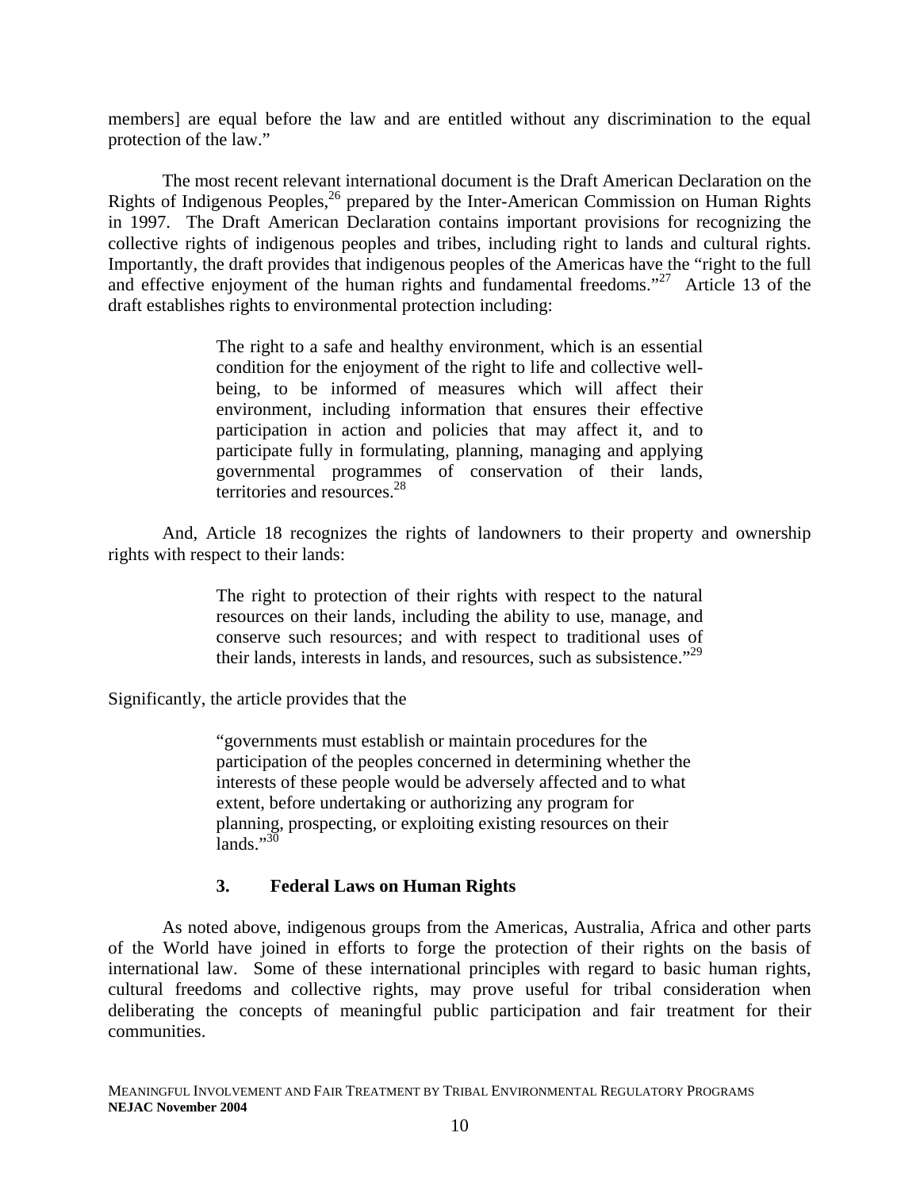members] are equal before the law and are entitled without any discrimination to the equal protection of the law."

The most recent relevant international document is the Draft American Declaration on the Rights of Indigenous Peoples,[26] prepared by the Inter-American Commission on Human Rights in 1997. The Draft American Declaration contains important provisions for recognizing the collective rights of indigenous peoples and tribes, including right to lands and cultural rights. Importantly, the draft provides that indigenous peoples of the Americas have the "right to the full and effective enjoyment of the human rights and fundamental freedoms."[27] Article 13 of the draft establishes rights to environmental protection including:

> The right to a safe and healthy environment, which is an essential condition for the enjoyment of the right to life and collective well-being, to be informed of measures which will affect their environment, including information that ensures their effective participation in action and policies that may affect it, and to participate fully in formulating, planning, managing and applying governmental programmes of conservation of their lands, territories and resources.[28]

And, Article 18 recognizes the rights of landowners to their property and ownership rights with respect to their lands:

> The right to protection of their rights with respect to the natural resources on their lands, including the ability to use, manage, and conserve such resources; and with respect to traditional uses of their lands, interests in lands, and resources, such as subsistence."[29]

Significantly, the article provides that the

> "governments must establish or maintain procedures for the participation of the peoples concerned in determining whether the interests of these people would be adversely affected and to what extent, before undertaking or authorizing any program for planning, prospecting, or exploiting existing resources on their lands."[30]

### 3. Federal Laws on Human Rights

As noted above, indigenous groups from the Americas, Australia, Africa and other parts of the World have joined in efforts to forge the protection of their rights on the basis of international law. Some of these international principles with regard to basic human rights, cultural freedoms and collective rights, may prove useful for tribal consideration when deliberating the concepts of meaningful public participation and fair treatment for their communities.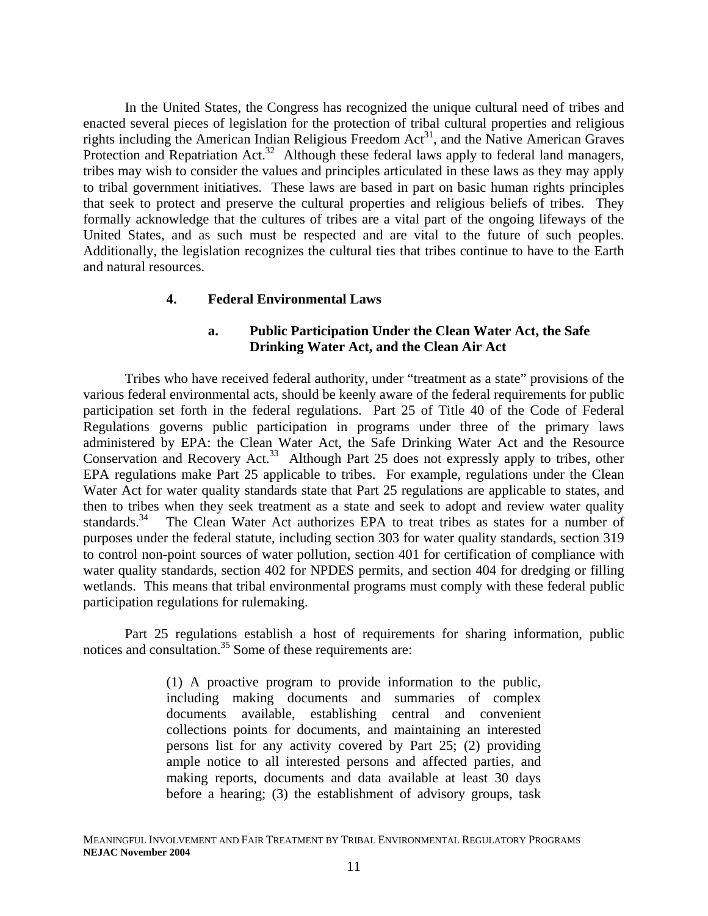In the United States, the Congress has recognized the unique cultural need of tribes and enacted several pieces of legislation for the protection of tribal cultural properties and religious rights including the American Indian Religious Freedom Act[31], and the Native American Graves Protection and Repatriation Act.[32] Although these federal laws apply to federal land managers, tribes may wish to consider the values and principles articulated in these laws as they may apply to tribal government initiatives. These laws are based in part on basic human rights principles that seek to protect and preserve the cultural properties and religious beliefs of tribes. They formally acknowledge that the cultures of tribes are a vital part of the ongoing lifeways of the United States, and as such must be respected and are vital to the future of such peoples. Additionally, the legislation recognizes the cultural ties that tribes continue to have to the Earth and natural resources.

### 4. Federal Environmental Laws

#### a. Public Participation Under the Clean Water Act, the Safe Drinking Water Act, and the Clean Air Act

Tribes who have received federal authority, under "treatment as a state" provisions of the various federal environmental acts, should be keenly aware of the federal requirements for public participation set forth in the federal regulations. Part 25 of Title 40 of the Code of Federal Regulations governs public participation in programs under three of the primary laws administered by EPA: the Clean Water Act, the Safe Drinking Water Act and the Resource Conservation and Recovery Act.[33] Although Part 25 does not expressly apply to tribes, other EPA regulations make Part 25 applicable to tribes. For example, regulations under the Clean Water Act for water quality standards state that Part 25 regulations are applicable to states, and then to tribes when they seek treatment as a state and seek to adopt and review water quality standards.[34] The Clean Water Act authorizes EPA to treat tribes as states for a number of purposes under the federal statute, including section 303 for water quality standards, section 319 to control non-point sources of water pollution, section 401 for certification of compliance with water quality standards, section 402 for NPDES permits, and section 404 for dredging or filling wetlands. This means that tribal environmental programs must comply with these federal public participation regulations for rulemaking.

Part 25 regulations establish a host of requirements for sharing information, public notices and consultation.[35] Some of these requirements are:

> (1) A proactive program to provide information to the public, including making documents and summaries of complex documents available, establishing central and convenient collections points for documents, and maintaining an interested persons list for any activity covered by Part 25; (2) providing ample notice to all interested persons and affected parties, and making reports, documents and data available at least 30 days before a hearing; (3) the establishment of advisory groups, task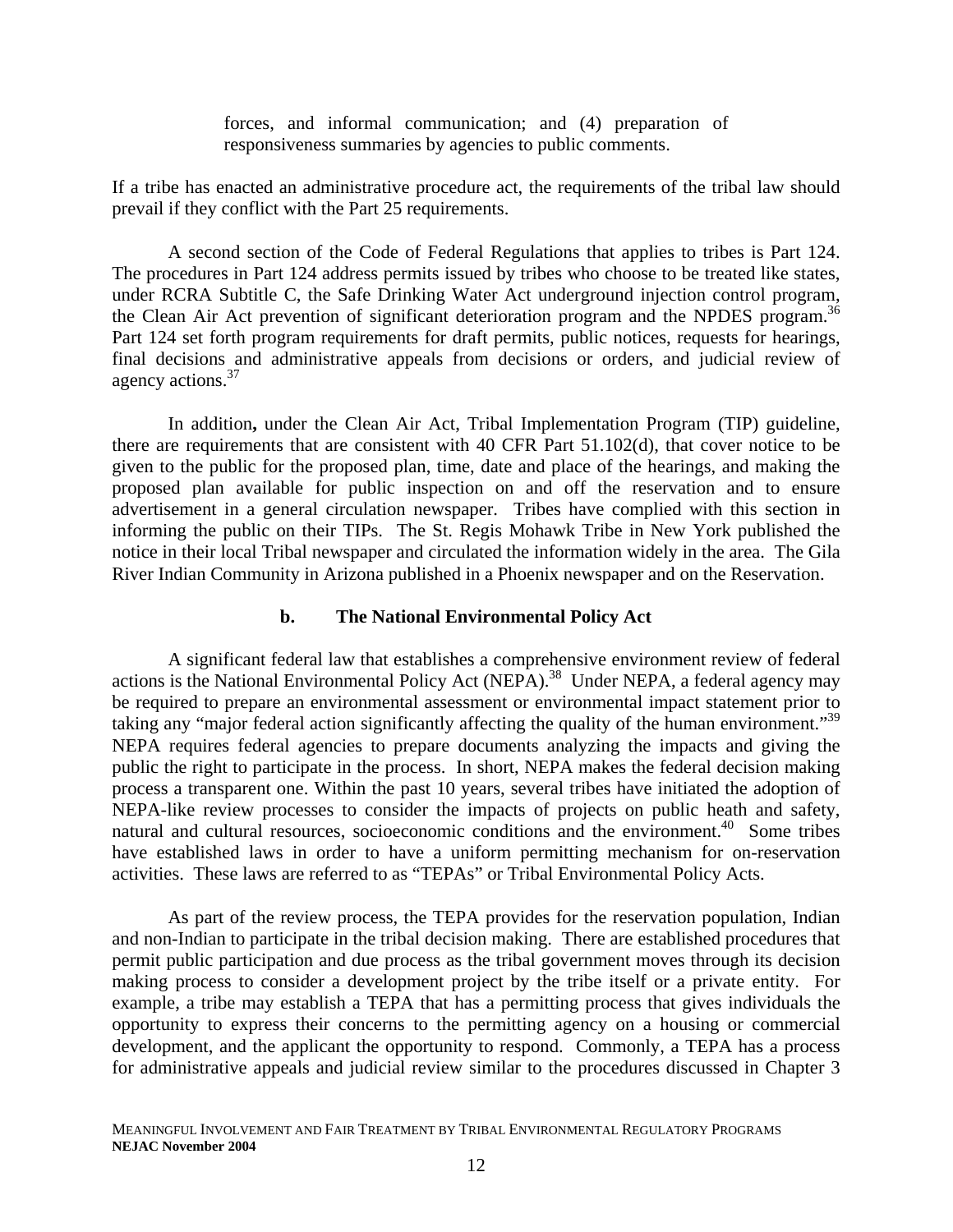forces, and informal communication; and (4) preparation of responsiveness summaries by agencies to public comments.

If a tribe has enacted an administrative procedure act, the requirements of the tribal law should prevail if they conflict with the Part 25 requirements.

A second section of the Code of Federal Regulations that applies to tribes is Part 124. The procedures in Part 124 address permits issued by tribes who choose to be treated like states, under RCRA Subtitle C, the Safe Drinking Water Act underground injection control program, the Clean Air Act prevention of significant deterioration program and the NPDES program.[36] Part 124 set forth program requirements for draft permits, public notices, requests for hearings, final decisions and administrative appeals from decisions or orders, and judicial review of agency actions.[37]

In addition**,** under the Clean Air Act, Tribal Implementation Program (TIP) guideline, there are requirements that are consistent with 40 CFR Part 51.102(d), that cover notice to be given to the public for the proposed plan, time, date and place of the hearings, and making the proposed plan available for public inspection on and off the reservation and to ensure advertisement in a general circulation newspaper. Tribes have complied with this section in informing the public on their TIPs. The St. Regis Mohawk Tribe in New York published the notice in their local Tribal newspaper and circulated the information widely in the area. The Gila River Indian Community in Arizona published in a Phoenix newspaper and on the Reservation.

### b. The National Environmental Policy Act

A significant federal law that establishes a comprehensive environment review of federal actions is the National Environmental Policy Act (NEPA).[38] Under NEPA, a federal agency may be required to prepare an environmental assessment or environmental impact statement prior to taking any "major federal action significantly affecting the quality of the human environment."[39] NEPA requires federal agencies to prepare documents analyzing the impacts and giving the public the right to participate in the process. In short, NEPA makes the federal decision making process a transparent one. Within the past 10 years, several tribes have initiated the adoption of NEPA-like review processes to consider the impacts of projects on public heath and safety, natural and cultural resources, socioeconomic conditions and the environment.[40] Some tribes have established laws in order to have a uniform permitting mechanism for on-reservation activities. These laws are referred to as "TEPAs" or Tribal Environmental Policy Acts.

As part of the review process, the TEPA provides for the reservation population, Indian and non-Indian to participate in the tribal decision making. There are established procedures that permit public participation and due process as the tribal government moves through its decision making process to consider a development project by the tribe itself or a private entity. For example, a tribe may establish a TEPA that has a permitting process that gives individuals the opportunity to express their concerns to the permitting agency on a housing or commercial development, and the applicant the opportunity to respond. Commonly, a TEPA has a process for administrative appeals and judicial review similar to the procedures discussed in Chapter 3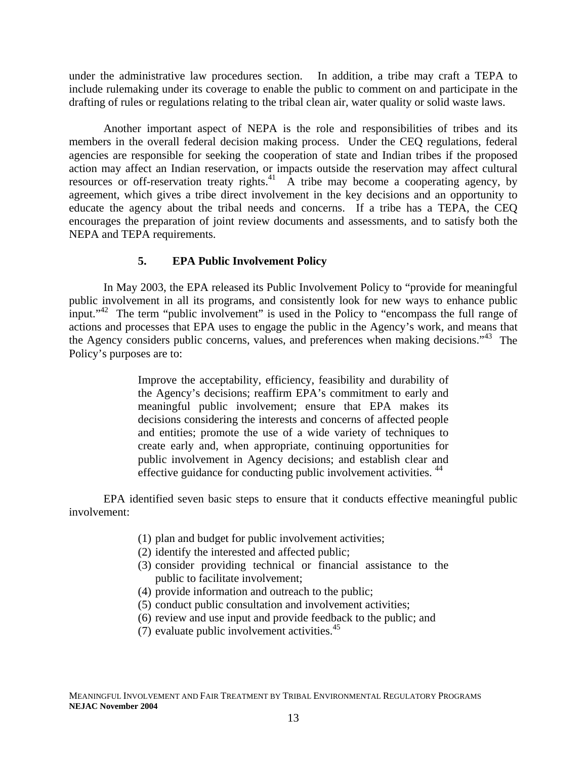under the administrative law procedures section. In addition, a tribe may craft a TEPA to include rulemaking under its coverage to enable the public to comment on and participate in the drafting of rules or regulations relating to the tribal clean air, water quality or solid waste laws.

Another important aspect of NEPA is the role and responsibilities of tribes and its members in the overall federal decision making process. Under the CEQ regulations, federal agencies are responsible for seeking the cooperation of state and Indian tribes if the proposed action may affect an Indian reservation, or impacts outside the reservation may affect cultural resources or off-reservation treaty rights.[41] A tribe may become a cooperating agency, by agreement, which gives a tribe direct involvement in the key decisions and an opportunity to educate the agency about the tribal needs and concerns. If a tribe has a TEPA, the CEQ encourages the preparation of joint review documents and assessments, and to satisfy both the NEPA and TEPA requirements.

### 5. EPA Public Involvement Policy

In May 2003, the EPA released its Public Involvement Policy to "provide for meaningful public involvement in all its programs, and consistently look for new ways to enhance public input."[42] The term "public involvement" is used in the Policy to "encompass the full range of actions and processes that EPA uses to engage the public in the Agency's work, and means that the Agency considers public concerns, values, and preferences when making decisions."[43] The Policy's purposes are to:

> Improve the acceptability, efficiency, feasibility and durability of the Agency's decisions; reaffirm EPA's commitment to early and meaningful public involvement; ensure that EPA makes its decisions considering the interests and concerns of affected people and entities; promote the use of a wide variety of techniques to create early and, when appropriate, continuing opportunities for public involvement in Agency decisions; and establish clear and effective guidance for conducting public involvement activities. [44]

EPA identified seven basic steps to ensure that it conducts effective meaningful public involvement:

(1) plan and budget for public involvement activities;
(2) identify the interested and affected public;
(3) consider providing technical or financial assistance to the public to facilitate involvement;
(4) provide information and outreach to the public;
(5) conduct public consultation and involvement activities;
(6) review and use input and provide feedback to the public; and
(7) evaluate public involvement activities.[45]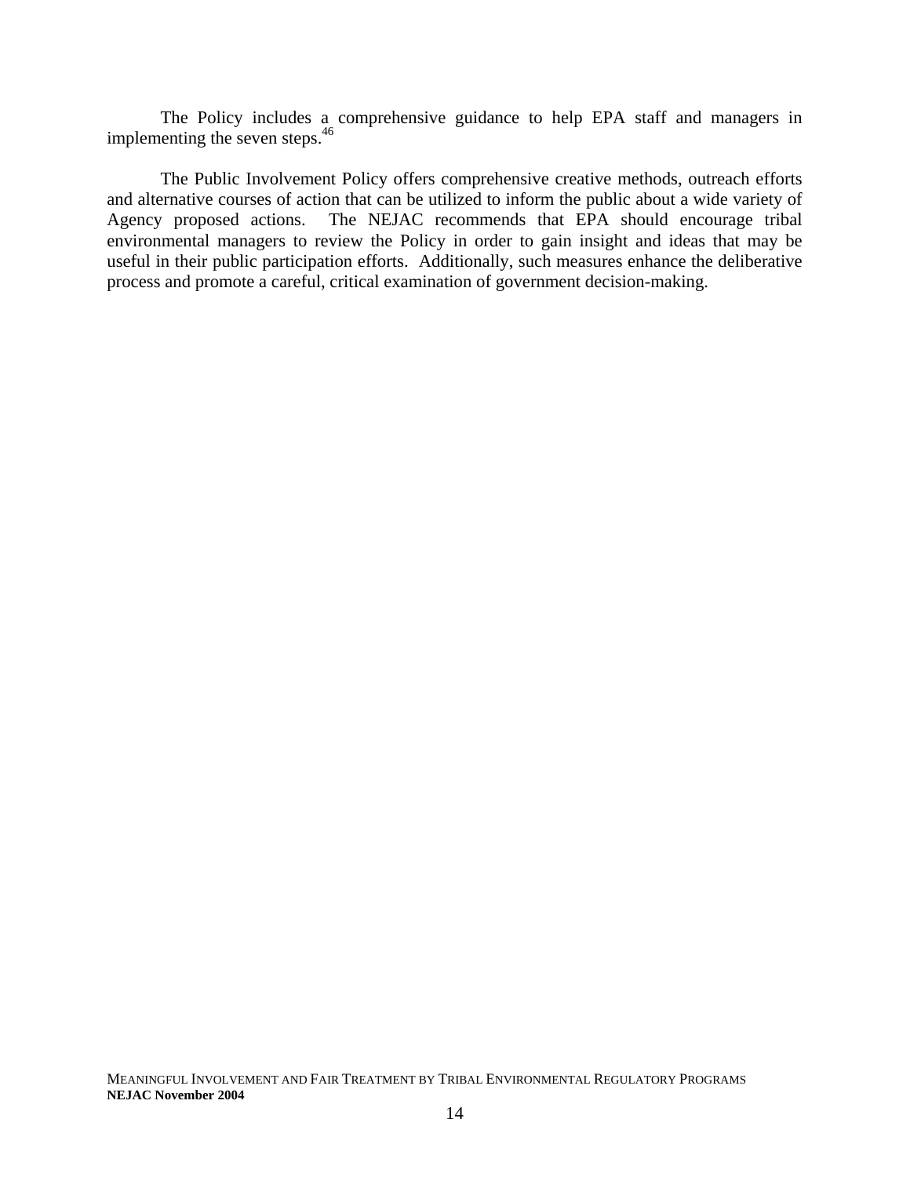The Policy includes a comprehensive guidance to help EPA staff and managers in implementing the seven steps.[46]

The Public Involvement Policy offers comprehensive creative methods, outreach efforts and alternative courses of action that can be utilized to inform the public about a wide variety of Agency proposed actions. The NEJAC recommends that EPA should encourage tribal environmental managers to review the Policy in order to gain insight and ideas that may be useful in their public participation efforts. Additionally, such measures enhance the deliberative process and promote a careful, critical examination of government decision-making.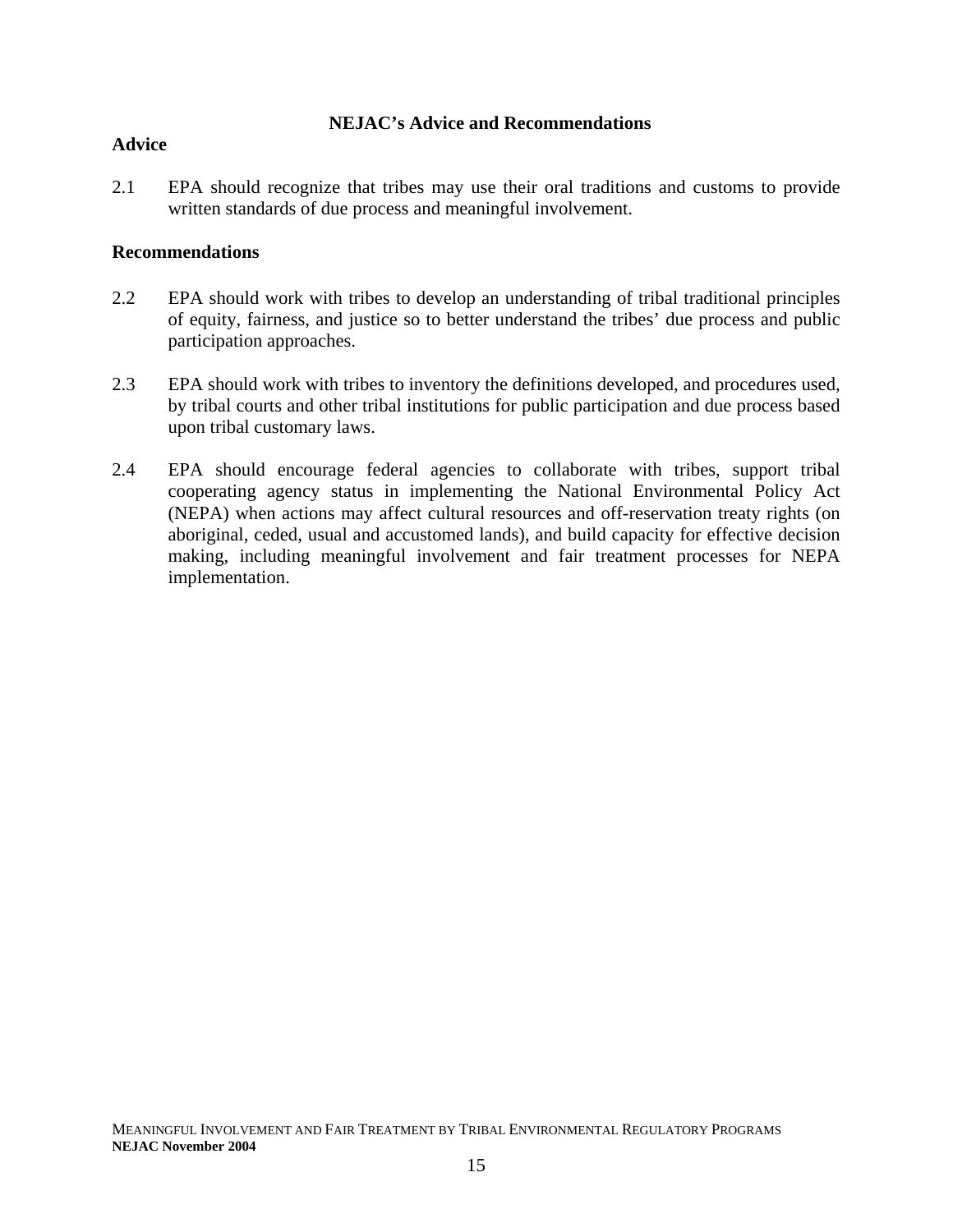### NEJAC's Advice and Recommendations

**Advice**

2.1 EPA should recognize that tribes may use their oral traditions and customs to provide written standards of due process and meaningful involvement.

**Recommendations**

2.2 EPA should work with tribes to develop an understanding of tribal traditional principles of equity, fairness, and justice so to better understand the tribes' due process and public participation approaches.

2.3 EPA should work with tribes to inventory the definitions developed, and procedures used, by tribal courts and other tribal institutions for public participation and due process based upon tribal customary laws.

2.4 EPA should encourage federal agencies to collaborate with tribes, support tribal cooperating agency status in implementing the National Environmental Policy Act (NEPA) when actions may affect cultural resources and off-reservation treaty rights (on aboriginal, ceded, usual and accustomed lands), and build capacity for effective decision making, including meaningful involvement and fair treatment processes for NEPA implementation.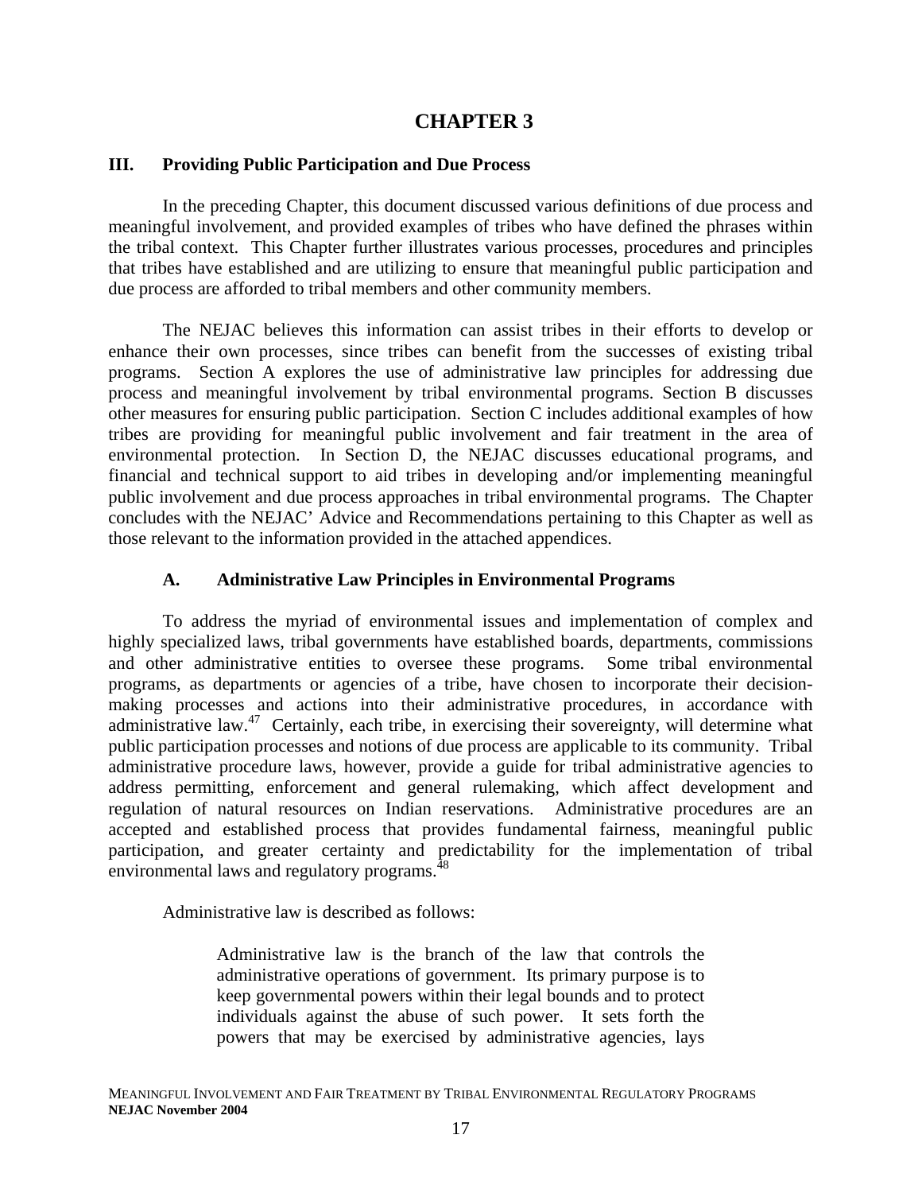# CHAPTER 3

## III. Providing Public Participation and Due Process

In the preceding Chapter, this document discussed various definitions of due process and meaningful involvement, and provided examples of tribes who have defined the phrases within the tribal context. This Chapter further illustrates various processes, procedures and principles that tribes have established and are utilizing to ensure that meaningful public participation and due process are afforded to tribal members and other community members.

The NEJAC believes this information can assist tribes in their efforts to develop or enhance their own processes, since tribes can benefit from the successes of existing tribal programs. Section A explores the use of administrative law principles for addressing due process and meaningful involvement by tribal environmental programs. Section B discusses other measures for ensuring public participation. Section C includes additional examples of how tribes are providing for meaningful public involvement and fair treatment in the area of environmental protection. In Section D, the NEJAC discusses educational programs, and financial and technical support to aid tribes in developing and/or implementing meaningful public involvement and due process approaches in tribal environmental programs. The Chapter concludes with the NEJAC' Advice and Recommendations pertaining to this Chapter as well as those relevant to the information provided in the attached appendices.

### A. Administrative Law Principles in Environmental Programs

To address the myriad of environmental issues and implementation of complex and highly specialized laws, tribal governments have established boards, departments, commissions and other administrative entities to oversee these programs. Some tribal environmental programs, as departments or agencies of a tribe, have chosen to incorporate their decision-making processes and actions into their administrative procedures, in accordance with administrative law.[47] Certainly, each tribe, in exercising their sovereignty, will determine what public participation processes and notions of due process are applicable to its community. Tribal administrative procedure laws, however, provide a guide for tribal administrative agencies to address permitting, enforcement and general rulemaking, which affect development and regulation of natural resources on Indian reservations. Administrative procedures are an accepted and established process that provides fundamental fairness, meaningful public participation, and greater certainty and predictability for the implementation of tribal environmental laws and regulatory programs.[48]

Administrative law is described as follows:

> Administrative law is the branch of the law that controls the administrative operations of government. Its primary purpose is to keep governmental powers within their legal bounds and to protect individuals against the abuse of such power. It sets forth the powers that may be exercised by administrative agencies, lays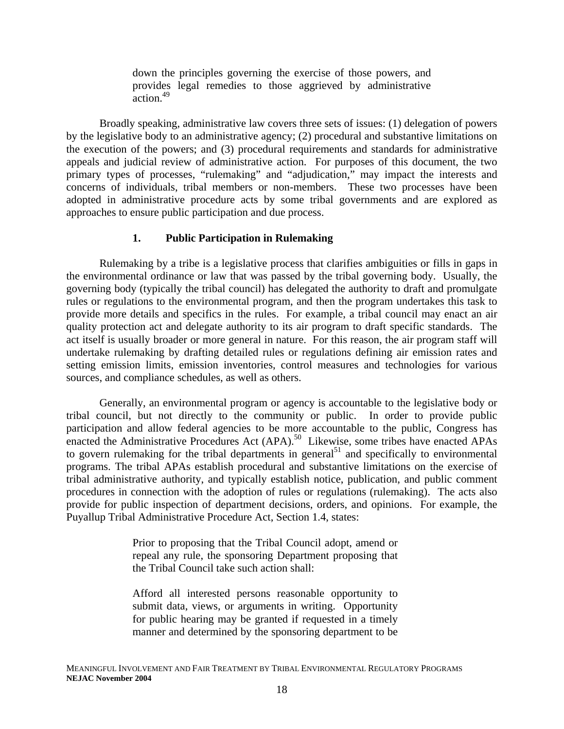> down the principles governing the exercise of those powers, and provides legal remedies to those aggrieved by administrative action.[49]

Broadly speaking, administrative law covers three sets of issues: (1) delegation of powers by the legislative body to an administrative agency; (2) procedural and substantive limitations on the execution of the powers; and (3) procedural requirements and standards for administrative appeals and judicial review of administrative action. For purposes of this document, the two primary types of processes, "rulemaking" and "adjudication," may impact the interests and concerns of individuals, tribal members or non-members. These two processes have been adopted in administrative procedure acts by some tribal governments and are explored as approaches to ensure public participation and due process.

### 1. Public Participation in Rulemaking

Rulemaking by a tribe is a legislative process that clarifies ambiguities or fills in gaps in the environmental ordinance or law that was passed by the tribal governing body. Usually, the governing body (typically the tribal council) has delegated the authority to draft and promulgate rules or regulations to the environmental program, and then the program undertakes this task to provide more details and specifics in the rules. For example, a tribal council may enact an air quality protection act and delegate authority to its air program to draft specific standards. The act itself is usually broader or more general in nature. For this reason, the air program staff will undertake rulemaking by drafting detailed rules or regulations defining air emission rates and setting emission limits, emission inventories, control measures and technologies for various sources, and compliance schedules, as well as others.

Generally, an environmental program or agency is accountable to the legislative body or tribal council, but not directly to the community or public. In order to provide public participation and allow federal agencies to be more accountable to the public, Congress has enacted the Administrative Procedures Act (APA).[50] Likewise, some tribes have enacted APAs to govern rulemaking for the tribal departments in general[51] and specifically to environmental programs. The tribal APAs establish procedural and substantive limitations on the exercise of tribal administrative authority, and typically establish notice, publication, and public comment procedures in connection with the adoption of rules or regulations (rulemaking). The acts also provide for public inspection of department decisions, orders, and opinions. For example, the Puyallup Tribal Administrative Procedure Act, Section 1.4, states:

> Prior to proposing that the Tribal Council adopt, amend or repeal any rule, the sponsoring Department proposing that the Tribal Council take such action shall:
>
> Afford all interested persons reasonable opportunity to submit data, views, or arguments in writing. Opportunity for public hearing may be granted if requested in a timely manner and determined by the sponsoring department to be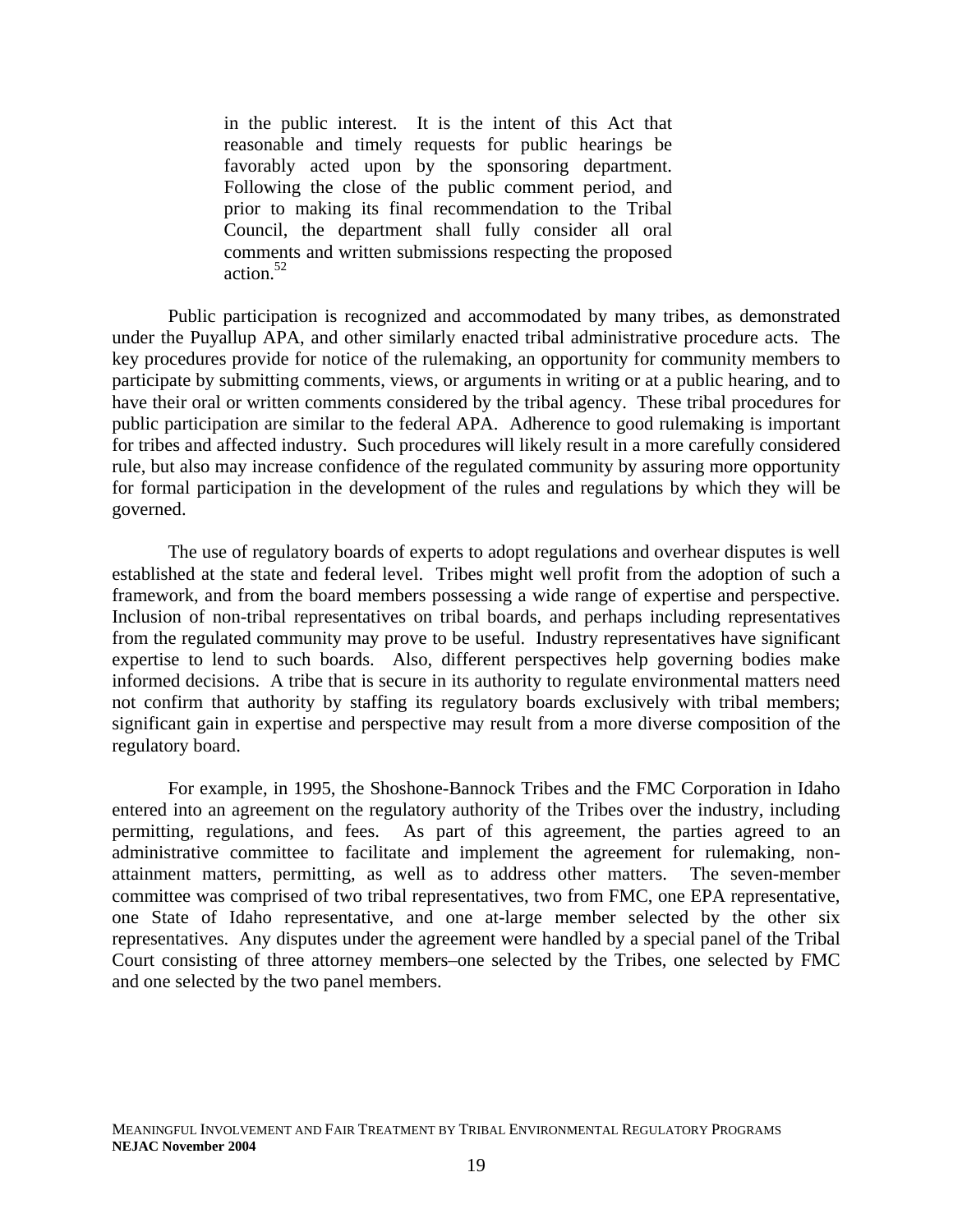> in the public interest. It is the intent of this Act that reasonable and timely requests for public hearings be favorably acted upon by the sponsoring department. Following the close of the public comment period, and prior to making its final recommendation to the Tribal Council, the department shall fully consider all oral comments and written submissions respecting the proposed action.[52]

Public participation is recognized and accommodated by many tribes, as demonstrated under the Puyallup APA, and other similarly enacted tribal administrative procedure acts. The key procedures provide for notice of the rulemaking, an opportunity for community members to participate by submitting comments, views, or arguments in writing or at a public hearing, and to have their oral or written comments considered by the tribal agency. These tribal procedures for public participation are similar to the federal APA. Adherence to good rulemaking is important for tribes and affected industry. Such procedures will likely result in a more carefully considered rule, but also may increase confidence of the regulated community by assuring more opportunity for formal participation in the development of the rules and regulations by which they will be governed.

The use of regulatory boards of experts to adopt regulations and overhear disputes is well established at the state and federal level. Tribes might well profit from the adoption of such a framework, and from the board members possessing a wide range of expertise and perspective. Inclusion of non-tribal representatives on tribal boards, and perhaps including representatives from the regulated community may prove to be useful. Industry representatives have significant expertise to lend to such boards. Also, different perspectives help governing bodies make informed decisions. A tribe that is secure in its authority to regulate environmental matters need not confirm that authority by staffing its regulatory boards exclusively with tribal members; significant gain in expertise and perspective may result from a more diverse composition of the regulatory board.

For example, in 1995, the Shoshone-Bannock Tribes and the FMC Corporation in Idaho entered into an agreement on the regulatory authority of the Tribes over the industry, including permitting, regulations, and fees. As part of this agreement, the parties agreed to an administrative committee to facilitate and implement the agreement for rulemaking, non-attainment matters, permitting, as well as to address other matters. The seven-member committee was comprised of two tribal representatives, two from FMC, one EPA representative, one State of Idaho representative, and one at-large member selected by the other six representatives. Any disputes under the agreement were handled by a special panel of the Tribal Court consisting of three attorney members–one selected by the Tribes, one selected by FMC and one selected by the two panel members.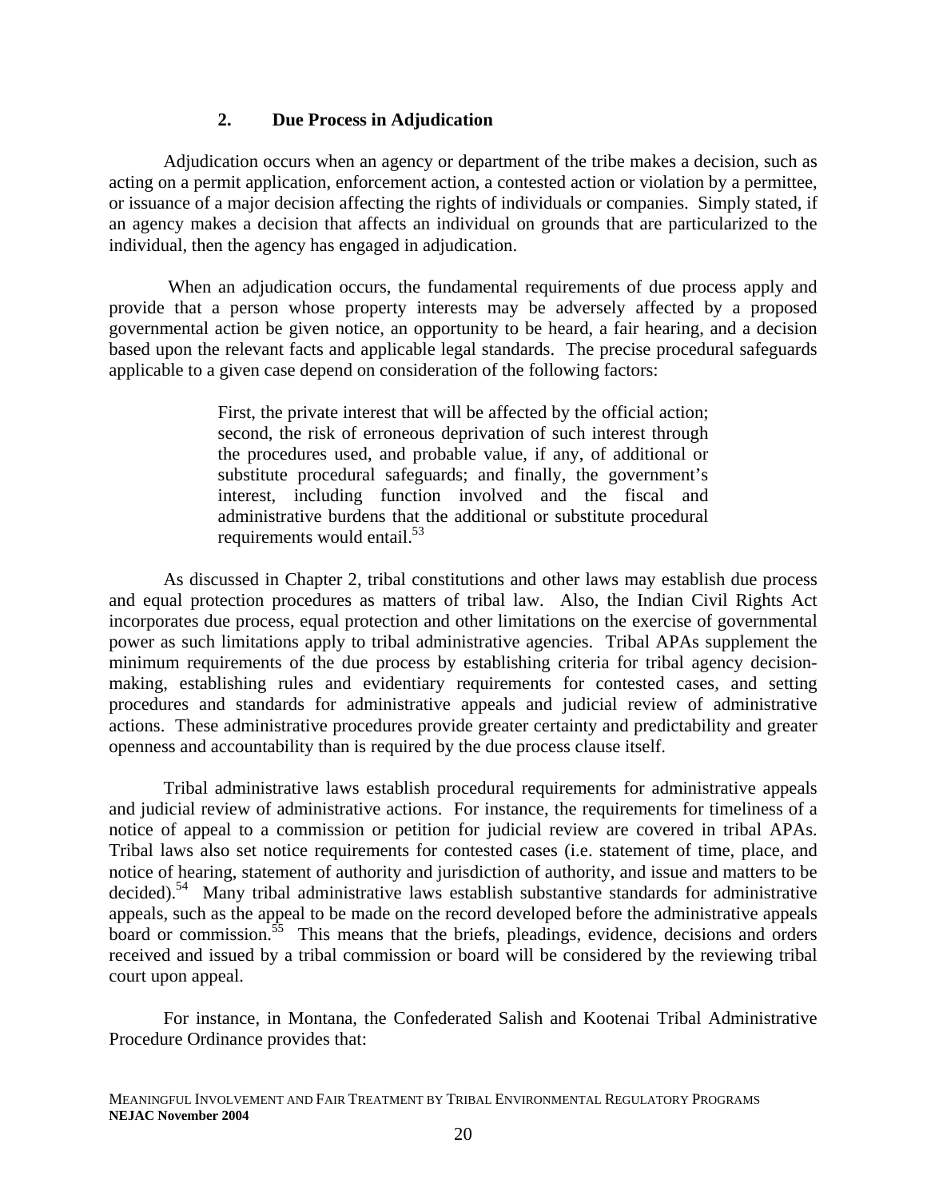### 2. Due Process in Adjudication

Adjudication occurs when an agency or department of the tribe makes a decision, such as acting on a permit application, enforcement action, a contested action or violation by a permittee, or issuance of a major decision affecting the rights of individuals or companies. Simply stated, if an agency makes a decision that affects an individual on grounds that are particularized to the individual, then the agency has engaged in adjudication.

When an adjudication occurs, the fundamental requirements of due process apply and provide that a person whose property interests may be adversely affected by a proposed governmental action be given notice, an opportunity to be heard, a fair hearing, and a decision based upon the relevant facts and applicable legal standards. The precise procedural safeguards applicable to a given case depend on consideration of the following factors:

> First, the private interest that will be affected by the official action; second, the risk of erroneous deprivation of such interest through the procedures used, and probable value, if any, of additional or substitute procedural safeguards; and finally, the government's interest, including function involved and the fiscal and administrative burdens that the additional or substitute procedural requirements would entail.[53]

As discussed in Chapter 2, tribal constitutions and other laws may establish due process and equal protection procedures as matters of tribal law. Also, the Indian Civil Rights Act incorporates due process, equal protection and other limitations on the exercise of governmental power as such limitations apply to tribal administrative agencies. Tribal APAs supplement the minimum requirements of the due process by establishing criteria for tribal agency decision-making, establishing rules and evidentiary requirements for contested cases, and setting procedures and standards for administrative appeals and judicial review of administrative actions. These administrative procedures provide greater certainty and predictability and greater openness and accountability than is required by the due process clause itself.

Tribal administrative laws establish procedural requirements for administrative appeals and judicial review of administrative actions. For instance, the requirements for timeliness of a notice of appeal to a commission or petition for judicial review are covered in tribal APAs. Tribal laws also set notice requirements for contested cases (i.e. statement of time, place, and notice of hearing, statement of authority and jurisdiction of authority, and issue and matters to be decided).[54] Many tribal administrative laws establish substantive standards for administrative appeals, such as the appeal to be made on the record developed before the administrative appeals board or commission.[55] This means that the briefs, pleadings, evidence, decisions and orders received and issued by a tribal commission or board will be considered by the reviewing tribal court upon appeal.

For instance, in Montana, the Confederated Salish and Kootenai Tribal Administrative Procedure Ordinance provides that: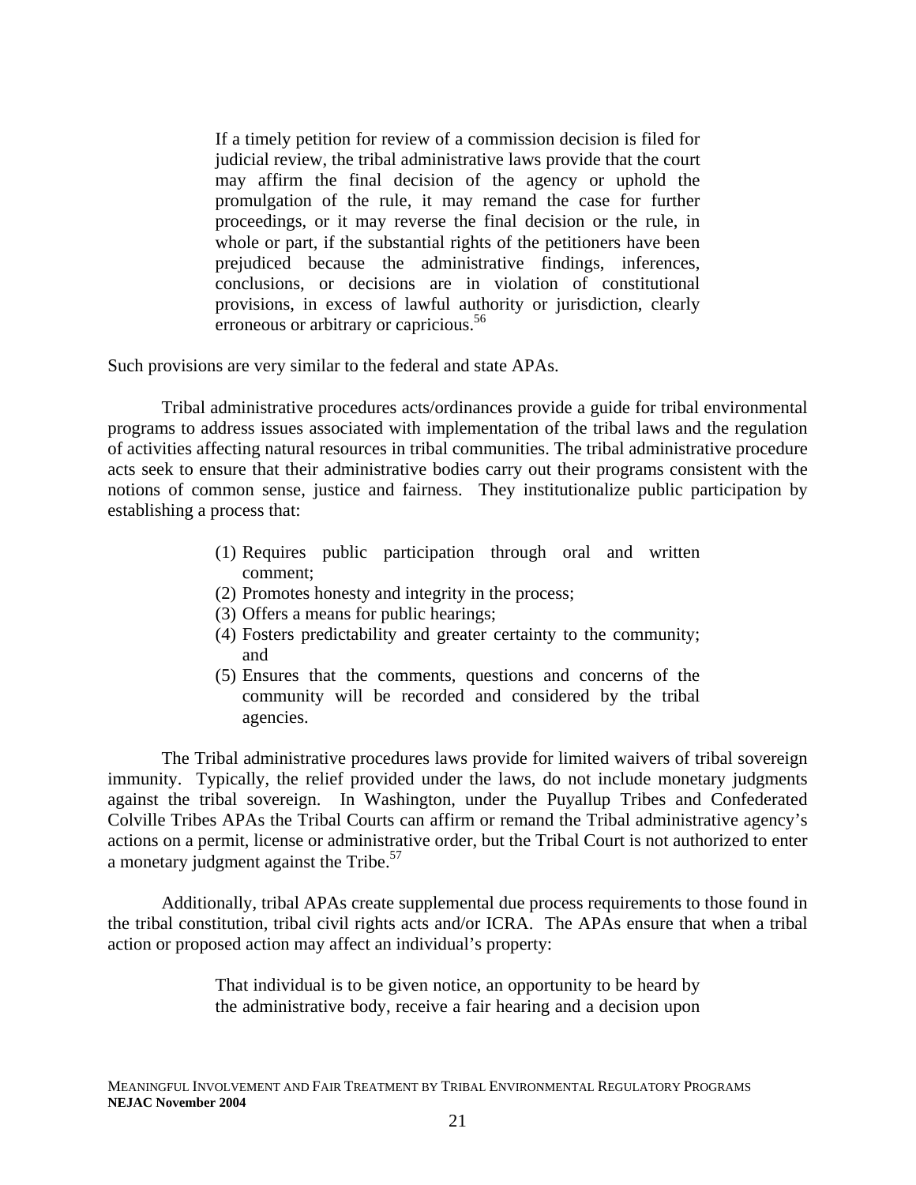> If a timely petition for review of a commission decision is filed for judicial review, the tribal administrative laws provide that the court may affirm the final decision of the agency or uphold the promulgation of the rule, it may remand the case for further proceedings, or it may reverse the final decision or the rule, in whole or part, if the substantial rights of the petitioners have been prejudiced because the administrative findings, inferences, conclusions, or decisions are in violation of constitutional provisions, in excess of lawful authority or jurisdiction, clearly erroneous or arbitrary or capricious.[56]

Such provisions are very similar to the federal and state APAs.

Tribal administrative procedures acts/ordinances provide a guide for tribal environmental programs to address issues associated with implementation of the tribal laws and the regulation of activities affecting natural resources in tribal communities. The tribal administrative procedure acts seek to ensure that their administrative bodies carry out their programs consistent with the notions of common sense, justice and fairness. They institutionalize public participation by establishing a process that:

> (1) Requires public participation through oral and written comment;
> (2) Promotes honesty and integrity in the process;
> (3) Offers a means for public hearings;
> (4) Fosters predictability and greater certainty to the community; and
> (5) Ensures that the comments, questions and concerns of the community will be recorded and considered by the tribal agencies.

The Tribal administrative procedures laws provide for limited waivers of tribal sovereign immunity. Typically, the relief provided under the laws, do not include monetary judgments against the tribal sovereign. In Washington, under the Puyallup Tribes and Confederated Colville Tribes APAs the Tribal Courts can affirm or remand the Tribal administrative agency's actions on a permit, license or administrative order, but the Tribal Court is not authorized to enter a monetary judgment against the Tribe.[57]

Additionally, tribal APAs create supplemental due process requirements to those found in the tribal constitution, tribal civil rights acts and/or ICRA. The APAs ensure that when a tribal action or proposed action may affect an individual's property:

> That individual is to be given notice, an opportunity to be heard by the administrative body, receive a fair hearing and a decision upon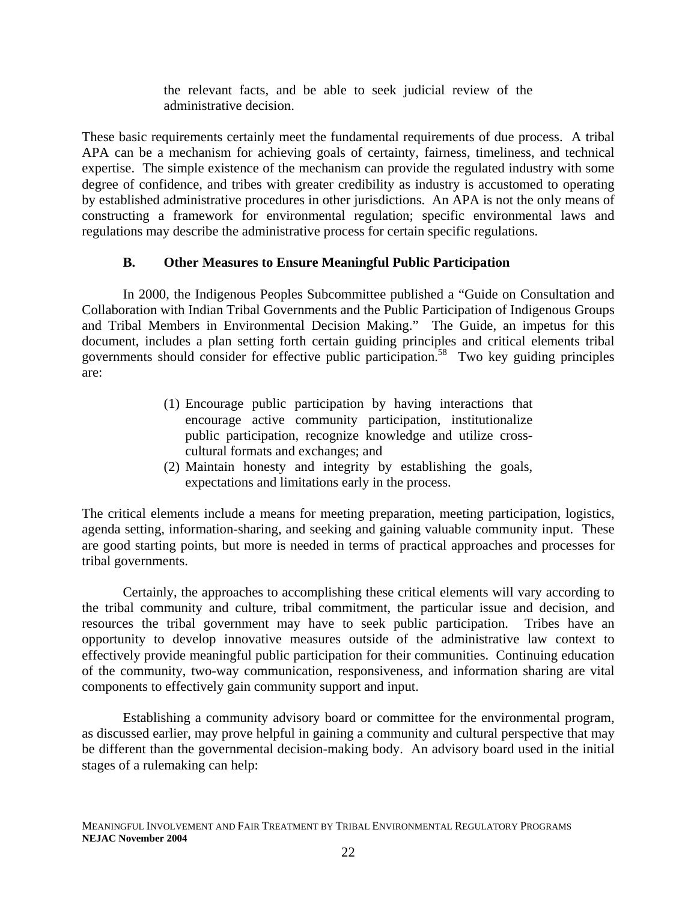the relevant facts, and be able to seek judicial review of the administrative decision.

These basic requirements certainly meet the fundamental requirements of due process. A tribal APA can be a mechanism for achieving goals of certainty, fairness, timeliness, and technical expertise. The simple existence of the mechanism can provide the regulated industry with some degree of confidence, and tribes with greater credibility as industry is accustomed to operating by established administrative procedures in other jurisdictions. An APA is not the only means of constructing a framework for environmental regulation; specific environmental laws and regulations may describe the administrative process for certain specific regulations.

### B. Other Measures to Ensure Meaningful Public Participation

In 2000, the Indigenous Peoples Subcommittee published a "Guide on Consultation and Collaboration with Indian Tribal Governments and the Public Participation of Indigenous Groups and Tribal Members in Environmental Decision Making." The Guide, an impetus for this document, includes a plan setting forth certain guiding principles and critical elements tribal governments should consider for effective public participation.[58] Two key guiding principles are:

> (1) Encourage public participation by having interactions that encourage active community participation, institutionalize public participation, recognize knowledge and utilize cross-cultural formats and exchanges; and
> (2) Maintain honesty and integrity by establishing the goals, expectations and limitations early in the process.

The critical elements include a means for meeting preparation, meeting participation, logistics, agenda setting, information-sharing, and seeking and gaining valuable community input. These are good starting points, but more is needed in terms of practical approaches and processes for tribal governments.

Certainly, the approaches to accomplishing these critical elements will vary according to the tribal community and culture, tribal commitment, the particular issue and decision, and resources the tribal government may have to seek public participation. Tribes have an opportunity to develop innovative measures outside of the administrative law context to effectively provide meaningful public participation for their communities. Continuing education of the community, two-way communication, responsiveness, and information sharing are vital components to effectively gain community support and input.

Establishing a community advisory board or committee for the environmental program, as discussed earlier, may prove helpful in gaining a community and cultural perspective that may be different than the governmental decision-making body. An advisory board used in the initial stages of a rulemaking can help: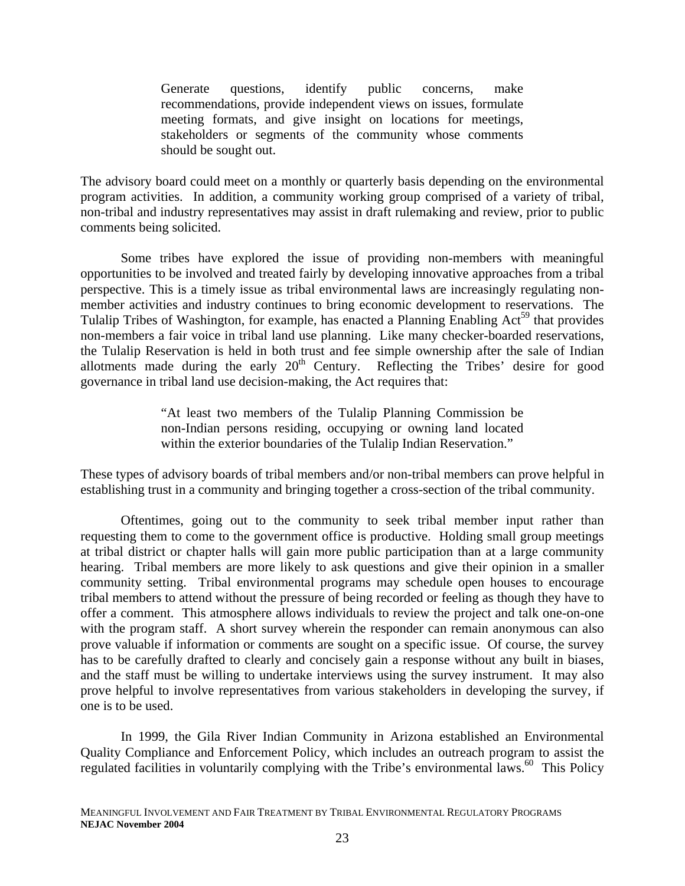> Generate questions, identify public concerns, make recommendations, provide independent views on issues, formulate meeting formats, and give insight on locations for meetings, stakeholders or segments of the community whose comments should be sought out.

The advisory board could meet on a monthly or quarterly basis depending on the environmental program activities. In addition, a community working group comprised of a variety of tribal, non-tribal and industry representatives may assist in draft rulemaking and review, prior to public comments being solicited.

Some tribes have explored the issue of providing non-members with meaningful opportunities to be involved and treated fairly by developing innovative approaches from a tribal perspective. This is a timely issue as tribal environmental laws are increasingly regulating non-member activities and industry continues to bring economic development to reservations. The Tulalip Tribes of Washington, for example, has enacted a Planning Enabling Act[59] that provides non-members a fair voice in tribal land use planning. Like many checker-boarded reservations, the Tulalip Reservation is held in both trust and fee simple ownership after the sale of Indian allotments made during the early 20th Century. Reflecting the Tribes' desire for good governance in tribal land use decision-making, the Act requires that:

> "At least two members of the Tulalip Planning Commission be non-Indian persons residing, occupying or owning land located within the exterior boundaries of the Tulalip Indian Reservation."

These types of advisory boards of tribal members and/or non-tribal members can prove helpful in establishing trust in a community and bringing together a cross-section of the tribal community.

Oftentimes, going out to the community to seek tribal member input rather than requesting them to come to the government office is productive. Holding small group meetings at tribal district or chapter halls will gain more public participation than at a large community hearing. Tribal members are more likely to ask questions and give their opinion in a smaller community setting. Tribal environmental programs may schedule open houses to encourage tribal members to attend without the pressure of being recorded or feeling as though they have to offer a comment. This atmosphere allows individuals to review the project and talk one-on-one with the program staff. A short survey wherein the responder can remain anonymous can also prove valuable if information or comments are sought on a specific issue. Of course, the survey has to be carefully drafted to clearly and concisely gain a response without any built in biases, and the staff must be willing to undertake interviews using the survey instrument. It may also prove helpful to involve representatives from various stakeholders in developing the survey, if one is to be used.

In 1999, the Gila River Indian Community in Arizona established an Environmental Quality Compliance and Enforcement Policy, which includes an outreach program to assist the regulated facilities in voluntarily complying with the Tribe's environmental laws.[60] This Policy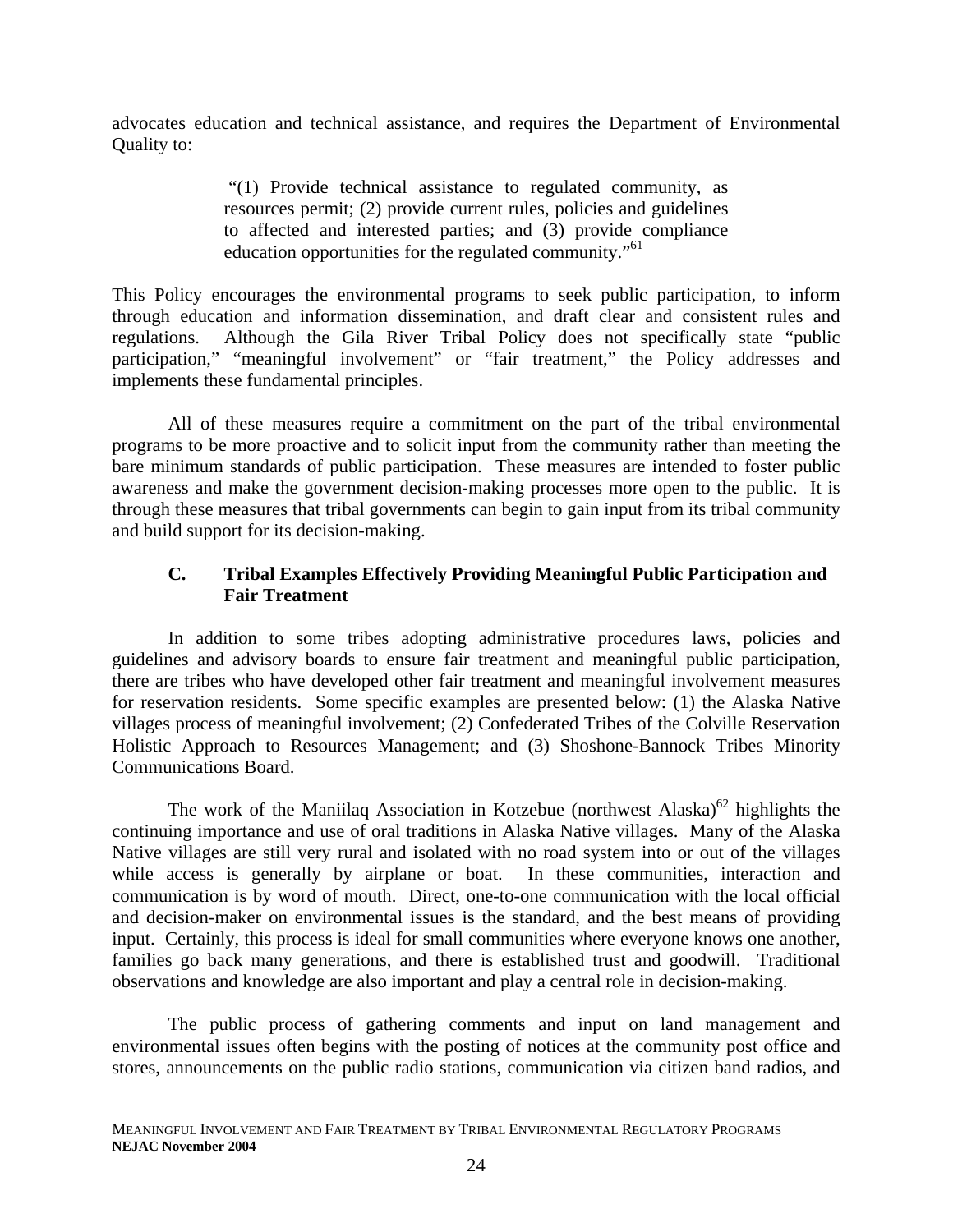advocates education and technical assistance, and requires the Department of Environmental Quality to:

> "(1) Provide technical assistance to regulated community, as resources permit; (2) provide current rules, policies and guidelines to affected and interested parties; and (3) provide compliance education opportunities for the regulated community."[61]

This Policy encourages the environmental programs to seek public participation, to inform through education and information dissemination, and draft clear and consistent rules and regulations. Although the Gila River Tribal Policy does not specifically state "public participation," "meaningful involvement" or "fair treatment," the Policy addresses and implements these fundamental principles.

All of these measures require a commitment on the part of the tribal environmental programs to be more proactive and to solicit input from the community rather than meeting the bare minimum standards of public participation. These measures are intended to foster public awareness and make the government decision-making processes more open to the public. It is through these measures that tribal governments can begin to gain input from its tribal community and build support for its decision-making.

### C. Tribal Examples Effectively Providing Meaningful Public Participation and Fair Treatment

In addition to some tribes adopting administrative procedures laws, policies and guidelines and advisory boards to ensure fair treatment and meaningful public participation, there are tribes who have developed other fair treatment and meaningful involvement measures for reservation residents. Some specific examples are presented below: (1) the Alaska Native villages process of meaningful involvement; (2) Confederated Tribes of the Colville Reservation Holistic Approach to Resources Management; and (3) Shoshone-Bannock Tribes Minority Communications Board.

The work of the Maniilaq Association in Kotzebue (northwest Alaska)[62] highlights the continuing importance and use of oral traditions in Alaska Native villages. Many of the Alaska Native villages are still very rural and isolated with no road system into or out of the villages while access is generally by airplane or boat. In these communities, interaction and communication is by word of mouth. Direct, one-to-one communication with the local official and decision-maker on environmental issues is the standard, and the best means of providing input. Certainly, this process is ideal for small communities where everyone knows one another, families go back many generations, and there is established trust and goodwill. Traditional observations and knowledge are also important and play a central role in decision-making.

The public process of gathering comments and input on land management and environmental issues often begins with the posting of notices at the community post office and stores, announcements on the public radio stations, communication via citizen band radios, and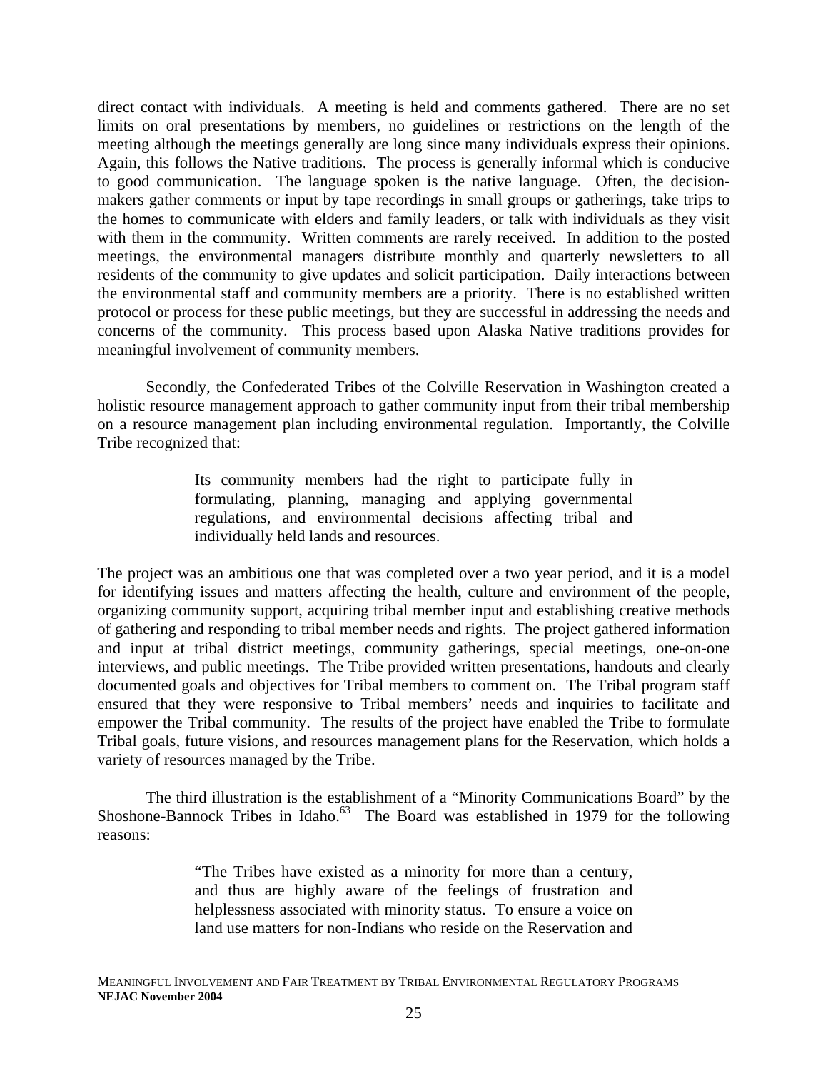direct contact with individuals. A meeting is held and comments gathered. There are no set limits on oral presentations by members, no guidelines or restrictions on the length of the meeting although the meetings generally are long since many individuals express their opinions. Again, this follows the Native traditions. The process is generally informal which is conducive to good communication. The language spoken is the native language. Often, the decision-makers gather comments or input by tape recordings in small groups or gatherings, take trips to the homes to communicate with elders and family leaders, or talk with individuals as they visit with them in the community. Written comments are rarely received. In addition to the posted meetings, the environmental managers distribute monthly and quarterly newsletters to all residents of the community to give updates and solicit participation. Daily interactions between the environmental staff and community members are a priority. There is no established written protocol or process for these public meetings, but they are successful in addressing the needs and concerns of the community. This process based upon Alaska Native traditions provides for meaningful involvement of community members.

Secondly, the Confederated Tribes of the Colville Reservation in Washington created a holistic resource management approach to gather community input from their tribal membership on a resource management plan including environmental regulation. Importantly, the Colville Tribe recognized that:

> Its community members had the right to participate fully in formulating, planning, managing and applying governmental regulations, and environmental decisions affecting tribal and individually held lands and resources.

The project was an ambitious one that was completed over a two year period, and it is a model for identifying issues and matters affecting the health, culture and environment of the people, organizing community support, acquiring tribal member input and establishing creative methods of gathering and responding to tribal member needs and rights. The project gathered information and input at tribal district meetings, community gatherings, special meetings, one-on-one interviews, and public meetings. The Tribe provided written presentations, handouts and clearly documented goals and objectives for Tribal members to comment on. The Tribal program staff ensured that they were responsive to Tribal members' needs and inquiries to facilitate and empower the Tribal community. The results of the project have enabled the Tribe to formulate Tribal goals, future visions, and resources management plans for the Reservation, which holds a variety of resources managed by the Tribe.

The third illustration is the establishment of a "Minority Communications Board" by the Shoshone-Bannock Tribes in Idaho.[63] The Board was established in 1979 for the following reasons:

> "The Tribes have existed as a minority for more than a century, and thus are highly aware of the feelings of frustration and helplessness associated with minority status. To ensure a voice on land use matters for non-Indians who reside on the Reservation and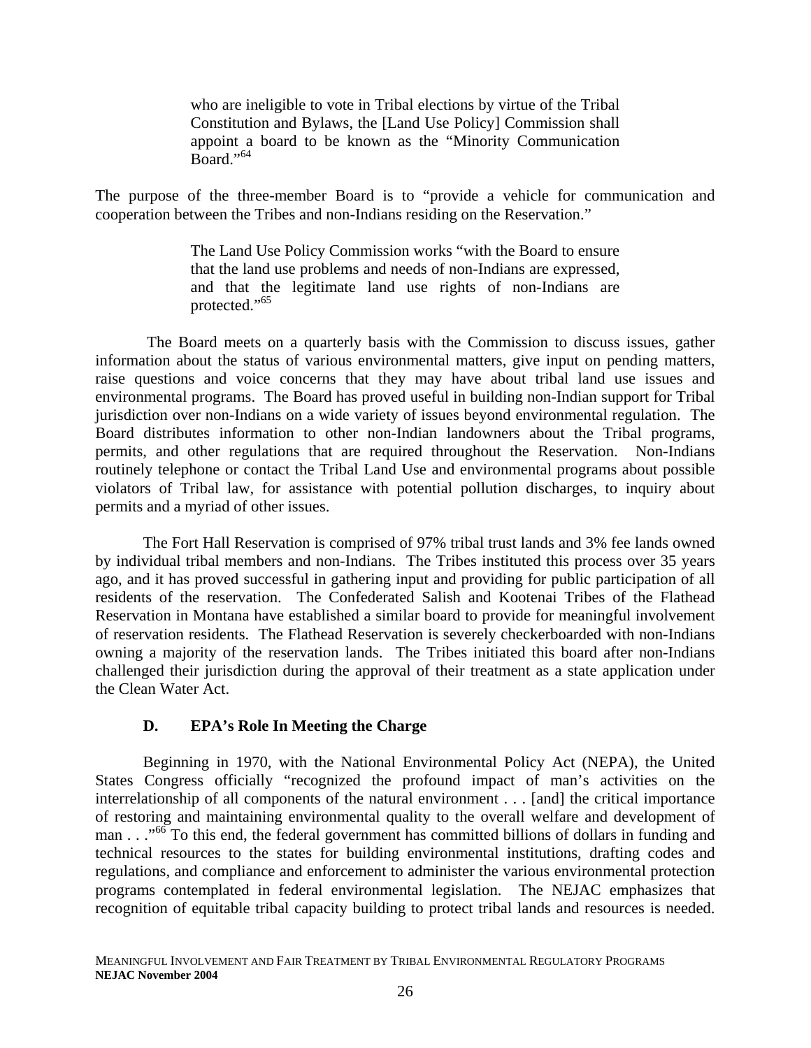> who are ineligible to vote in Tribal elections by virtue of the Tribal Constitution and Bylaws, the [Land Use Policy] Commission shall appoint a board to be known as the "Minority Communication Board."[64]

The purpose of the three-member Board is to "provide a vehicle for communication and cooperation between the Tribes and non-Indians residing on the Reservation."

> The Land Use Policy Commission works "with the Board to ensure that the land use problems and needs of non-Indians are expressed, and that the legitimate land use rights of non-Indians are protected."[65]

The Board meets on a quarterly basis with the Commission to discuss issues, gather information about the status of various environmental matters, give input on pending matters, raise questions and voice concerns that they may have about tribal land use issues and environmental programs. The Board has proved useful in building non-Indian support for Tribal jurisdiction over non-Indians on a wide variety of issues beyond environmental regulation. The Board distributes information to other non-Indian landowners about the Tribal programs, permits, and other regulations that are required throughout the Reservation. Non-Indians routinely telephone or contact the Tribal Land Use and environmental programs about possible violators of Tribal law, for assistance with potential pollution discharges, to inquiry about permits and a myriad of other issues.

The Fort Hall Reservation is comprised of 97% tribal trust lands and 3% fee lands owned by individual tribal members and non-Indians. The Tribes instituted this process over 35 years ago, and it has proved successful in gathering input and providing for public participation of all residents of the reservation. The Confederated Salish and Kootenai Tribes of the Flathead Reservation in Montana have established a similar board to provide for meaningful involvement of reservation residents. The Flathead Reservation is severely checkerboarded with non-Indians owning a majority of the reservation lands. The Tribes initiated this board after non-Indians challenged their jurisdiction during the approval of their treatment as a state application under the Clean Water Act.

### D. EPA's Role In Meeting the Charge

Beginning in 1970, with the National Environmental Policy Act (NEPA), the United States Congress officially "recognized the profound impact of man's activities on the interrelationship of all components of the natural environment . . . [and] the critical importance of restoring and maintaining environmental quality to the overall welfare and development of man . . ."[66] To this end, the federal government has committed billions of dollars in funding and technical resources to the states for building environmental institutions, drafting codes and regulations, and compliance and enforcement to administer the various environmental protection programs contemplated in federal environmental legislation. The NEJAC emphasizes that recognition of equitable tribal capacity building to protect tribal lands and resources is needed.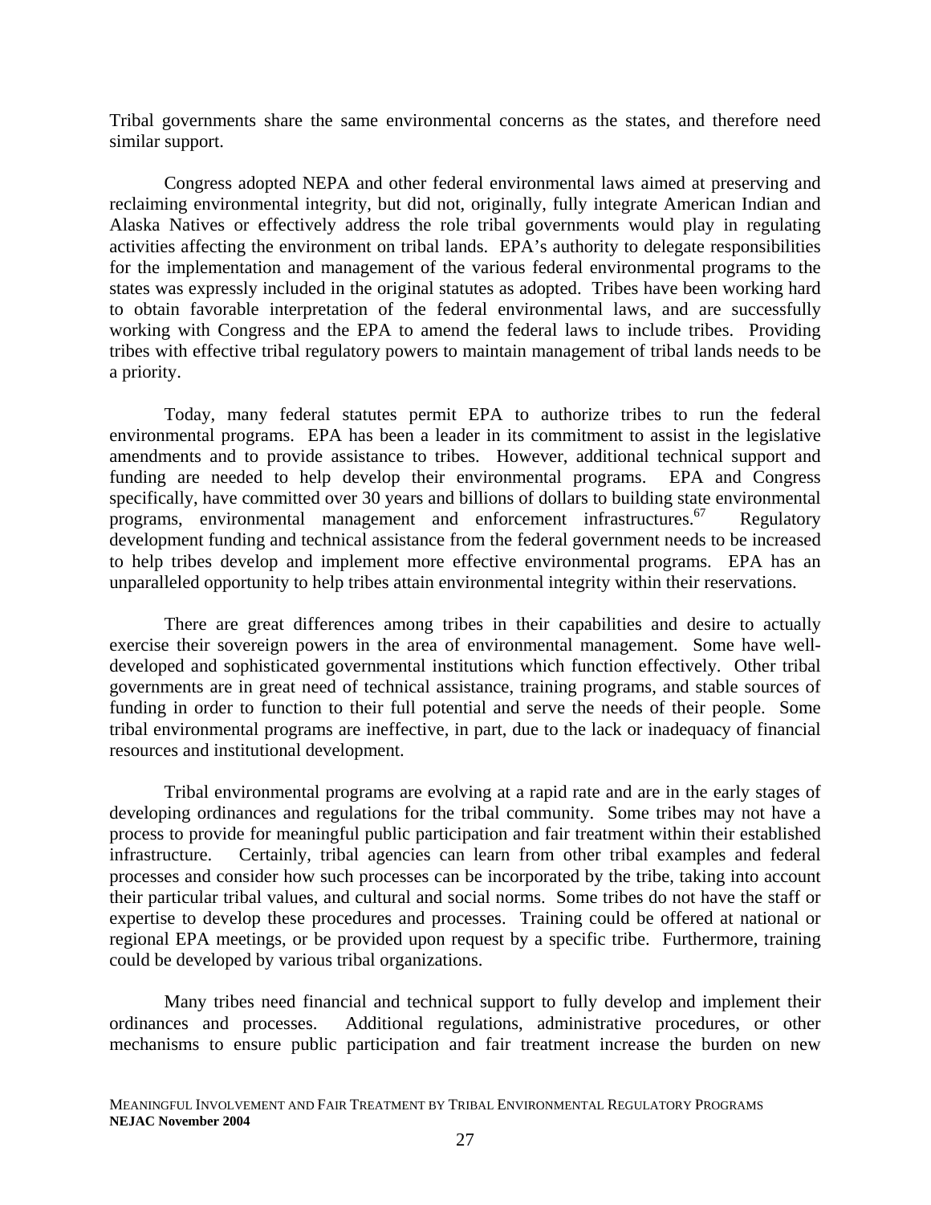Tribal governments share the same environmental concerns as the states, and therefore need similar support.

Congress adopted NEPA and other federal environmental laws aimed at preserving and reclaiming environmental integrity, but did not, originally, fully integrate American Indian and Alaska Natives or effectively address the role tribal governments would play in regulating activities affecting the environment on tribal lands. EPA's authority to delegate responsibilities for the implementation and management of the various federal environmental programs to the states was expressly included in the original statutes as adopted. Tribes have been working hard to obtain favorable interpretation of the federal environmental laws, and are successfully working with Congress and the EPA to amend the federal laws to include tribes. Providing tribes with effective tribal regulatory powers to maintain management of tribal lands needs to be a priority.

Today, many federal statutes permit EPA to authorize tribes to run the federal environmental programs. EPA has been a leader in its commitment to assist in the legislative amendments and to provide assistance to tribes. However, additional technical support and funding are needed to help develop their environmental programs. EPA and Congress specifically, have committed over 30 years and billions of dollars to building state environmental programs, environmental management and enforcement infrastructures.[67] Regulatory development funding and technical assistance from the federal government needs to be increased to help tribes develop and implement more effective environmental programs. EPA has an unparalleled opportunity to help tribes attain environmental integrity within their reservations.

There are great differences among tribes in their capabilities and desire to actually exercise their sovereign powers in the area of environmental management. Some have well-developed and sophisticated governmental institutions which function effectively. Other tribal governments are in great need of technical assistance, training programs, and stable sources of funding in order to function to their full potential and serve the needs of their people. Some tribal environmental programs are ineffective, in part, due to the lack or inadequacy of financial resources and institutional development.

Tribal environmental programs are evolving at a rapid rate and are in the early stages of developing ordinances and regulations for the tribal community. Some tribes may not have a process to provide for meaningful public participation and fair treatment within their established infrastructure. Certainly, tribal agencies can learn from other tribal examples and federal processes and consider how such processes can be incorporated by the tribe, taking into account their particular tribal values, and cultural and social norms. Some tribes do not have the staff or expertise to develop these procedures and processes. Training could be offered at national or regional EPA meetings, or be provided upon request by a specific tribe. Furthermore, training could be developed by various tribal organizations.

Many tribes need financial and technical support to fully develop and implement their ordinances and processes. Additional regulations, administrative procedures, or other mechanisms to ensure public participation and fair treatment increase the burden on new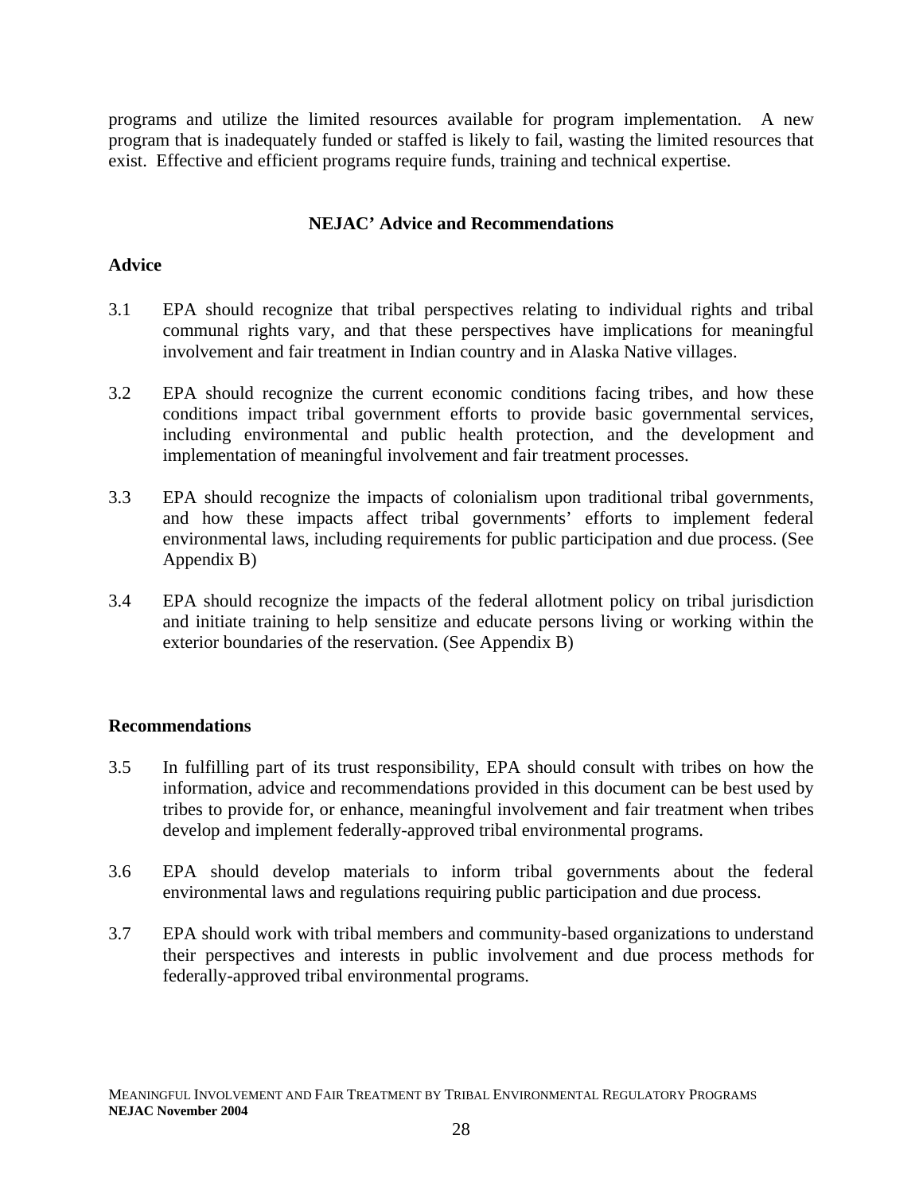programs and utilize the limited resources available for program implementation. A new program that is inadequately funded or staffed is likely to fail, wasting the limited resources that exist. Effective and efficient programs require funds, training and technical expertise.

### NEJAC' Advice and Recommendations

**Advice**

3.1 EPA should recognize that tribal perspectives relating to individual rights and tribal communal rights vary, and that these perspectives have implications for meaningful involvement and fair treatment in Indian country and in Alaska Native villages.

3.2 EPA should recognize the current economic conditions facing tribes, and how these conditions impact tribal government efforts to provide basic governmental services, including environmental and public health protection, and the development and implementation of meaningful involvement and fair treatment processes.

3.3 EPA should recognize the impacts of colonialism upon traditional tribal governments, and how these impacts affect tribal governments' efforts to implement federal environmental laws, including requirements for public participation and due process. (See Appendix B)

3.4 EPA should recognize the impacts of the federal allotment policy on tribal jurisdiction and initiate training to help sensitize and educate persons living or working within the exterior boundaries of the reservation. (See Appendix B)

**Recommendations**

3.5 In fulfilling part of its trust responsibility, EPA should consult with tribes on how the information, advice and recommendations provided in this document can be best used by tribes to provide for, or enhance, meaningful involvement and fair treatment when tribes develop and implement federally-approved tribal environmental programs.

3.6 EPA should develop materials to inform tribal governments about the federal environmental laws and regulations requiring public participation and due process.

3.7 EPA should work with tribal members and community-based organizations to understand their perspectives and interests in public involvement and due process methods for federally-approved tribal environmental programs.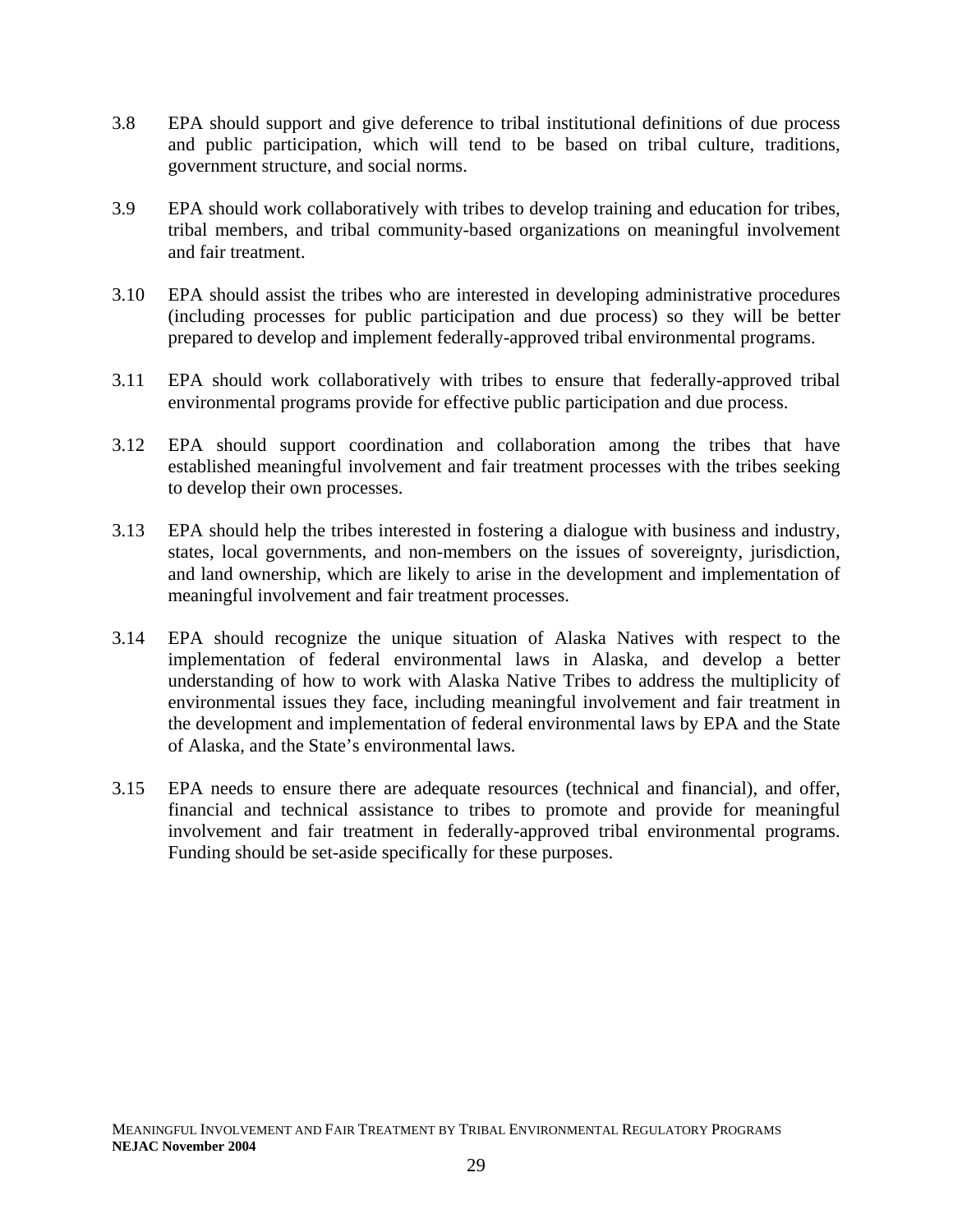3.8 EPA should support and give deference to tribal institutional definitions of due process and public participation, which will tend to be based on tribal culture, traditions, government structure, and social norms.

3.9 EPA should work collaboratively with tribes to develop training and education for tribes, tribal members, and tribal community-based organizations on meaningful involvement and fair treatment.

3.10 EPA should assist the tribes who are interested in developing administrative procedures (including processes for public participation and due process) so they will be better prepared to develop and implement federally-approved tribal environmental programs.

3.11 EPA should work collaboratively with tribes to ensure that federally-approved tribal environmental programs provide for effective public participation and due process.

3.12 EPA should support coordination and collaboration among the tribes that have established meaningful involvement and fair treatment processes with the tribes seeking to develop their own processes.

3.13 EPA should help the tribes interested in fostering a dialogue with business and industry, states, local governments, and non-members on the issues of sovereignty, jurisdiction, and land ownership, which are likely to arise in the development and implementation of meaningful involvement and fair treatment processes.

3.14 EPA should recognize the unique situation of Alaska Natives with respect to the implementation of federal environmental laws in Alaska, and develop a better understanding of how to work with Alaska Native Tribes to address the multiplicity of environmental issues they face, including meaningful involvement and fair treatment in the development and implementation of federal environmental laws by EPA and the State of Alaska, and the State's environmental laws.

3.15 EPA needs to ensure there are adequate resources (technical and financial), and offer, financial and technical assistance to tribes to promote and provide for meaningful involvement and fair treatment in federally-approved tribal environmental programs. Funding should be set-aside specifically for these purposes.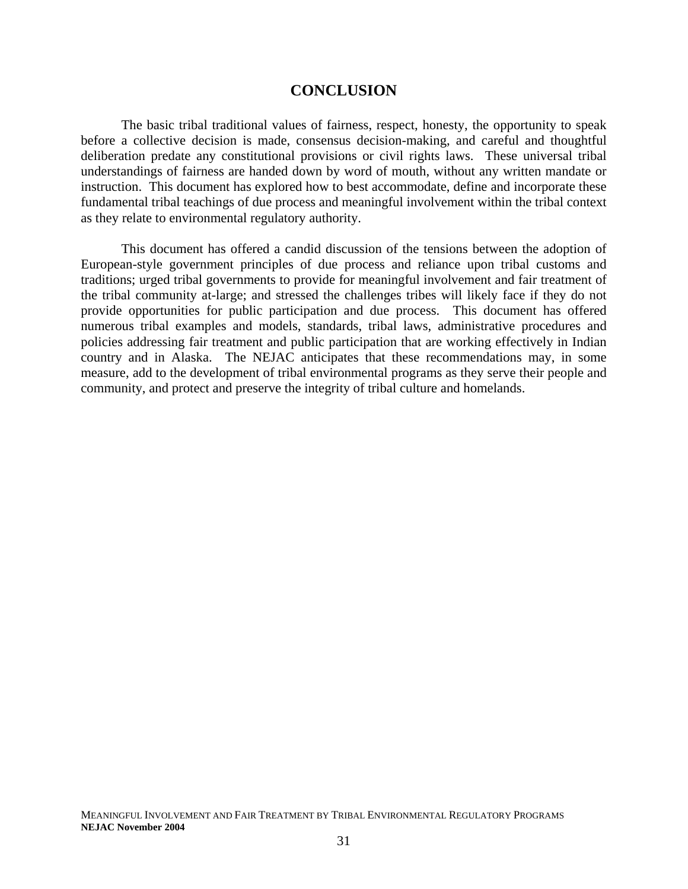# CONCLUSION

The basic tribal traditional values of fairness, respect, honesty, the opportunity to speak before a collective decision is made, consensus decision-making, and careful and thoughtful deliberation predate any constitutional provisions or civil rights laws. These universal tribal understandings of fairness are handed down by word of mouth, without any written mandate or instruction. This document has explored how to best accommodate, define and incorporate these fundamental tribal teachings of due process and meaningful involvement within the tribal context as they relate to environmental regulatory authority.

This document has offered a candid discussion of the tensions between the adoption of European-style government principles of due process and reliance upon tribal customs and traditions; urged tribal governments to provide for meaningful involvement and fair treatment of the tribal community at-large; and stressed the challenges tribes will likely face if they do not provide opportunities for public participation and due process. This document has offered numerous tribal examples and models, standards, tribal laws, administrative procedures and policies addressing fair treatment and public participation that are working effectively in Indian country and in Alaska. The NEJAC anticipates that these recommendations may, in some measure, add to the development of tribal environmental programs as they serve their people and community, and protect and preserve the integrity of tribal culture and homelands.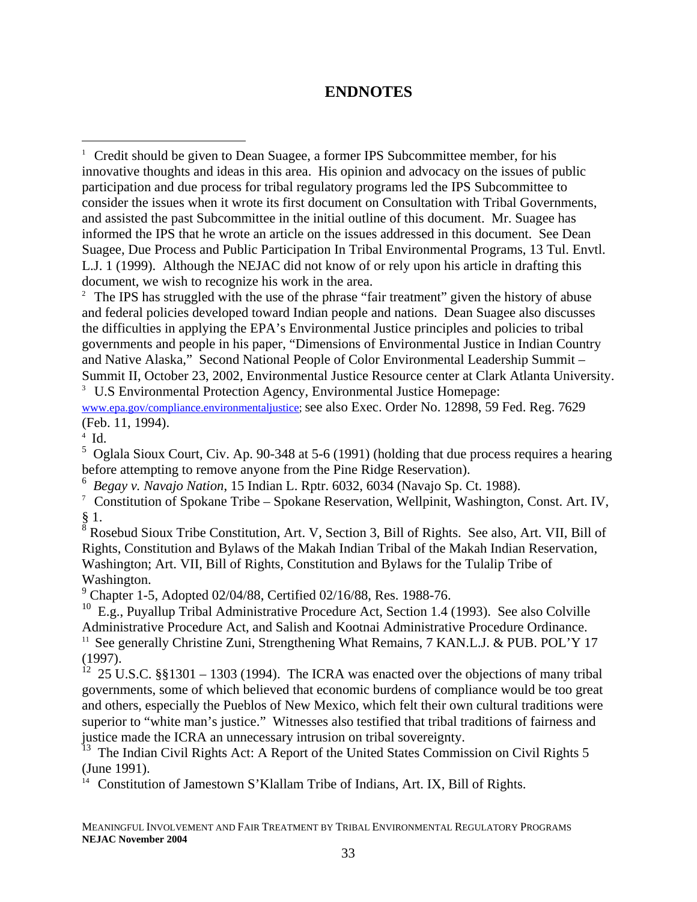## ENDNOTES

[1] Credit should be given to Dean Suagee, a former IPS Subcommittee member, for his innovative thoughts and ideas in this area. His opinion and advocacy on the issues of public participation and due process for tribal regulatory programs led the IPS Subcommittee to consider the issues when it wrote its first document on Consultation with Tribal Governments, and assisted the past Subcommittee in the initial outline of this document. Mr. Suagee has informed the IPS that he wrote an article on the issues addressed in this document. See Dean Suagee, Due Process and Public Participation In Tribal Environmental Programs, 13 Tul. Envtl. L.J. 1 (1999). Although the NEJAC did not know of or rely upon his article in drafting this document, we wish to recognize his work in the area.

[2] The IPS has struggled with the use of the phrase "fair treatment" given the history of abuse and federal policies developed toward Indian people and nations. Dean Suagee also discusses the difficulties in applying the EPA's Environmental Justice principles and policies to tribal governments and people in his paper, "Dimensions of Environmental Justice in Indian Country and Native Alaska," Second National People of Color Environmental Leadership Summit – Summit II, October 23, 2002, Environmental Justice Resource center at Clark Atlanta University.

[3] U.S Environmental Protection Agency, Environmental Justice Homepage: www.epa.gov/compliance.environmentaljustice; see also Exec. Order No. 12898, 59 Fed. Reg. 7629 (Feb. 11, 1994).

[4] Id.

[5] Oglala Sioux Court, Civ. Ap. 90-348 at 5-6 (1991) (holding that due process requires a hearing before attempting to remove anyone from the Pine Ridge Reservation).

[6] *Begay v. Navajo Nation*, 15 Indian L. Rptr. 6032, 6034 (Navajo Sp. Ct. 1988).

[7] Constitution of Spokane Tribe – Spokane Reservation, Wellpinit, Washington, Const. Art. IV, § 1.

[8] Rosebud Sioux Tribe Constitution, Art. V, Section 3, Bill of Rights. See also, Art. VII, Bill of Rights, Constitution and Bylaws of the Makah Indian Tribal of the Makah Indian Reservation, Washington; Art. VII, Bill of Rights, Constitution and Bylaws for the Tulalip Tribe of Washington.

[9] Chapter 1-5, Adopted 02/04/88, Certified 02/16/88, Res. 1988-76.

[10] E.g., Puyallup Tribal Administrative Procedure Act, Section 1.4 (1993). See also Colville Administrative Procedure Act, and Salish and Kootnai Administrative Procedure Ordinance.

[11] See generally Christine Zuni, Strengthening What Remains, 7 KAN.L.J. & PUB. POL'Y 17 (1997).

[12] 25 U.S.C. §§1301 – 1303 (1994). The ICRA was enacted over the objections of many tribal governments, some of which believed that economic burdens of compliance would be too great and others, especially the Pueblos of New Mexico, which felt their own cultural traditions were superior to "white man's justice." Witnesses also testified that tribal traditions of fairness and justice made the ICRA an unnecessary intrusion on tribal sovereignty.

[13] The Indian Civil Rights Act: A Report of the United States Commission on Civil Rights 5 (June 1991).

[14] Constitution of Jamestown S'Klallam Tribe of Indians, Art. IX, Bill of Rights.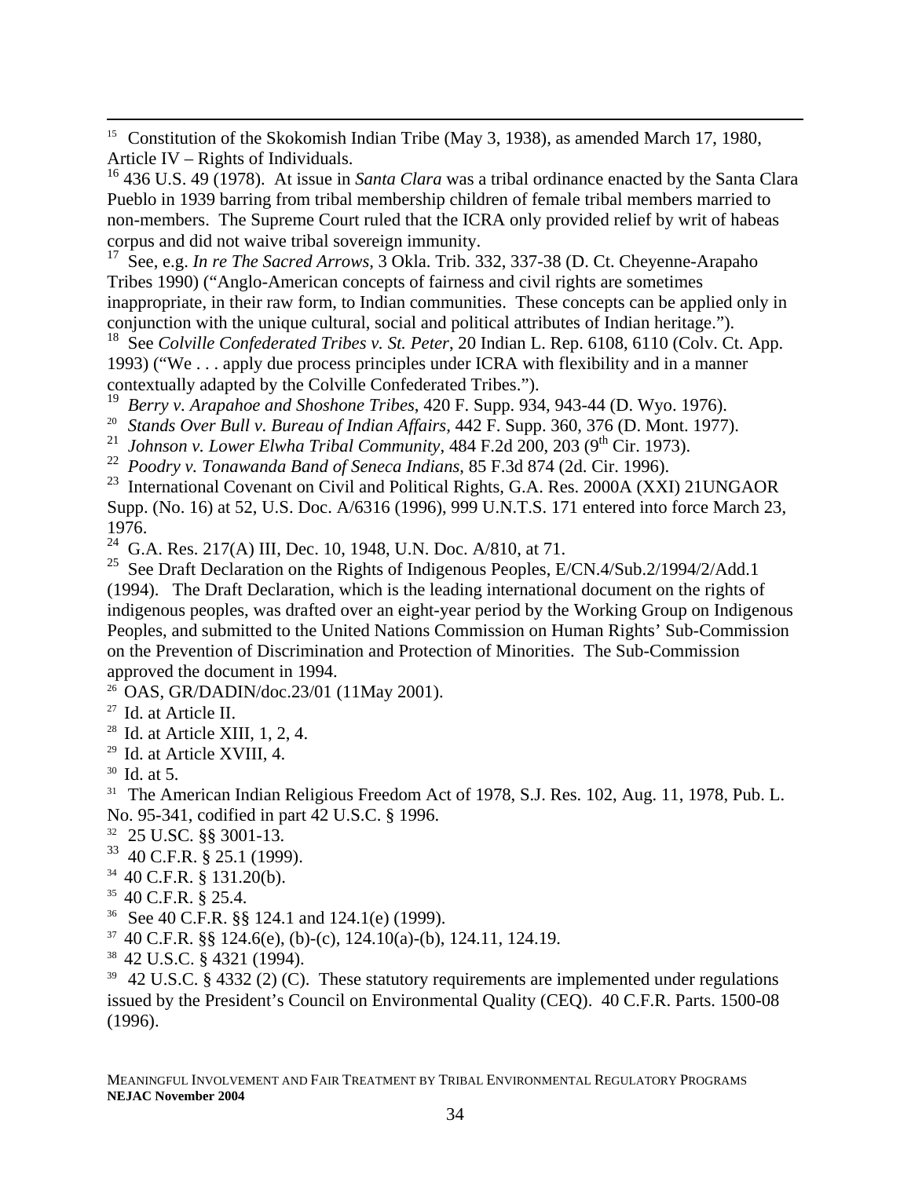[15] Constitution of the Skokomish Indian Tribe (May 3, 1938), as amended March 17, 1980, Article IV – Rights of Individuals.

[16] 436 U.S. 49 (1978). At issue in *Santa Clara* was a tribal ordinance enacted by the Santa Clara Pueblo in 1939 barring from tribal membership children of female tribal members married to non-members. The Supreme Court ruled that the ICRA only provided relief by writ of habeas corpus and did not waive tribal sovereign immunity.

[17] See, e.g. *In re The Sacred Arrows*, 3 Okla. Trib. 332, 337-38 (D. Ct. Cheyenne-Arapaho Tribes 1990) ("Anglo-American concepts of fairness and civil rights are sometimes inappropriate, in their raw form, to Indian communities. These concepts can be applied only in conjunction with the unique cultural, social and political attributes of Indian heritage.").

[18] See *Colville Confederated Tribes v. St. Peter*, 20 Indian L. Rep. 6108, 6110 (Colv. Ct. App. 1993) ("We . . . apply due process principles under ICRA with flexibility and in a manner contextually adapted by the Colville Confederated Tribes.").

[19] *Berry v. Arapahoe and Shoshone Tribes*, 420 F. Supp. 934, 943-44 (D. Wyo. 1976).

[20] *Stands Over Bull v. Bureau of Indian Affairs*, 442 F. Supp. 360, 376 (D. Mont. 1977).

[21] *Johnson v. Lower Elwha Tribal Community*, 484 F.2d 200, 203 (9th Cir. 1973).

[22] *Poodry v. Tonawanda Band of Seneca Indians*, 85 F.3d 874 (2d. Cir. 1996).

[23] International Covenant on Civil and Political Rights, G.A. Res. 2000A (XXI) 21UNGAOR Supp. (No. 16) at 52, U.S. Doc. A/6316 (1996), 999 U.N.T.S. 171 entered into force March 23, 1976.

[24] G.A. Res. 217(A) III, Dec. 10, 1948, U.N. Doc. A/810, at 71.

[25] See Draft Declaration on the Rights of Indigenous Peoples, E/CN.4/Sub.2/1994/2/Add.1 (1994). The Draft Declaration, which is the leading international document on the rights of indigenous peoples, was drafted over an eight-year period by the Working Group on Indigenous Peoples, and submitted to the United Nations Commission on Human Rights' Sub-Commission on the Prevention of Discrimination and Protection of Minorities. The Sub-Commission approved the document in 1994.

[26] OAS, GR/DADIN/doc.23/01 (11May 2001).

[27] Id. at Article II.

[28] Id. at Article XIII, 1, 2, 4.

[29] Id. at Article XVIII, 4.

[30] Id. at 5.

[31] The American Indian Religious Freedom Act of 1978, S.J. Res. 102, Aug. 11, 1978, Pub. L. No. 95-341, codified in part 42 U.S.C. § 1996.

[32] 25 U.SC. §§ 3001-13.

[33] 40 C.F.R. § 25.1 (1999).

[34] 40 C.F.R. § 131.20(b).

[35] 40 C.F.R. § 25.4.

[36] See 40 C.F.R. §§ 124.1 and 124.1(e) (1999).

[37] 40 C.F.R. §§ 124.6(e), (b)-(c), 124.10(a)-(b), 124.11, 124.19.

[38] 42 U.S.C. § 4321 (1994).

[39] 42 U.S.C. § 4332 (2) (C). These statutory requirements are implemented under regulations issued by the President's Council on Environmental Quality (CEQ). 40 C.F.R. Parts. 1500-08 (1996).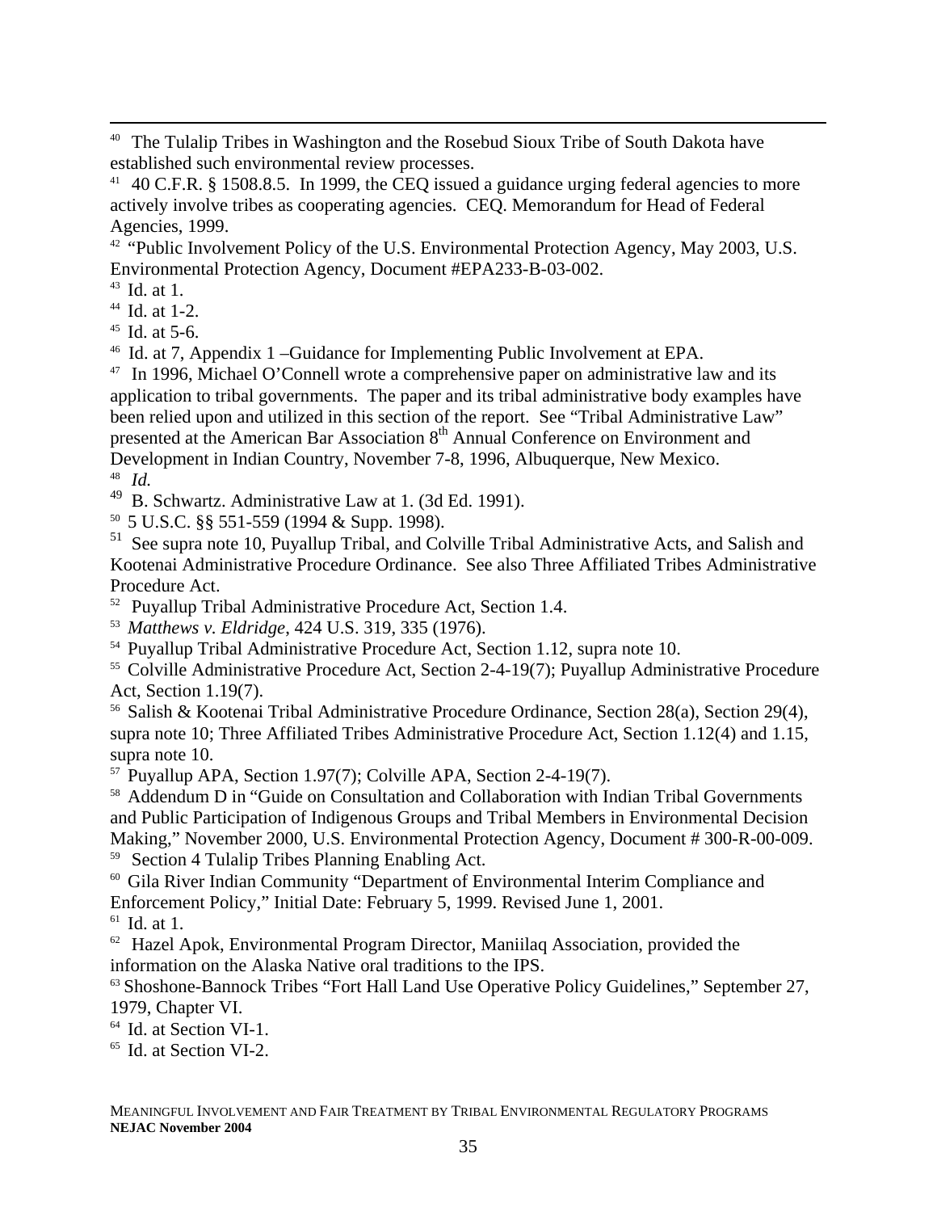[40] The Tulalip Tribes in Washington and the Rosebud Sioux Tribe of South Dakota have established such environmental review processes.

[41] 40 C.F.R. § 1508.8.5. In 1999, the CEQ issued a guidance urging federal agencies to more actively involve tribes as cooperating agencies. CEQ. Memorandum for Head of Federal Agencies, 1999.

[42] "Public Involvement Policy of the U.S. Environmental Protection Agency, May 2003, U.S. Environmental Protection Agency, Document #EPA233-B-03-002.

[43] Id. at 1.

[44] Id. at 1-2.

[45] Id. at 5-6.

[46] Id. at 7, Appendix 1 –Guidance for Implementing Public Involvement at EPA.

[47] In 1996, Michael O'Connell wrote a comprehensive paper on administrative law and its application to tribal governments. The paper and its tribal administrative body examples have been relied upon and utilized in this section of the report. See "Tribal Administrative Law" presented at the American Bar Association 8th Annual Conference on Environment and Development in Indian Country, November 7-8, 1996, Albuquerque, New Mexico.

[48] *Id.*

[49] B. Schwartz. Administrative Law at 1. (3d Ed. 1991).

[50] 5 U.S.C. §§ 551-559 (1994 & Supp. 1998).

[51] See supra note 10, Puyallup Tribal, and Colville Tribal Administrative Acts, and Salish and Kootenai Administrative Procedure Ordinance. See also Three Affiliated Tribes Administrative Procedure Act.

[52] Puyallup Tribal Administrative Procedure Act, Section 1.4.

[53] *Matthews v. Eldridge*, 424 U.S. 319, 335 (1976).

[54] Puyallup Tribal Administrative Procedure Act, Section 1.12, supra note 10.

[55] Colville Administrative Procedure Act, Section 2-4-19(7); Puyallup Administrative Procedure Act, Section 1.19(7).

[56] Salish & Kootenai Tribal Administrative Procedure Ordinance, Section 28(a), Section 29(4), supra note 10; Three Affiliated Tribes Administrative Procedure Act, Section 1.12(4) and 1.15, supra note 10.

[57] Puyallup APA, Section 1.97(7); Colville APA, Section 2-4-19(7).

[58] Addendum D in "Guide on Consultation and Collaboration with Indian Tribal Governments and Public Participation of Indigenous Groups and Tribal Members in Environmental Decision Making," November 2000, U.S. Environmental Protection Agency, Document # 300-R-00-009.

[59] Section 4 Tulalip Tribes Planning Enabling Act.

[60] Gila River Indian Community "Department of Environmental Interim Compliance and Enforcement Policy," Initial Date: February 5, 1999. Revised June 1, 2001.

[61] Id. at 1.

[62] Hazel Apok, Environmental Program Director, Maniilaq Association, provided the information on the Alaska Native oral traditions to the IPS.

[63] Shoshone-Bannock Tribes "Fort Hall Land Use Operative Policy Guidelines," September 27, 1979, Chapter VI.

[64] Id. at Section VI-1.

[65] Id. at Section VI-2.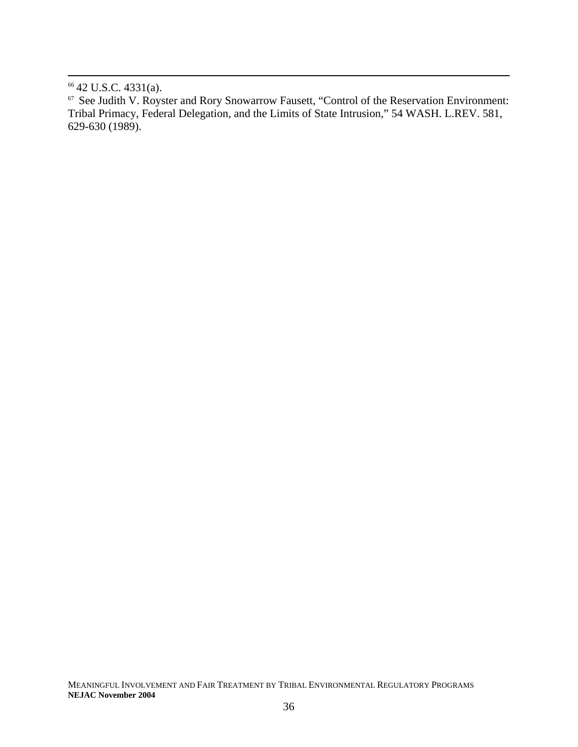[66] 42 U.S.C. 4331(a).

[67] See Judith V. Royster and Rory Snowarrow Fausett, "Control of the Reservation Environment: Tribal Primacy, Federal Delegation, and the Limits of State Intrusion," 54 WASH. L.REV. 581, 629-630 (1989).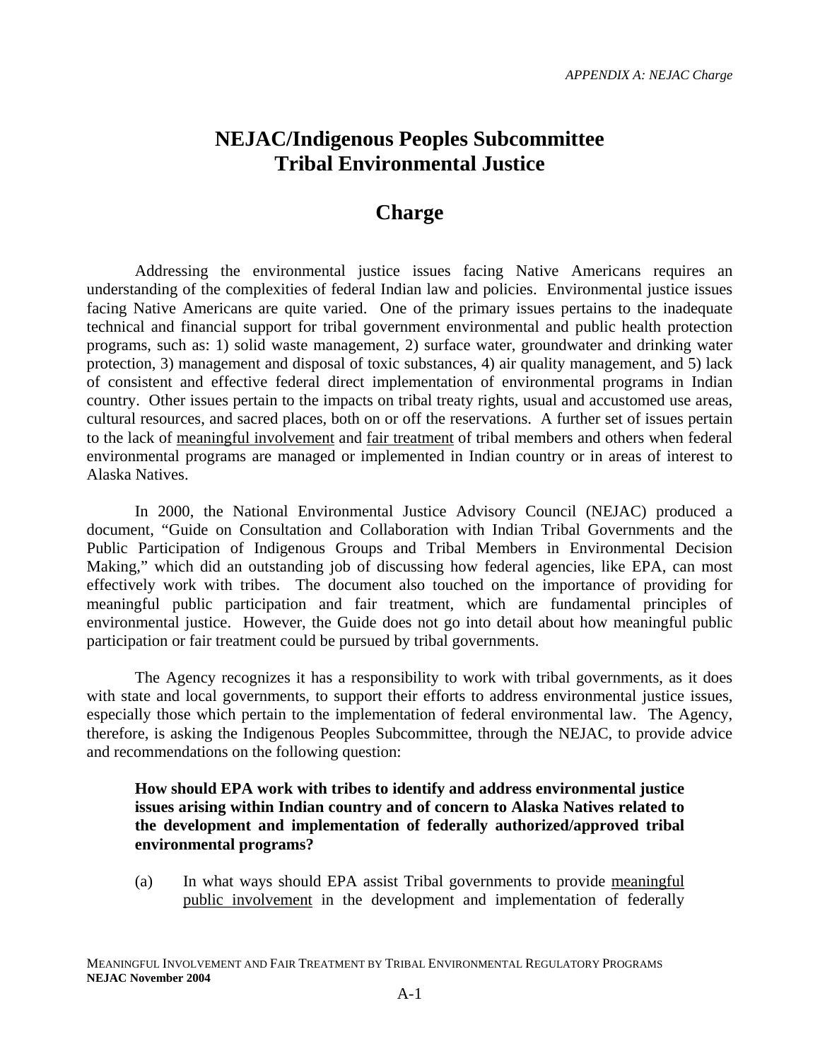# NEJAC/Indigenous Peoples Subcommittee Tribal Environmental Justice

## Charge

Addressing the environmental justice issues facing Native Americans requires an understanding of the complexities of federal Indian law and policies. Environmental justice issues facing Native Americans are quite varied. One of the primary issues pertains to the inadequate technical and financial support for tribal government environmental and public health protection programs, such as: 1) solid waste management, 2) surface water, groundwater and drinking water protection, 3) management and disposal of toxic substances, 4) air quality management, and 5) lack of consistent and effective federal direct implementation of environmental programs in Indian country. Other issues pertain to the impacts on tribal treaty rights, usual and accustomed use areas, cultural resources, and sacred places, both on or off the reservations. A further set of issues pertain to the lack of meaningful involvement and fair treatment of tribal members and others when federal environmental programs are managed or implemented in Indian country or in areas of interest to Alaska Natives.

In 2000, the National Environmental Justice Advisory Council (NEJAC) produced a document, "Guide on Consultation and Collaboration with Indian Tribal Governments and the Public Participation of Indigenous Groups and Tribal Members in Environmental Decision Making," which did an outstanding job of discussing how federal agencies, like EPA, can most effectively work with tribes. The document also touched on the importance of providing for meaningful public participation and fair treatment, which are fundamental principles of environmental justice. However, the Guide does not go into detail about how meaningful public participation or fair treatment could be pursued by tribal governments.

The Agency recognizes it has a responsibility to work with tribal governments, as it does with state and local governments, to support their efforts to address environmental justice issues, especially those which pertain to the implementation of federal environmental law. The Agency, therefore, is asking the Indigenous Peoples Subcommittee, through the NEJAC, to provide advice and recommendations on the following question:

**How should EPA work with tribes to identify and address environmental justice issues arising within Indian country and of concern to Alaska Natives related to the development and implementation of federally authorized/approved tribal environmental programs?**

(a) In what ways should EPA assist Tribal governments to provide meaningful public involvement in the development and implementation of federally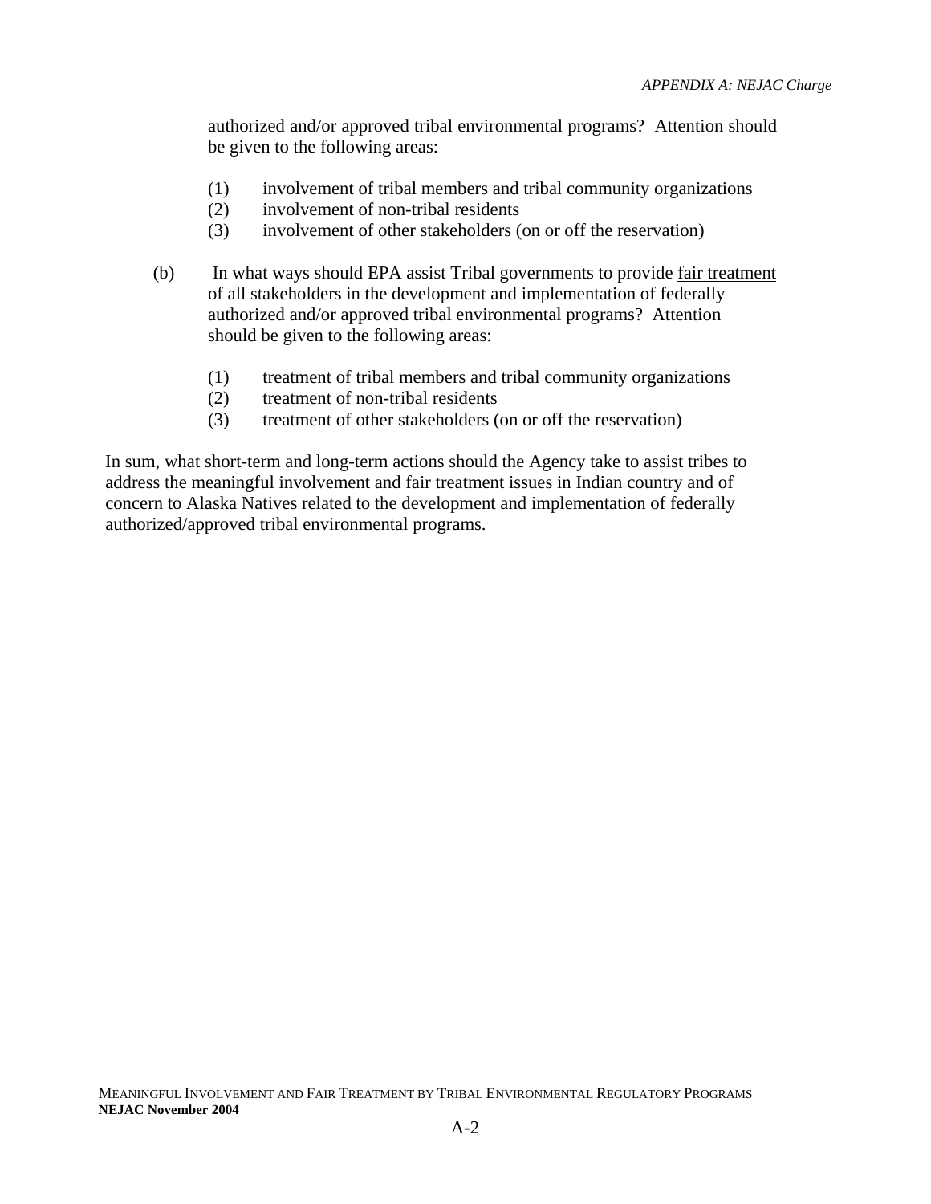authorized and/or approved tribal environmental programs? Attention should be given to the following areas:

(1) involvement of tribal members and tribal community organizations
(2) involvement of non-tribal residents
(3) involvement of other stakeholders (on or off the reservation)

(b) In what ways should EPA assist Tribal governments to provide <u>fair treatment</u> of all stakeholders in the development and implementation of federally authorized and/or approved tribal environmental programs? Attention should be given to the following areas:

(1) treatment of tribal members and tribal community organizations
(2) treatment of non-tribal residents
(3) treatment of other stakeholders (on or off the reservation)

In sum, what short-term and long-term actions should the Agency take to assist tribes to address the meaningful involvement and fair treatment issues in Indian country and of concern to Alaska Natives related to the development and implementation of federally authorized/approved tribal environmental programs.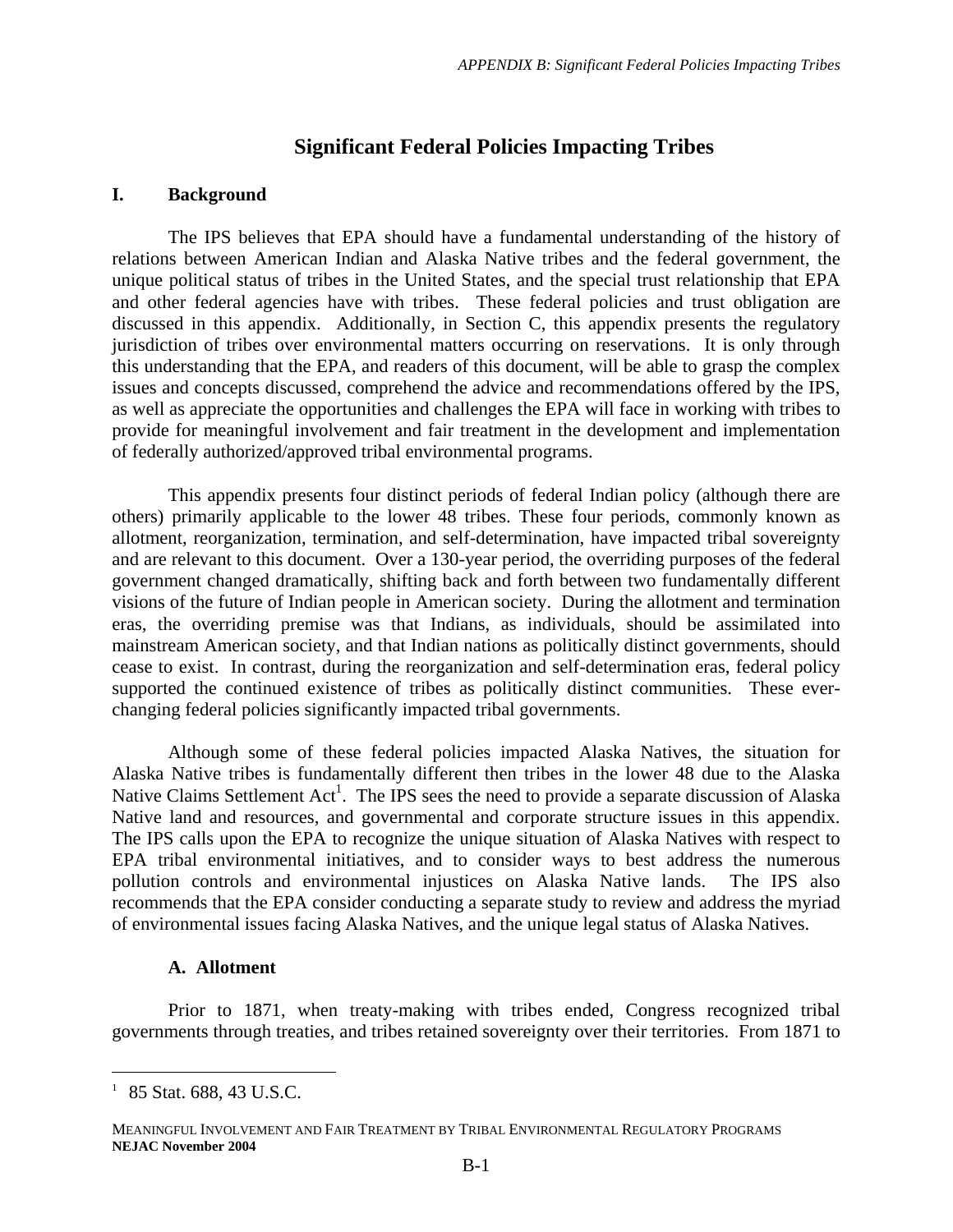# Significant Federal Policies Impacting Tribes

## I. Background

The IPS believes that EPA should have a fundamental understanding of the history of relations between American Indian and Alaska Native tribes and the federal government, the unique political status of tribes in the United States, and the special trust relationship that EPA and other federal agencies have with tribes. These federal policies and trust obligation are discussed in this appendix. Additionally, in Section C, this appendix presents the regulatory jurisdiction of tribes over environmental matters occurring on reservations. It is only through this understanding that the EPA, and readers of this document, will be able to grasp the complex issues and concepts discussed, comprehend the advice and recommendations offered by the IPS, as well as appreciate the opportunities and challenges the EPA will face in working with tribes to provide for meaningful involvement and fair treatment in the development and implementation of federally authorized/approved tribal environmental programs.

This appendix presents four distinct periods of federal Indian policy (although there are others) primarily applicable to the lower 48 tribes. These four periods, commonly known as allotment, reorganization, termination, and self-determination, have impacted tribal sovereignty and are relevant to this document. Over a 130-year period, the overriding purposes of the federal government changed dramatically, shifting back and forth between two fundamentally different visions of the future of Indian people in American society. During the allotment and termination eras, the overriding premise was that Indians, as individuals, should be assimilated into mainstream American society, and that Indian nations as politically distinct governments, should cease to exist. In contrast, during the reorganization and self-determination eras, federal policy supported the continued existence of tribes as politically distinct communities. These ever-changing federal policies significantly impacted tribal governments.

Although some of these federal policies impacted Alaska Natives, the situation for Alaska Native tribes is fundamentally different then tribes in the lower 48 due to the Alaska Native Claims Settlement Act[1]. The IPS sees the need to provide a separate discussion of Alaska Native land and resources, and governmental and corporate structure issues in this appendix. The IPS calls upon the EPA to recognize the unique situation of Alaska Natives with respect to EPA tribal environmental initiatives, and to consider ways to best address the numerous pollution controls and environmental injustices on Alaska Native lands. The IPS also recommends that the EPA consider conducting a separate study to review and address the myriad of environmental issues facing Alaska Natives, and the unique legal status of Alaska Natives.

### A. Allotment

Prior to 1871, when treaty-making with tribes ended, Congress recognized tribal governments through treaties, and tribes retained sovereignty over their territories. From 1871 to

---

[1] 85 Stat. 688, 43 U.S.C.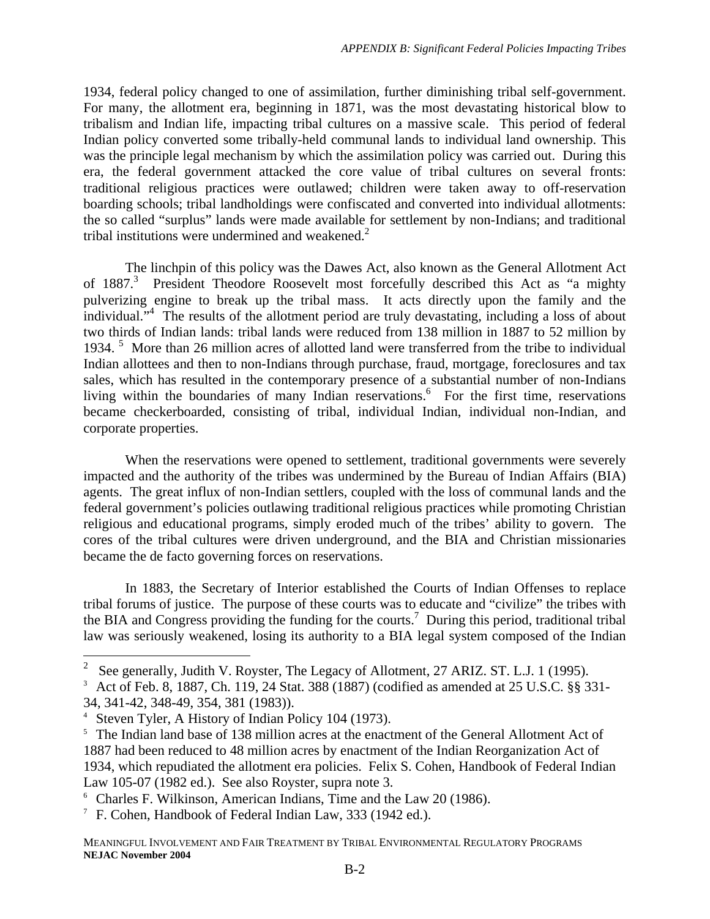1934, federal policy changed to one of assimilation, further diminishing tribal self-government. For many, the allotment era, beginning in 1871, was the most devastating historical blow to tribalism and Indian life, impacting tribal cultures on a massive scale. This period of federal Indian policy converted some tribally-held communal lands to individual land ownership. This was the principle legal mechanism by which the assimilation policy was carried out. During this era, the federal government attacked the core value of tribal cultures on several fronts: traditional religious practices were outlawed; children were taken away to off-reservation boarding schools; tribal landholdings were confiscated and converted into individual allotments: the so called "surplus" lands were made available for settlement by non-Indians; and traditional tribal institutions were undermined and weakened.[2]

The linchpin of this policy was the Dawes Act, also known as the General Allotment Act of 1887.[3] President Theodore Roosevelt most forcefully described this Act as "a mighty pulverizing engine to break up the tribal mass. It acts directly upon the family and the individual."[4] The results of the allotment period are truly devastating, including a loss of about two thirds of Indian lands: tribal lands were reduced from 138 million in 1887 to 52 million by 1934. [5] More than 26 million acres of allotted land were transferred from the tribe to individual Indian allottees and then to non-Indians through purchase, fraud, mortgage, foreclosures and tax sales, which has resulted in the contemporary presence of a substantial number of non-Indians living within the boundaries of many Indian reservations.[6] For the first time, reservations became checkerboarded, consisting of tribal, individual Indian, individual non-Indian, and corporate properties.

When the reservations were opened to settlement, traditional governments were severely impacted and the authority of the tribes was undermined by the Bureau of Indian Affairs (BIA) agents. The great influx of non-Indian settlers, coupled with the loss of communal lands and the federal government's policies outlawing traditional religious practices while promoting Christian religious and educational programs, simply eroded much of the tribes' ability to govern. The cores of the tribal cultures were driven underground, and the BIA and Christian missionaries became the de facto governing forces on reservations.

In 1883, the Secretary of Interior established the Courts of Indian Offenses to replace tribal forums of justice. The purpose of these courts was to educate and "civilize" the tribes with the BIA and Congress providing the funding for the courts.[7] During this period, traditional tribal law was seriously weakened, losing its authority to a BIA legal system composed of the Indian

---

[2] See generally, Judith V. Royster, The Legacy of Allotment, 27 ARIZ. ST. L.J. 1 (1995).

[3] Act of Feb. 8, 1887, Ch. 119, 24 Stat. 388 (1887) (codified as amended at 25 U.S.C. §§ 331-34, 341-42, 348-49, 354, 381 (1983)).

[4] Steven Tyler, A History of Indian Policy 104 (1973).

[5] The Indian land base of 138 million acres at the enactment of the General Allotment Act of 1887 had been reduced to 48 million acres by enactment of the Indian Reorganization Act of 1934, which repudiated the allotment era policies. Felix S. Cohen, Handbook of Federal Indian Law 105-07 (1982 ed.). See also Royster, supra note 3.

[6] Charles F. Wilkinson, American Indians, Time and the Law 20 (1986).

[7] F. Cohen, Handbook of Federal Indian Law, 333 (1942 ed.).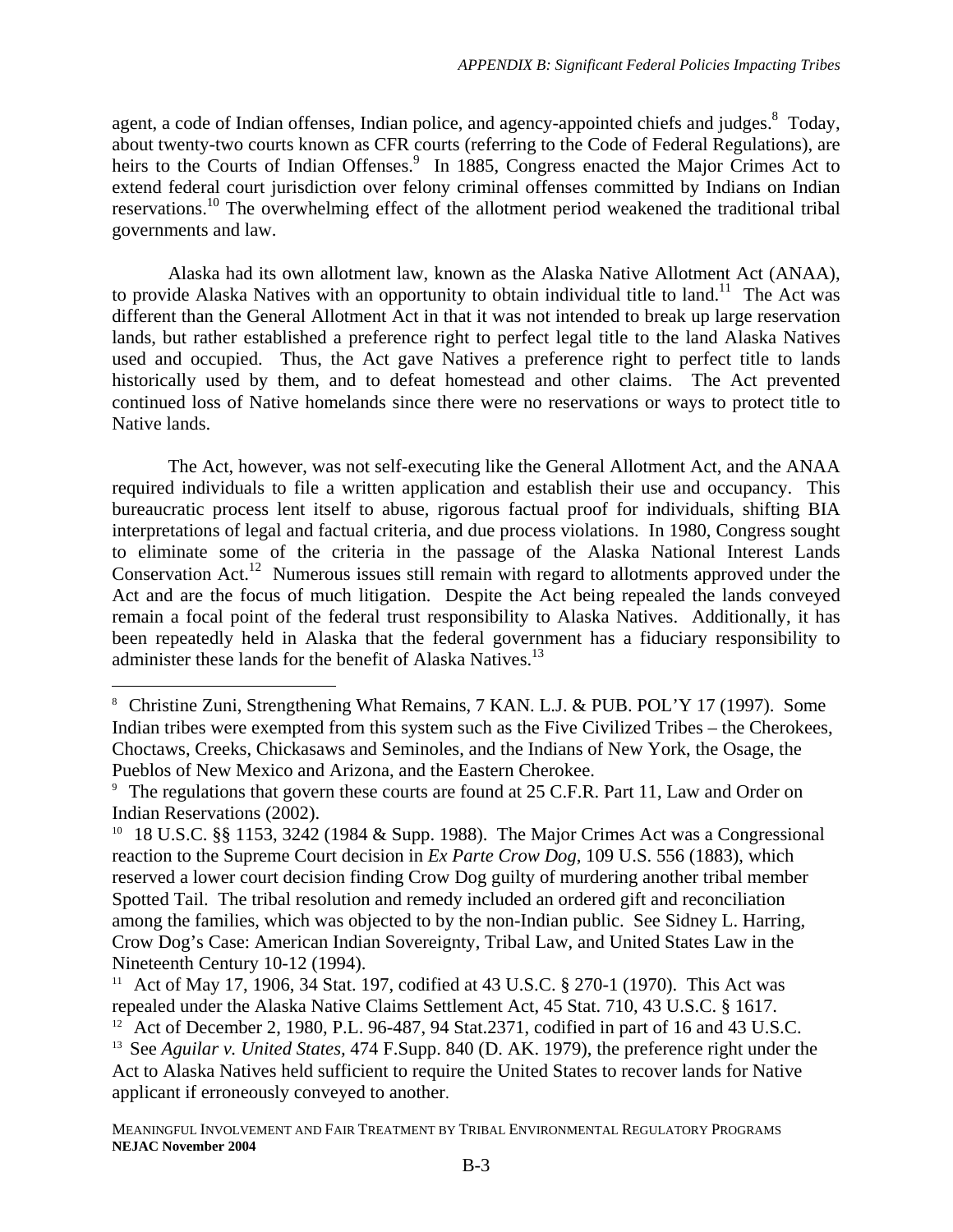agent, a code of Indian offenses, Indian police, and agency-appointed chiefs and judges.[8] Today, about twenty-two courts known as CFR courts (referring to the Code of Federal Regulations), are heirs to the Courts of Indian Offenses.[9] In 1885, Congress enacted the Major Crimes Act to extend federal court jurisdiction over felony criminal offenses committed by Indians on Indian reservations.[10] The overwhelming effect of the allotment period weakened the traditional tribal governments and law.

Alaska had its own allotment law, known as the Alaska Native Allotment Act (ANAA), to provide Alaska Natives with an opportunity to obtain individual title to land.[11] The Act was different than the General Allotment Act in that it was not intended to break up large reservation lands, but rather established a preference right to perfect legal title to the land Alaska Natives used and occupied. Thus, the Act gave Natives a preference right to perfect title to lands historically used by them, and to defeat homestead and other claims. The Act prevented continued loss of Native homelands since there were no reservations or ways to protect title to Native lands.

The Act, however, was not self-executing like the General Allotment Act, and the ANAA required individuals to file a written application and establish their use and occupancy. This bureaucratic process lent itself to abuse, rigorous factual proof for individuals, shifting BIA interpretations of legal and factual criteria, and due process violations. In 1980, Congress sought to eliminate some of the criteria in the passage of the Alaska National Interest Lands Conservation Act.[12] Numerous issues still remain with regard to allotments approved under the Act and are the focus of much litigation. Despite the Act being repealed the lands conveyed remain a focal point of the federal trust responsibility to Alaska Natives. Additionally, it has been repeatedly held in Alaska that the federal government has a fiduciary responsibility to administer these lands for the benefit of Alaska Natives.[13]

---

[8] Christine Zuni, Strengthening What Remains, 7 KAN. L.J. & PUB. POL'Y 17 (1997). Some Indian tribes were exempted from this system such as the Five Civilized Tribes – the Cherokees, Choctaws, Creeks, Chickasaws and Seminoles, and the Indians of New York, the Osage, the Pueblos of New Mexico and Arizona, and the Eastern Cherokee.

[9] The regulations that govern these courts are found at 25 C.F.R. Part 11, Law and Order on Indian Reservations (2002).

[10] 18 U.S.C. §§ 1153, 3242 (1984 & Supp. 1988). The Major Crimes Act was a Congressional reaction to the Supreme Court decision in *Ex Parte Crow Dog*, 109 U.S. 556 (1883), which reserved a lower court decision finding Crow Dog guilty of murdering another tribal member Spotted Tail. The tribal resolution and remedy included an ordered gift and reconciliation among the families, which was objected to by the non-Indian public. See Sidney L. Harring, Crow Dog's Case: American Indian Sovereignty, Tribal Law, and United States Law in the Nineteenth Century 10-12 (1994).

[11] Act of May 17, 1906, 34 Stat. 197, codified at 43 U.S.C. § 270-1 (1970). This Act was repealed under the Alaska Native Claims Settlement Act, 45 Stat. 710, 43 U.S.C. § 1617.

[12] Act of December 2, 1980, P.L. 96-487, 94 Stat.2371, codified in part of 16 and 43 U.S.C.

[13] See *Aguilar v. United States*, 474 F.Supp. 840 (D. AK. 1979), the preference right under the Act to Alaska Natives held sufficient to require the United States to recover lands for Native applicant if erroneously conveyed to another.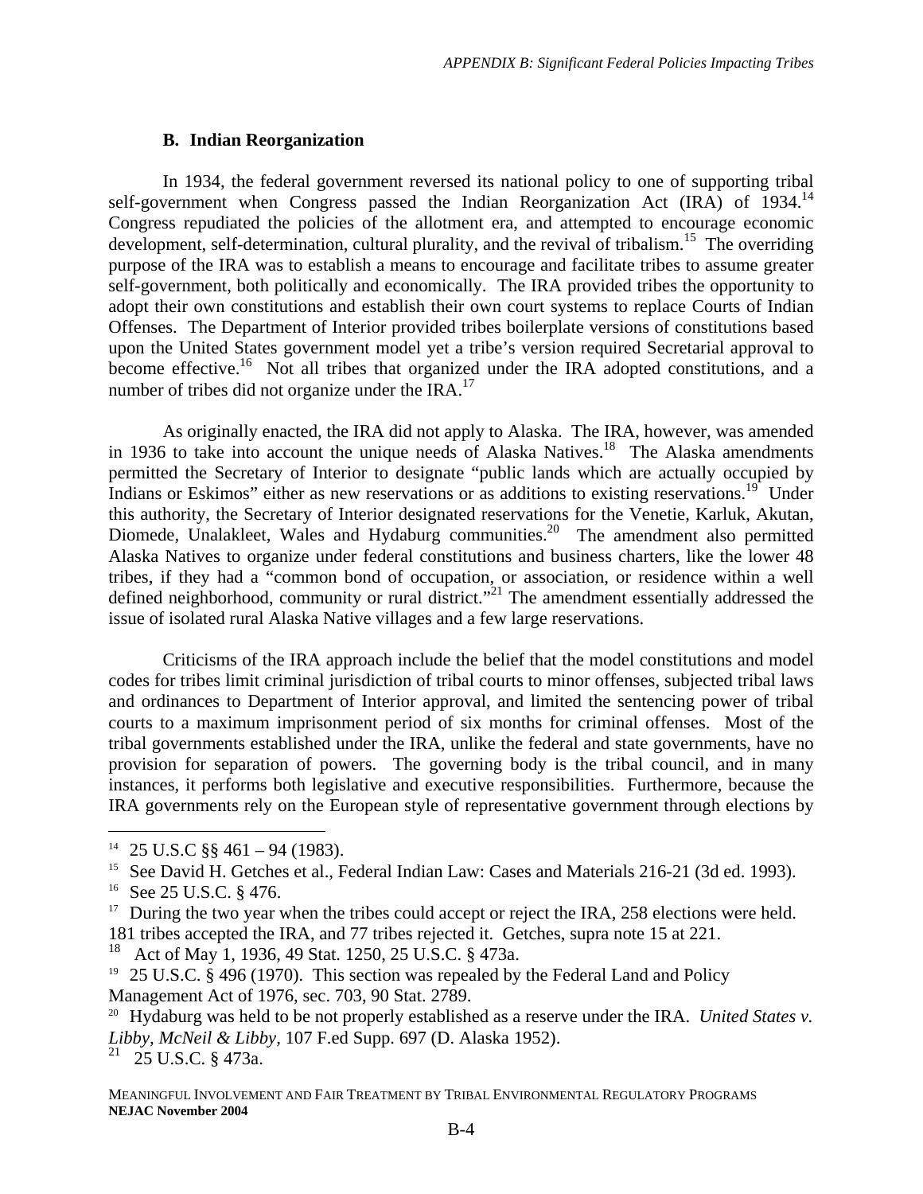### B. Indian Reorganization

In 1934, the federal government reversed its national policy to one of supporting tribal self-government when Congress passed the Indian Reorganization Act (IRA) of 1934.[14] Congress repudiated the policies of the allotment era, and attempted to encourage economic development, self-determination, cultural plurality, and the revival of tribalism.[15] The overriding purpose of the IRA was to establish a means to encourage and facilitate tribes to assume greater self-government, both politically and economically. The IRA provided tribes the opportunity to adopt their own constitutions and establish their own court systems to replace Courts of Indian Offenses. The Department of Interior provided tribes boilerplate versions of constitutions based upon the United States government model yet a tribe's version required Secretarial approval to become effective.[16] Not all tribes that organized under the IRA adopted constitutions, and a number of tribes did not organize under the IRA.[17]

As originally enacted, the IRA did not apply to Alaska. The IRA, however, was amended in 1936 to take into account the unique needs of Alaska Natives.[18] The Alaska amendments permitted the Secretary of Interior to designate "public lands which are actually occupied by Indians or Eskimos" either as new reservations or as additions to existing reservations.[19] Under this authority, the Secretary of Interior designated reservations for the Venetie, Karluk, Akutan, Diomede, Unalakleet, Wales and Hydaburg communities.[20] The amendment also permitted Alaska Natives to organize under federal constitutions and business charters, like the lower 48 tribes, if they had a "common bond of occupation, or association, or residence within a well defined neighborhood, community or rural district."[21] The amendment essentially addressed the issue of isolated rural Alaska Native villages and a few large reservations.

Criticisms of the IRA approach include the belief that the model constitutions and model codes for tribes limit criminal jurisdiction of tribal courts to minor offenses, subjected tribal laws and ordinances to Department of Interior approval, and limited the sentencing power of tribal courts to a maximum imprisonment period of six months for criminal offenses. Most of the tribal governments established under the IRA, unlike the federal and state governments, have no provision for separation of powers. The governing body is the tribal council, and in many instances, it performs both legislative and executive responsibilities. Furthermore, because the IRA governments rely on the European style of representative government through elections by

---

[14] 25 U.S.C §§ 461 – 94 (1983).

[15] See David H. Getches et al., Federal Indian Law: Cases and Materials 216-21 (3d ed. 1993).

[16] See 25 U.S.C. § 476.

[17] During the two year when the tribes could accept or reject the IRA, 258 elections were held. 181 tribes accepted the IRA, and 77 tribes rejected it. Getches, supra note 15 at 221.

[18] Act of May 1, 1936, 49 Stat. 1250, 25 U.S.C. § 473a.

[19] 25 U.S.C. § 496 (1970). This section was repealed by the Federal Land and Policy Management Act of 1976, sec. 703, 90 Stat. 2789.

[20] Hydaburg was held to be not properly established as a reserve under the IRA. *United States v. Libby, McNeil & Libby*, 107 F.ed Supp. 697 (D. Alaska 1952).

[21] 25 U.S.C. § 473a.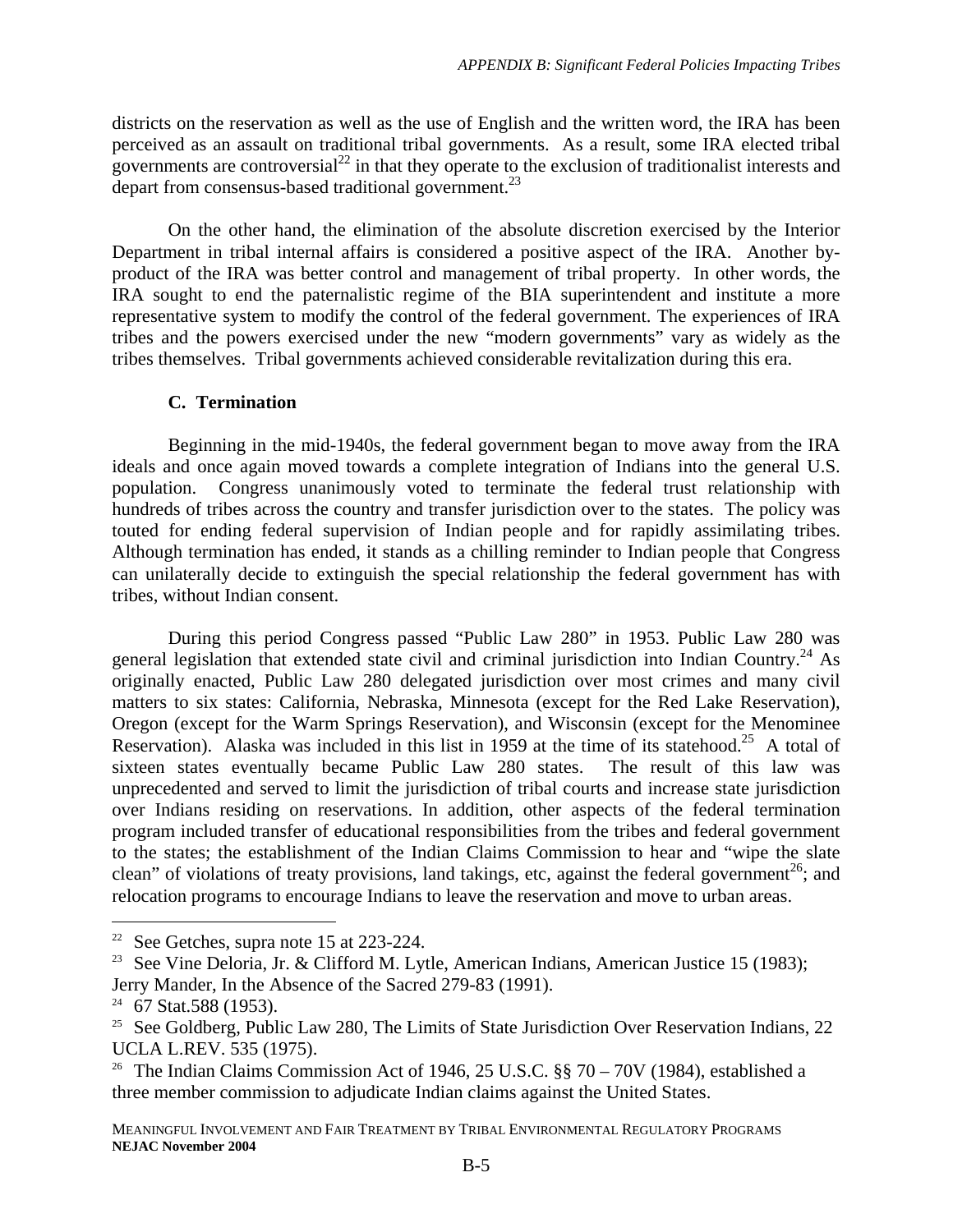districts on the reservation as well as the use of English and the written word, the IRA has been perceived as an assault on traditional tribal governments. As a result, some IRA elected tribal governments are controversial[22] in that they operate to the exclusion of traditionalist interests and depart from consensus-based traditional government.[23]

On the other hand, the elimination of the absolute discretion exercised by the Interior Department in tribal internal affairs is considered a positive aspect of the IRA. Another by-product of the IRA was better control and management of tribal property. In other words, the IRA sought to end the paternalistic regime of the BIA superintendent and institute a more representative system to modify the control of the federal government. The experiences of IRA tribes and the powers exercised under the new "modern governments" vary as widely as the tribes themselves. Tribal governments achieved considerable revitalization during this era.

### C. Termination

Beginning in the mid-1940s, the federal government began to move away from the IRA ideals and once again moved towards a complete integration of Indians into the general U.S. population. Congress unanimously voted to terminate the federal trust relationship with hundreds of tribes across the country and transfer jurisdiction over to the states. The policy was touted for ending federal supervision of Indian people and for rapidly assimilating tribes. Although termination has ended, it stands as a chilling reminder to Indian people that Congress can unilaterally decide to extinguish the special relationship the federal government has with tribes, without Indian consent.

During this period Congress passed "Public Law 280" in 1953. Public Law 280 was general legislation that extended state civil and criminal jurisdiction into Indian Country.[24] As originally enacted, Public Law 280 delegated jurisdiction over most crimes and many civil matters to six states: California, Nebraska, Minnesota (except for the Red Lake Reservation), Oregon (except for the Warm Springs Reservation), and Wisconsin (except for the Menominee Reservation). Alaska was included in this list in 1959 at the time of its statehood.[25] A total of sixteen states eventually became Public Law 280 states. The result of this law was unprecedented and served to limit the jurisdiction of tribal courts and increase state jurisdiction over Indians residing on reservations. In addition, other aspects of the federal termination program included transfer of educational responsibilities from the tribes and federal government to the states; the establishment of the Indian Claims Commission to hear and "wipe the slate clean" of violations of treaty provisions, land takings, etc, against the federal government[26]; and relocation programs to encourage Indians to leave the reservation and move to urban areas.

---

[22] See Getches, supra note 15 at 223-224.

[23] See Vine Deloria, Jr. & Clifford M. Lytle, American Indians, American Justice 15 (1983); Jerry Mander, In the Absence of the Sacred 279-83 (1991).

[24] 67 Stat.588 (1953).

[25] See Goldberg, Public Law 280, The Limits of State Jurisdiction Over Reservation Indians, 22 UCLA L.REV. 535 (1975).

[26] The Indian Claims Commission Act of 1946, 25 U.S.C. §§ 70 – 70V (1984), established a three member commission to adjudicate Indian claims against the United States.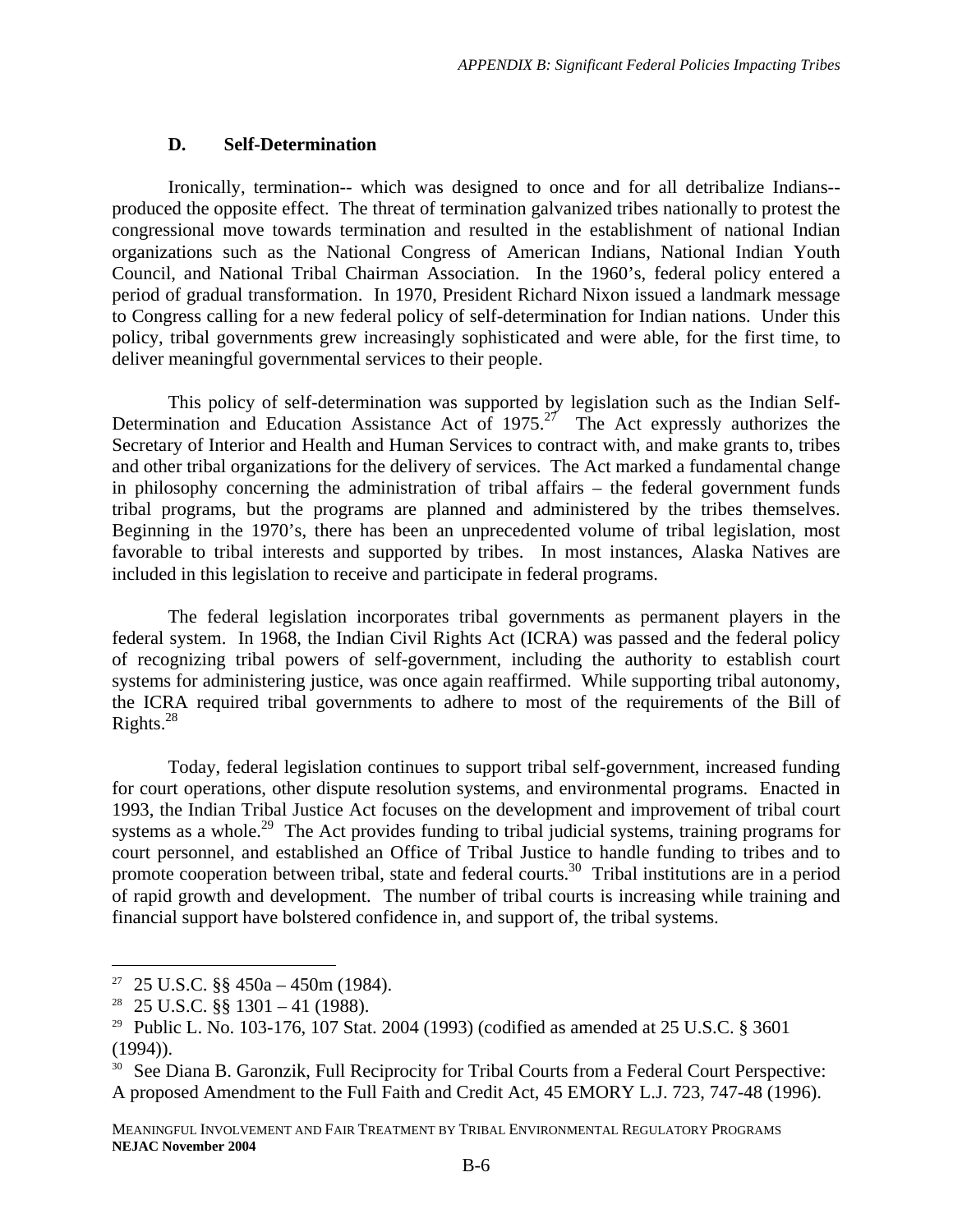### D. Self-Determination

Ironically, termination-- which was designed to once and for all detribalize Indians-- produced the opposite effect. The threat of termination galvanized tribes nationally to protest the congressional move towards termination and resulted in the establishment of national Indian organizations such as the National Congress of American Indians, National Indian Youth Council, and National Tribal Chairman Association. In the 1960's, federal policy entered a period of gradual transformation. In 1970, President Richard Nixon issued a landmark message to Congress calling for a new federal policy of self-determination for Indian nations. Under this policy, tribal governments grew increasingly sophisticated and were able, for the first time, to deliver meaningful governmental services to their people.

This policy of self-determination was supported by legislation such as the Indian Self-Determination and Education Assistance Act of 1975.[27] The Act expressly authorizes the Secretary of Interior and Health and Human Services to contract with, and make grants to, tribes and other tribal organizations for the delivery of services. The Act marked a fundamental change in philosophy concerning the administration of tribal affairs – the federal government funds tribal programs, but the programs are planned and administered by the tribes themselves. Beginning in the 1970's, there has been an unprecedented volume of tribal legislation, most favorable to tribal interests and supported by tribes. In most instances, Alaska Natives are included in this legislation to receive and participate in federal programs.

The federal legislation incorporates tribal governments as permanent players in the federal system. In 1968, the Indian Civil Rights Act (ICRA) was passed and the federal policy of recognizing tribal powers of self-government, including the authority to establish court systems for administering justice, was once again reaffirmed. While supporting tribal autonomy, the ICRA required tribal governments to adhere to most of the requirements of the Bill of Rights.[28]

Today, federal legislation continues to support tribal self-government, increased funding for court operations, other dispute resolution systems, and environmental programs. Enacted in 1993, the Indian Tribal Justice Act focuses on the development and improvement of tribal court systems as a whole.[29] The Act provides funding to tribal judicial systems, training programs for court personnel, and established an Office of Tribal Justice to handle funding to tribes and to promote cooperation between tribal, state and federal courts.[30] Tribal institutions are in a period of rapid growth and development. The number of tribal courts is increasing while training and financial support have bolstered confidence in, and support of, the tribal systems.

---

[27] 25 U.S.C. §§ 450a – 450m (1984).

[28] 25 U.S.C. §§ 1301 – 41 (1988).

[29] Public L. No. 103-176, 107 Stat. 2004 (1993) (codified as amended at 25 U.S.C. § 3601 (1994)).

[30] See Diana B. Garonzik, Full Reciprocity for Tribal Courts from a Federal Court Perspective: A proposed Amendment to the Full Faith and Credit Act, 45 EMORY L.J. 723, 747-48 (1996).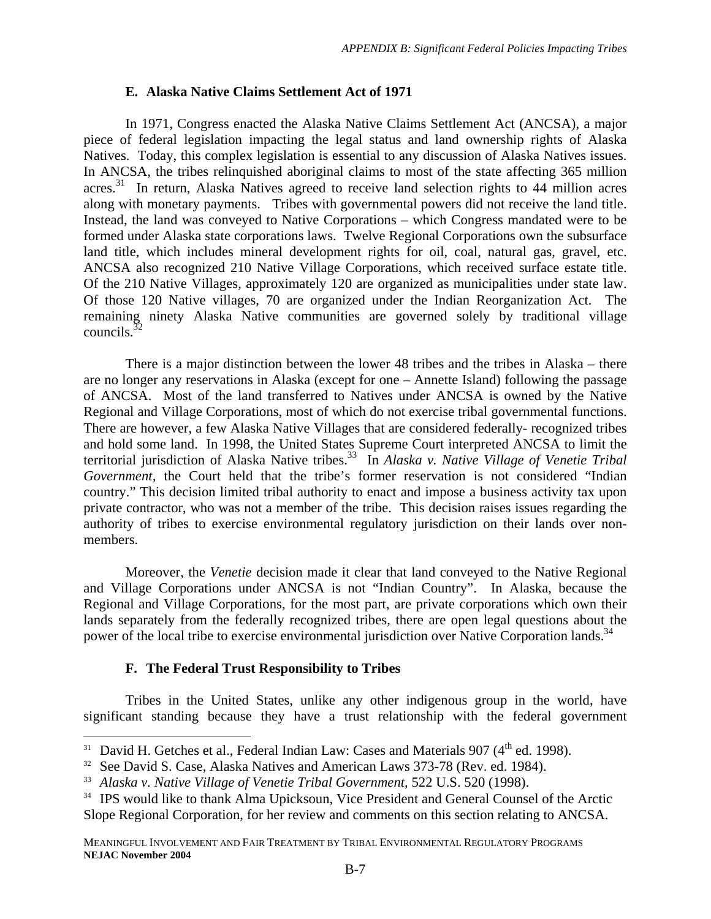### E. Alaska Native Claims Settlement Act of 1971

In 1971, Congress enacted the Alaska Native Claims Settlement Act (ANCSA), a major piece of federal legislation impacting the legal status and land ownership rights of Alaska Natives. Today, this complex legislation is essential to any discussion of Alaska Natives issues. In ANCSA, the tribes relinquished aboriginal claims to most of the state affecting 365 million acres.[31] In return, Alaska Natives agreed to receive land selection rights to 44 million acres along with monetary payments. Tribes with governmental powers did not receive the land title. Instead, the land was conveyed to Native Corporations – which Congress mandated were to be formed under Alaska state corporations laws. Twelve Regional Corporations own the subsurface land title, which includes mineral development rights for oil, coal, natural gas, gravel, etc. ANCSA also recognized 210 Native Village Corporations, which received surface estate title. Of the 210 Native Villages, approximately 120 are organized as municipalities under state law. Of those 120 Native villages, 70 are organized under the Indian Reorganization Act. The remaining ninety Alaska Native communities are governed solely by traditional village councils.[32]

There is a major distinction between the lower 48 tribes and the tribes in Alaska – there are no longer any reservations in Alaska (except for one – Annette Island) following the passage of ANCSA. Most of the land transferred to Natives under ANCSA is owned by the Native Regional and Village Corporations, most of which do not exercise tribal governmental functions. There are however, a few Alaska Native Villages that are considered federally- recognized tribes and hold some land. In 1998, the United States Supreme Court interpreted ANCSA to limit the territorial jurisdiction of Alaska Native tribes.[33] In *Alaska v. Native Village of Venetie Tribal Government*, the Court held that the tribe's former reservation is not considered "Indian country." This decision limited tribal authority to enact and impose a business activity tax upon private contractor, who was not a member of the tribe. This decision raises issues regarding the authority of tribes to exercise environmental regulatory jurisdiction on their lands over non-members.

Moreover, the *Venetie* decision made it clear that land conveyed to the Native Regional and Village Corporations under ANCSA is not "Indian Country". In Alaska, because the Regional and Village Corporations, for the most part, are private corporations which own their lands separately from the federally recognized tribes, there are open legal questions about the power of the local tribe to exercise environmental jurisdiction over Native Corporation lands.[34]

### F. The Federal Trust Responsibility to Tribes

Tribes in the United States, unlike any other indigenous group in the world, have significant standing because they have a trust relationship with the federal government

---

[31] David H. Getches et al., Federal Indian Law: Cases and Materials 907 (4th ed. 1998).

[32] See David S. Case, Alaska Natives and American Laws 373-78 (Rev. ed. 1984).

[33] *Alaska v. Native Village of Venetie Tribal Government*, 522 U.S. 520 (1998).

[34] IPS would like to thank Alma Upicksoun, Vice President and General Counsel of the Arctic Slope Regional Corporation, for her review and comments on this section relating to ANCSA.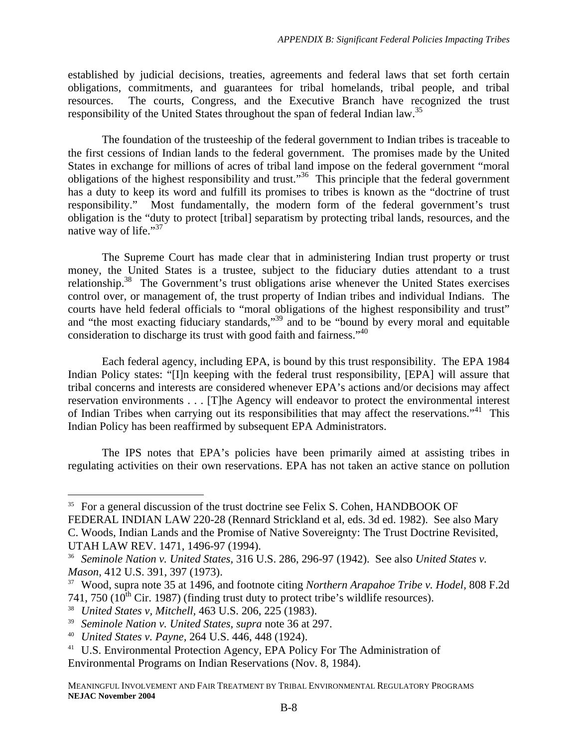established by judicial decisions, treaties, agreements and federal laws that set forth certain obligations, commitments, and guarantees for tribal homelands, tribal people, and tribal resources. The courts, Congress, and the Executive Branch have recognized the trust responsibility of the United States throughout the span of federal Indian law.[35]

The foundation of the trusteeship of the federal government to Indian tribes is traceable to the first cessions of Indian lands to the federal government. The promises made by the United States in exchange for millions of acres of tribal land impose on the federal government "moral obligations of the highest responsibility and trust."[36] This principle that the federal government has a duty to keep its word and fulfill its promises to tribes is known as the "doctrine of trust responsibility." Most fundamentally, the modern form of the federal government's trust obligation is the "duty to protect [tribal] separatism by protecting tribal lands, resources, and the native way of life."[37]

The Supreme Court has made clear that in administering Indian trust property or trust money, the United States is a trustee, subject to the fiduciary duties attendant to a trust relationship.[38] The Government's trust obligations arise whenever the United States exercises control over, or management of, the trust property of Indian tribes and individual Indians. The courts have held federal officials to "moral obligations of the highest responsibility and trust" and "the most exacting fiduciary standards,"[39] and to be "bound by every moral and equitable consideration to discharge its trust with good faith and fairness."[40]

Each federal agency, including EPA, is bound by this trust responsibility. The EPA 1984 Indian Policy states: "[I]n keeping with the federal trust responsibility, [EPA] will assure that tribal concerns and interests are considered whenever EPA's actions and/or decisions may affect reservation environments . . . [T]he Agency will endeavor to protect the environmental interest of Indian Tribes when carrying out its responsibilities that may affect the reservations."[41] This Indian Policy has been reaffirmed by subsequent EPA Administrators.

The IPS notes that EPA's policies have been primarily aimed at assisting tribes in regulating activities on their own reservations. EPA has not taken an active stance on pollution

---

[35] For a general discussion of the trust doctrine see Felix S. Cohen, HANDBOOK OF FEDERAL INDIAN LAW 220-28 (Rennard Strickland et al, eds. 3d ed. 1982). See also Mary C. Woods, Indian Lands and the Promise of Native Sovereignty: The Trust Doctrine Revisited, UTAH LAW REV. 1471, 1496-97 (1994).

[36] *Seminole Nation v. United States*, 316 U.S. 286, 296-97 (1942). See also *United States v. Mason*, 412 U.S. 391, 397 (1973).

[37] Wood, supra note 35 at 1496, and footnote citing *Northern Arapahoe Tribe v. Hodel*, 808 F.2d 741, 750 (10th Cir. 1987) (finding trust duty to protect tribe's wildlife resources).

[38] *United States v, Mitchell*, 463 U.S. 206, 225 (1983).

[39] *Seminole Nation v. United States*, *supra* note 36 at 297.

[40] *United States v. Payne*, 264 U.S. 446, 448 (1924).

[41] U.S. Environmental Protection Agency, EPA Policy For The Administration of Environmental Programs on Indian Reservations (Nov. 8, 1984).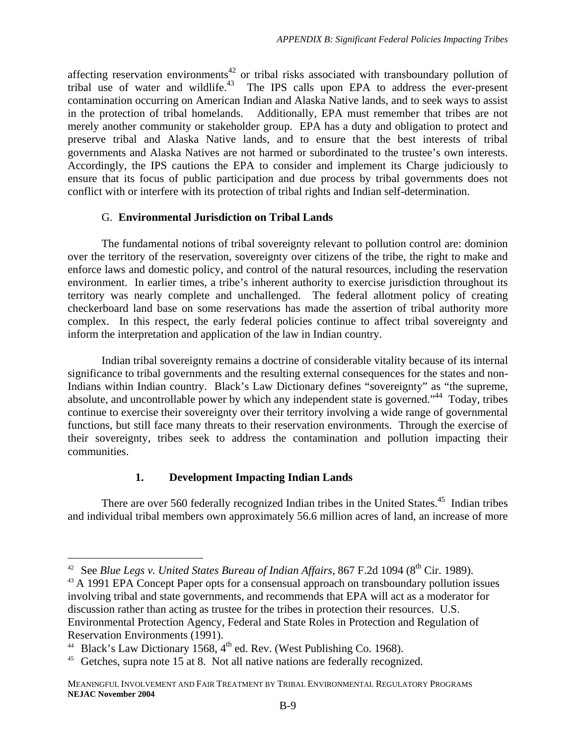affecting reservation environments[42] or tribal risks associated with transboundary pollution of tribal use of water and wildlife.[43] The IPS calls upon EPA to address the ever-present contamination occurring on American Indian and Alaska Native lands, and to seek ways to assist in the protection of tribal homelands. Additionally, EPA must remember that tribes are not merely another community or stakeholder group. EPA has a duty and obligation to protect and preserve tribal and Alaska Native lands, and to ensure that the best interests of tribal governments and Alaska Natives are not harmed or subordinated to the trustee's own interests. Accordingly, the IPS cautions the EPA to consider and implement its Charge judiciously to ensure that its focus of public participation and due process by tribal governments does not conflict with or interfere with its protection of tribal rights and Indian self-determination.

### G. **Environmental Jurisdiction on Tribal Lands**

The fundamental notions of tribal sovereignty relevant to pollution control are: dominion over the territory of the reservation, sovereignty over citizens of the tribe, the right to make and enforce laws and domestic policy, and control of the natural resources, including the reservation environment. In earlier times, a tribe's inherent authority to exercise jurisdiction throughout its territory was nearly complete and unchallenged. The federal allotment policy of creating checkerboard land base on some reservations has made the assertion of tribal authority more complex. In this respect, the early federal policies continue to affect tribal sovereignty and inform the interpretation and application of the law in Indian country.

Indian tribal sovereignty remains a doctrine of considerable vitality because of its internal significance to tribal governments and the resulting external consequences for the states and non-Indians within Indian country. Black's Law Dictionary defines "sovereignty" as "the supreme, absolute, and uncontrollable power by which any independent state is governed."[44] Today, tribes continue to exercise their sovereignty over their territory involving a wide range of governmental functions, but still face many threats to their reservation environments. Through the exercise of their sovereignty, tribes seek to address the contamination and pollution impacting their communities.

#### 1. **Development Impacting Indian Lands**

There are over 560 federally recognized Indian tribes in the United States.[45] Indian tribes and individual tribal members own approximately 56.6 million acres of land, an increase of more

---

[42] See *Blue Legs v. United States Bureau of Indian Affairs,* 867 F.2d 1094 (8th Cir. 1989).

[43] A 1991 EPA Concept Paper opts for a consensual approach on transboundary pollution issues involving tribal and state governments, and recommends that EPA will act as a moderator for discussion rather than acting as trustee for the tribes in protection their resources. U.S. Environmental Protection Agency, Federal and State Roles in Protection and Regulation of Reservation Environments (1991).

[44] Black's Law Dictionary 1568, 4th ed. Rev. (West Publishing Co. 1968).

[45] Getches, supra note 15 at 8. Not all native nations are federally recognized.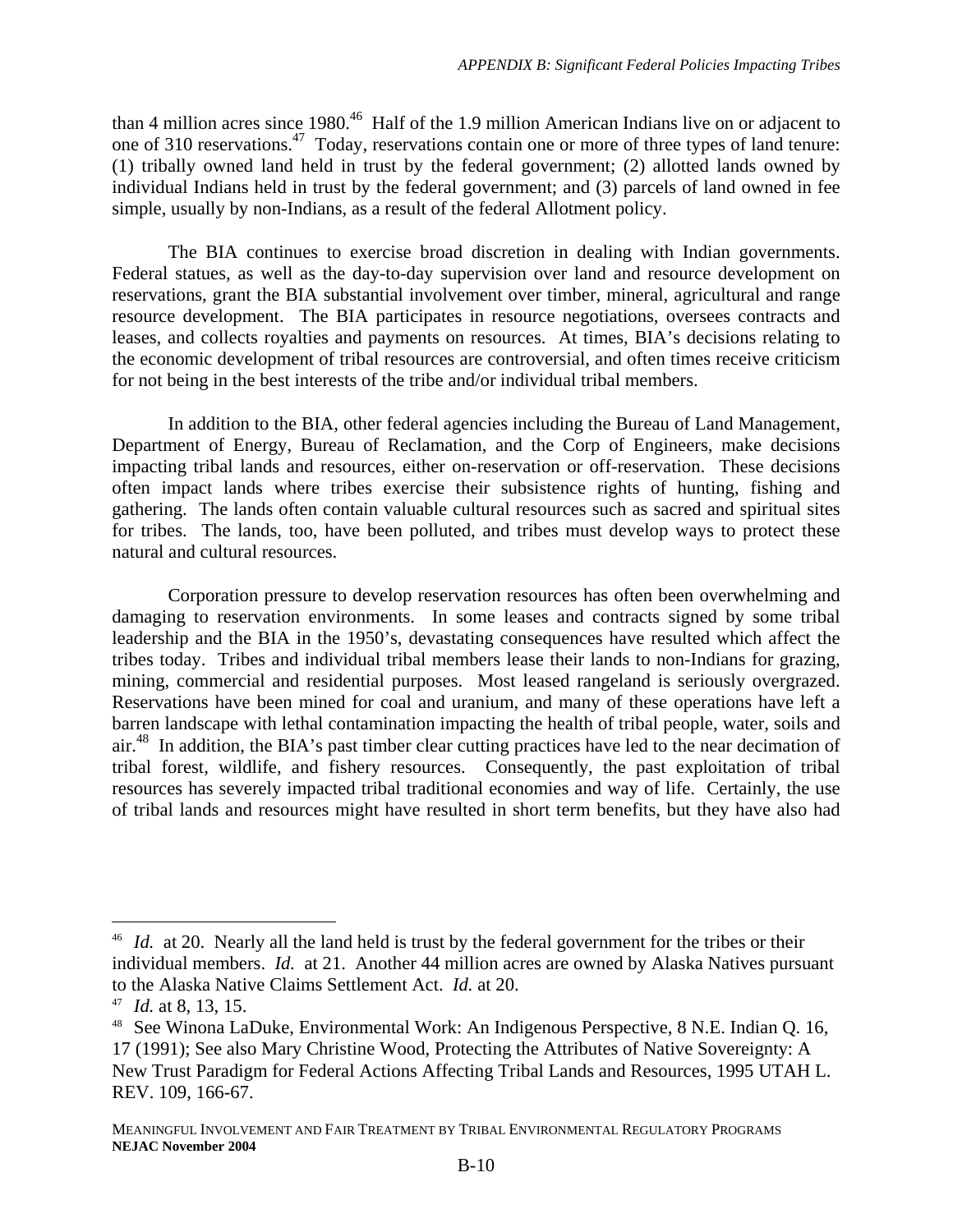than 4 million acres since 1980.[46] Half of the 1.9 million American Indians live on or adjacent to one of 310 reservations.[47] Today, reservations contain one or more of three types of land tenure: (1) tribally owned land held in trust by the federal government; (2) allotted lands owned by individual Indians held in trust by the federal government; and (3) parcels of land owned in fee simple, usually by non-Indians, as a result of the federal Allotment policy.

The BIA continues to exercise broad discretion in dealing with Indian governments. Federal statues, as well as the day-to-day supervision over land and resource development on reservations, grant the BIA substantial involvement over timber, mineral, agricultural and range resource development. The BIA participates in resource negotiations, oversees contracts and leases, and collects royalties and payments on resources. At times, BIA's decisions relating to the economic development of tribal resources are controversial, and often times receive criticism for not being in the best interests of the tribe and/or individual tribal members.

In addition to the BIA, other federal agencies including the Bureau of Land Management, Department of Energy, Bureau of Reclamation, and the Corp of Engineers, make decisions impacting tribal lands and resources, either on-reservation or off-reservation. These decisions often impact lands where tribes exercise their subsistence rights of hunting, fishing and gathering. The lands often contain valuable cultural resources such as sacred and spiritual sites for tribes. The lands, too, have been polluted, and tribes must develop ways to protect these natural and cultural resources.

Corporation pressure to develop reservation resources has often been overwhelming and damaging to reservation environments. In some leases and contracts signed by some tribal leadership and the BIA in the 1950's, devastating consequences have resulted which affect the tribes today. Tribes and individual tribal members lease their lands to non-Indians for grazing, mining, commercial and residential purposes. Most leased rangeland is seriously overgrazed. Reservations have been mined for coal and uranium, and many of these operations have left a barren landscape with lethal contamination impacting the health of tribal people, water, soils and air.[48] In addition, the BIA's past timber clear cutting practices have led to the near decimation of tribal forest, wildlife, and fishery resources. Consequently, the past exploitation of tribal resources has severely impacted tribal traditional economies and way of life. Certainly, the use of tribal lands and resources might have resulted in short term benefits, but they have also had

---

[46] *Id.* at 20. Nearly all the land held is trust by the federal government for the tribes or their individual members. *Id.* at 21. Another 44 million acres are owned by Alaska Natives pursuant to the Alaska Native Claims Settlement Act. *Id.* at 20.

[47] *Id.* at 8, 13, 15.

[48] See Winona LaDuke, Environmental Work: An Indigenous Perspective, 8 N.E. Indian Q. 16, 17 (1991); See also Mary Christine Wood, Protecting the Attributes of Native Sovereignty: A New Trust Paradigm for Federal Actions Affecting Tribal Lands and Resources, 1995 UTAH L. REV. 109, 166-67.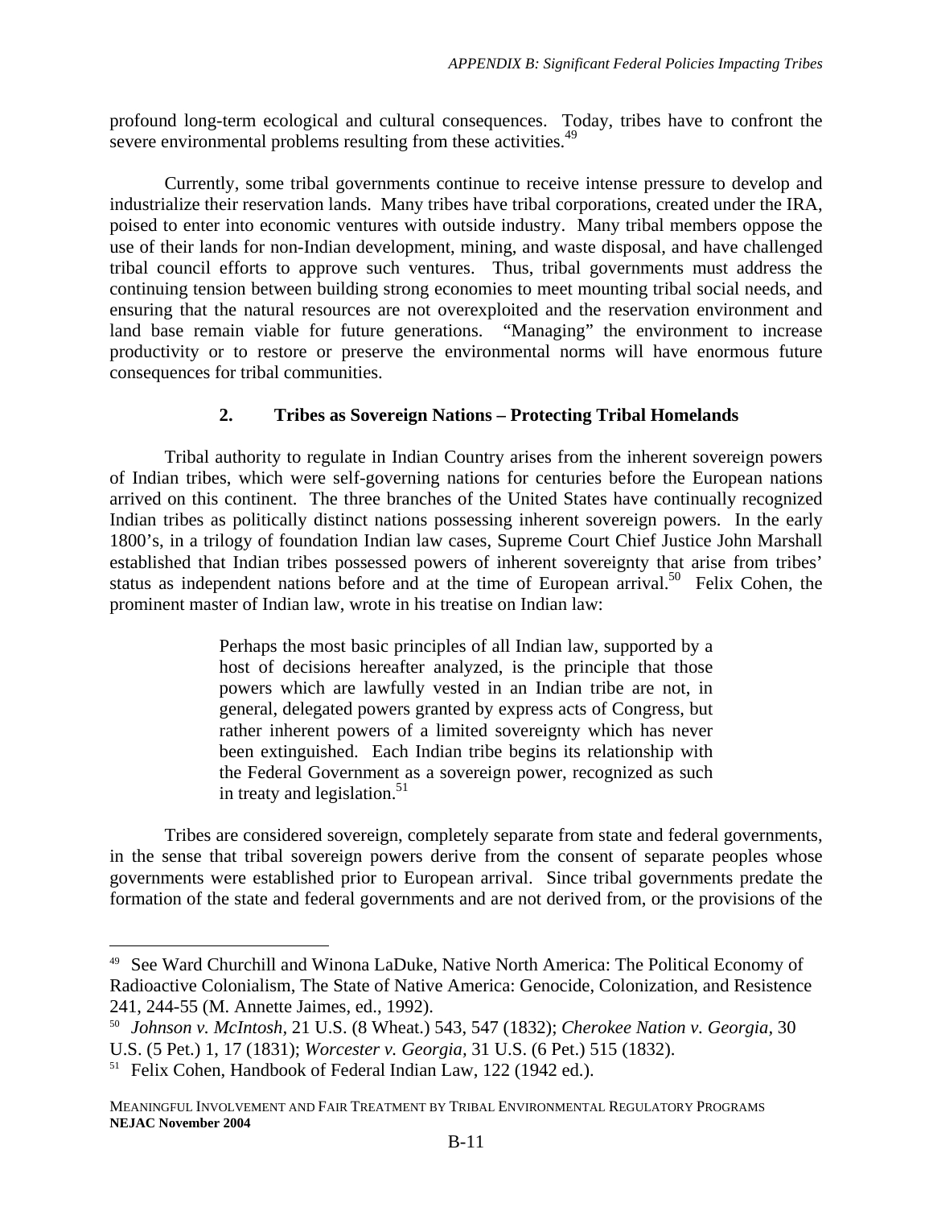profound long-term ecological and cultural consequences. Today, tribes have to confront the severe environmental problems resulting from these activities.[49]

Currently, some tribal governments continue to receive intense pressure to develop and industrialize their reservation lands. Many tribes have tribal corporations, created under the IRA, poised to enter into economic ventures with outside industry. Many tribal members oppose the use of their lands for non-Indian development, mining, and waste disposal, and have challenged tribal council efforts to approve such ventures. Thus, tribal governments must address the continuing tension between building strong economies to meet mounting tribal social needs, and ensuring that the natural resources are not overexploited and the reservation environment and land base remain viable for future generations. "Managing" the environment to increase productivity or to restore or preserve the environmental norms will have enormous future consequences for tribal communities.

### 2. Tribes as Sovereign Nations – Protecting Tribal Homelands

Tribal authority to regulate in Indian Country arises from the inherent sovereign powers of Indian tribes, which were self-governing nations for centuries before the European nations arrived on this continent. The three branches of the United States have continually recognized Indian tribes as politically distinct nations possessing inherent sovereign powers. In the early 1800's, in a trilogy of foundation Indian law cases, Supreme Court Chief Justice John Marshall established that Indian tribes possessed powers of inherent sovereignty that arise from tribes' status as independent nations before and at the time of European arrival.[50] Felix Cohen, the prominent master of Indian law, wrote in his treatise on Indian law:

> Perhaps the most basic principles of all Indian law, supported by a host of decisions hereafter analyzed, is the principle that those powers which are lawfully vested in an Indian tribe are not, in general, delegated powers granted by express acts of Congress, but rather inherent powers of a limited sovereignty which has never been extinguished. Each Indian tribe begins its relationship with the Federal Government as a sovereign power, recognized as such in treaty and legislation.[51]

Tribes are considered sovereign, completely separate from state and federal governments, in the sense that tribal sovereign powers derive from the consent of separate peoples whose governments were established prior to European arrival. Since tribal governments predate the formation of the state and federal governments and are not derived from, or the provisions of the

---

[49] See Ward Churchill and Winona LaDuke, Native North America: The Political Economy of Radioactive Colonialism, The State of Native America: Genocide, Colonization, and Resistence 241, 244-55 (M. Annette Jaimes, ed., 1992).

[50] *Johnson v. McIntosh*, 21 U.S. (8 Wheat.) 543, 547 (1832); *Cherokee Nation v. Georgia*, 30 U.S. (5 Pet.) 1, 17 (1831); *Worcester v. Georgia*, 31 U.S. (6 Pet.) 515 (1832).

[51] Felix Cohen, Handbook of Federal Indian Law, 122 (1942 ed.).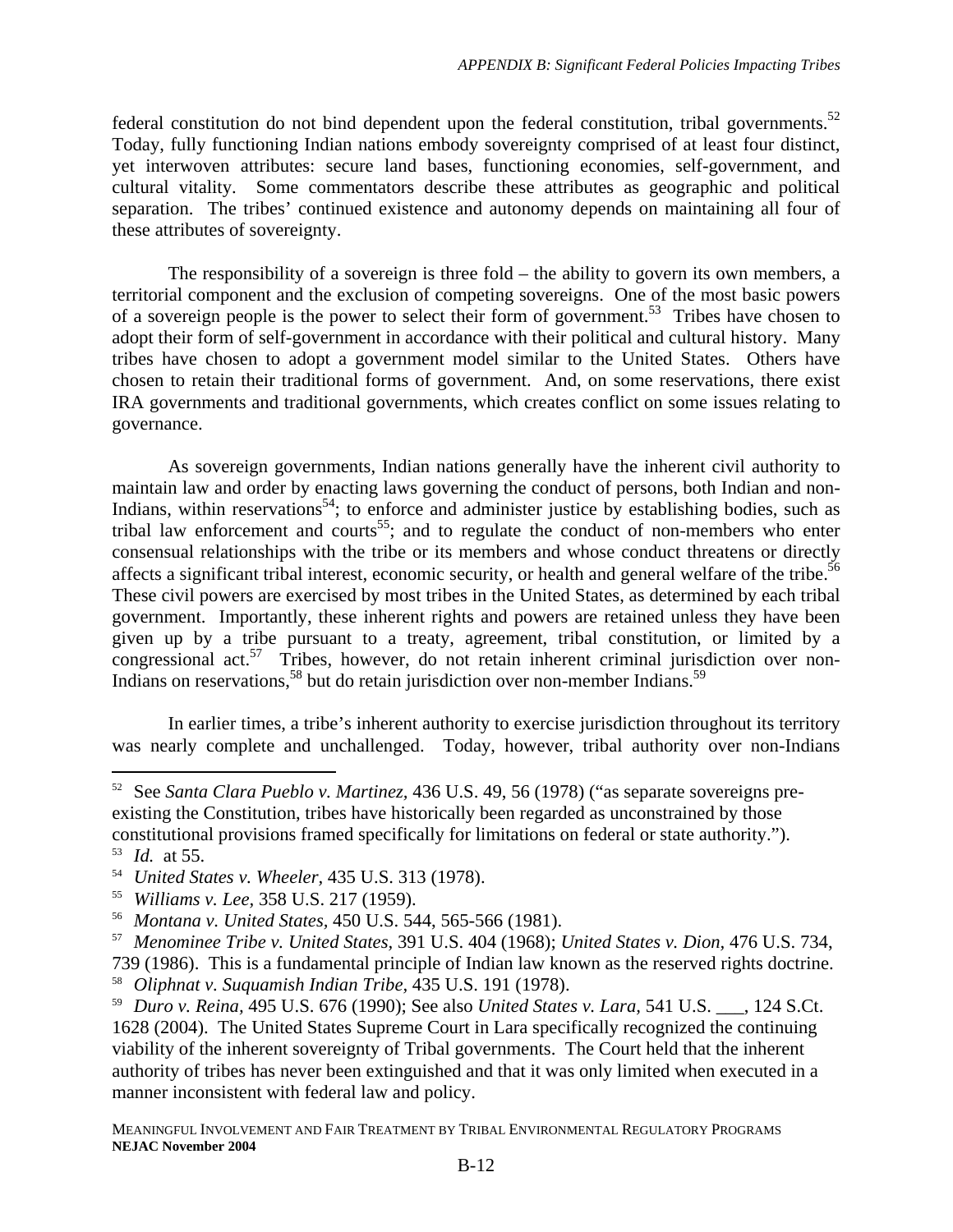federal constitution do not bind dependent upon the federal constitution, tribal governments.[52] Today, fully functioning Indian nations embody sovereignty comprised of at least four distinct, yet interwoven attributes: secure land bases, functioning economies, self-government, and cultural vitality. Some commentators describe these attributes as geographic and political separation. The tribes' continued existence and autonomy depends on maintaining all four of these attributes of sovereignty.

The responsibility of a sovereign is three fold – the ability to govern its own members, a territorial component and the exclusion of competing sovereigns. One of the most basic powers of a sovereign people is the power to select their form of government.[53] Tribes have chosen to adopt their form of self-government in accordance with their political and cultural history. Many tribes have chosen to adopt a government model similar to the United States. Others have chosen to retain their traditional forms of government. And, on some reservations, there exist IRA governments and traditional governments, which creates conflict on some issues relating to governance.

As sovereign governments, Indian nations generally have the inherent civil authority to maintain law and order by enacting laws governing the conduct of persons, both Indian and non-Indians, within reservations[54]; to enforce and administer justice by establishing bodies, such as tribal law enforcement and courts[55]; and to regulate the conduct of non-members who enter consensual relationships with the tribe or its members and whose conduct threatens or directly affects a significant tribal interest, economic security, or health and general welfare of the tribe.[56] These civil powers are exercised by most tribes in the United States, as determined by each tribal government. Importantly, these inherent rights and powers are retained unless they have been given up by a tribe pursuant to a treaty, agreement, tribal constitution, or limited by a congressional act.[57] Tribes, however, do not retain inherent criminal jurisdiction over non-Indians on reservations,[58] but do retain jurisdiction over non-member Indians.[59]

In earlier times, a tribe's inherent authority to exercise jurisdiction throughout its territory was nearly complete and unchallenged. Today, however, tribal authority over non-Indians

---

[52] See *Santa Clara Pueblo v. Martinez,* 436 U.S. 49, 56 (1978) ("as separate sovereigns pre-existing the Constitution, tribes have historically been regarded as unconstrained by those constitutional provisions framed specifically for limitations on federal or state authority.").

[53] *Id.* at 55.

[54] *United States v. Wheeler*, 435 U.S. 313 (1978).

[55] *Williams v. Lee*, 358 U.S. 217 (1959).

[56] *Montana v. United States*, 450 U.S. 544, 565-566 (1981).

[57] *Menominee Tribe v. United States,* 391 U.S. 404 (1968); *United States v. Dion,* 476 U.S. 734, 739 (1986). This is a fundamental principle of Indian law known as the reserved rights doctrine.

[58] *Oliphnat v. Suquamish Indian Tribe*, 435 U.S. 191 (1978).

[59] *Duro v. Reina,* 495 U.S. 676 (1990); See also *United States v. Lara,* 541 U.S. ___, 124 S.Ct. 1628 (2004). The United States Supreme Court in Lara specifically recognized the continuing viability of the inherent sovereignty of Tribal governments. The Court held that the inherent authority of tribes has never been extinguished and that it was only limited when executed in a manner inconsistent with federal law and policy.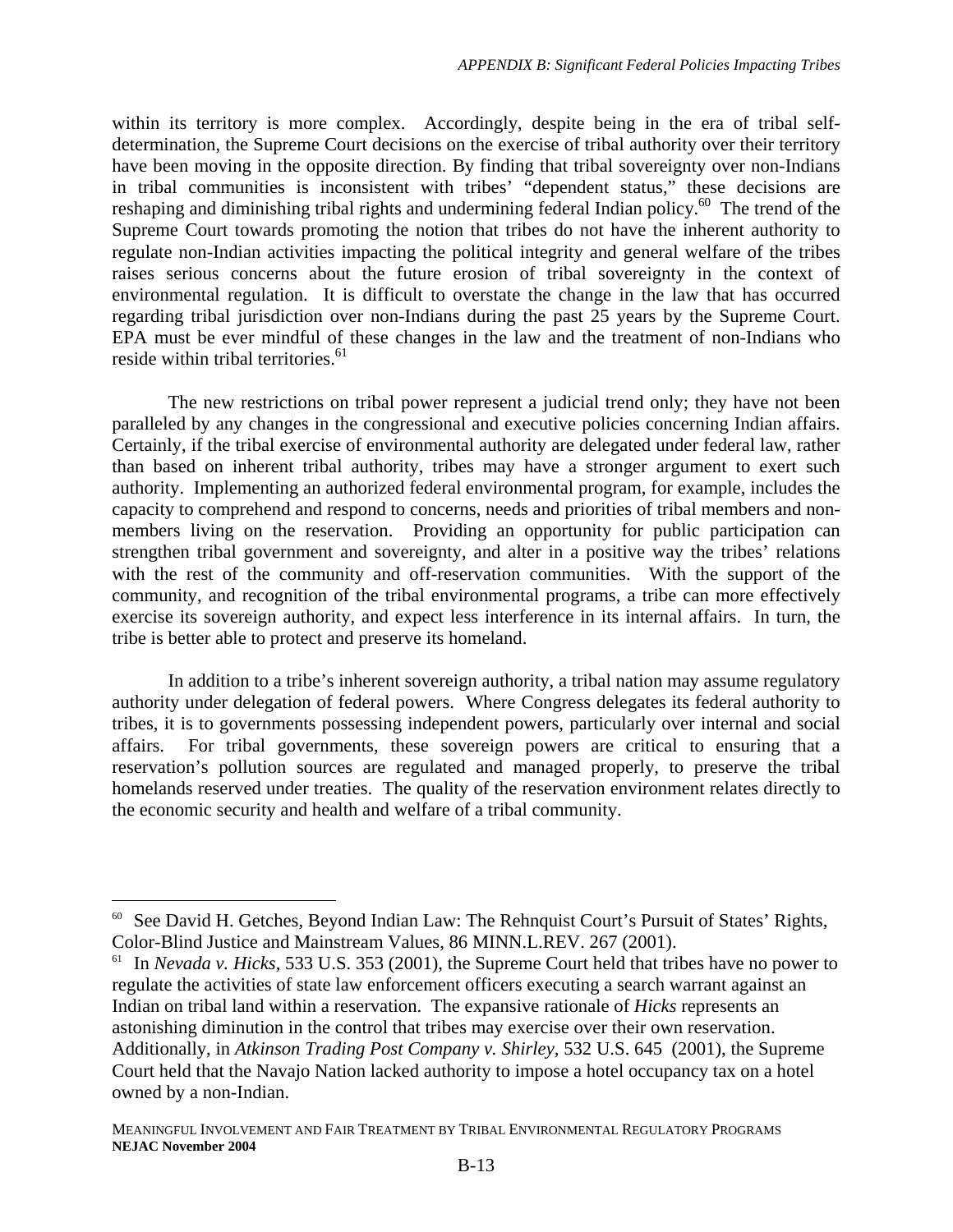within its territory is more complex. Accordingly, despite being in the era of tribal self-determination, the Supreme Court decisions on the exercise of tribal authority over their territory have been moving in the opposite direction. By finding that tribal sovereignty over non-Indians in tribal communities is inconsistent with tribes' "dependent status," these decisions are reshaping and diminishing tribal rights and undermining federal Indian policy.[60] The trend of the Supreme Court towards promoting the notion that tribes do not have the inherent authority to regulate non-Indian activities impacting the political integrity and general welfare of the tribes raises serious concerns about the future erosion of tribal sovereignty in the context of environmental regulation. It is difficult to overstate the change in the law that has occurred regarding tribal jurisdiction over non-Indians during the past 25 years by the Supreme Court. EPA must be ever mindful of these changes in the law and the treatment of non-Indians who reside within tribal territories.[61]

The new restrictions on tribal power represent a judicial trend only; they have not been paralleled by any changes in the congressional and executive policies concerning Indian affairs. Certainly, if the tribal exercise of environmental authority are delegated under federal law, rather than based on inherent tribal authority, tribes may have a stronger argument to exert such authority. Implementing an authorized federal environmental program, for example, includes the capacity to comprehend and respond to concerns, needs and priorities of tribal members and non-members living on the reservation. Providing an opportunity for public participation can strengthen tribal government and sovereignty, and alter in a positive way the tribes' relations with the rest of the community and off-reservation communities. With the support of the community, and recognition of the tribal environmental programs, a tribe can more effectively exercise its sovereign authority, and expect less interference in its internal affairs. In turn, the tribe is better able to protect and preserve its homeland.

In addition to a tribe's inherent sovereign authority, a tribal nation may assume regulatory authority under delegation of federal powers. Where Congress delegates its federal authority to tribes, it is to governments possessing independent powers, particularly over internal and social affairs. For tribal governments, these sovereign powers are critical to ensuring that a reservation's pollution sources are regulated and managed properly, to preserve the tribal homelands reserved under treaties. The quality of the reservation environment relates directly to the economic security and health and welfare of a tribal community.

---

[60] See David H. Getches, Beyond Indian Law: The Rehnquist Court's Pursuit of States' Rights, Color-Blind Justice and Mainstream Values, 86 MINN.L.REV. 267 (2001).

[61] In *Nevada v. Hicks*, 533 U.S. 353 (2001), the Supreme Court held that tribes have no power to regulate the activities of state law enforcement officers executing a search warrant against an Indian on tribal land within a reservation. The expansive rationale of *Hicks* represents an astonishing diminution in the control that tribes may exercise over their own reservation. Additionally, in *Atkinson Trading Post Company v. Shirley*, 532 U.S. 645 (2001), the Supreme Court held that the Navajo Nation lacked authority to impose a hotel occupancy tax on a hotel owned by a non-Indian.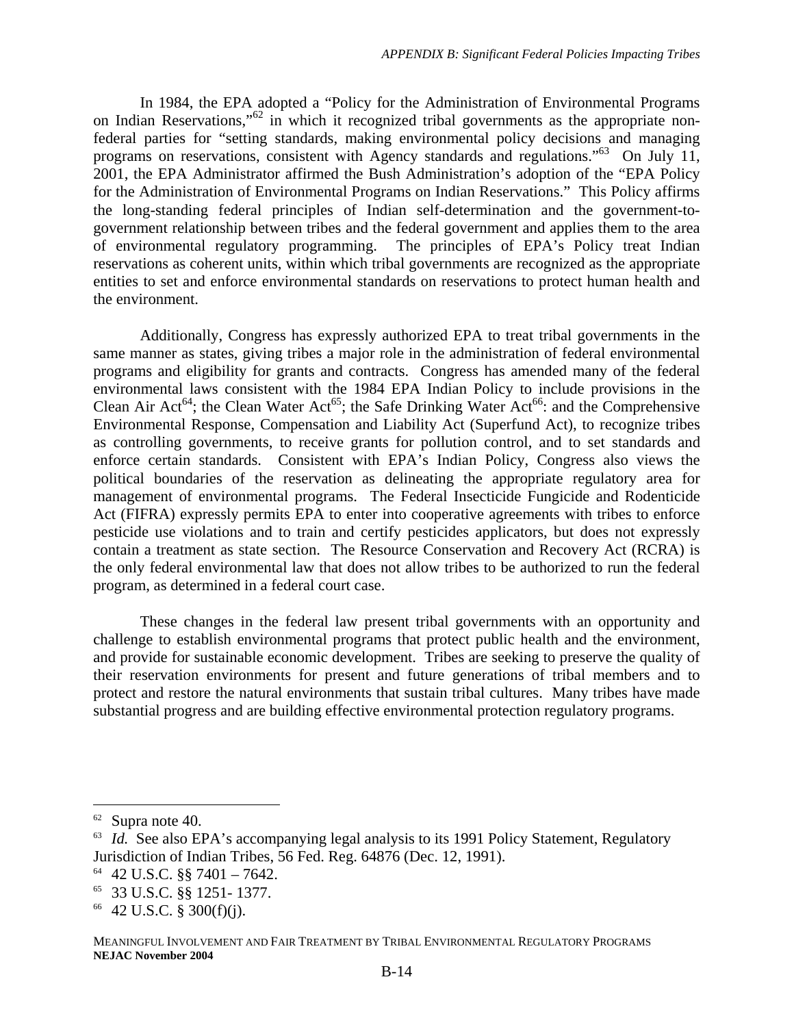In 1984, the EPA adopted a "Policy for the Administration of Environmental Programs on Indian Reservations,"[62] in which it recognized tribal governments as the appropriate non-federal parties for "setting standards, making environmental policy decisions and managing programs on reservations, consistent with Agency standards and regulations."[63] On July 11, 2001, the EPA Administrator affirmed the Bush Administration's adoption of the "EPA Policy for the Administration of Environmental Programs on Indian Reservations." This Policy affirms the long-standing federal principles of Indian self-determination and the government-to-government relationship between tribes and the federal government and applies them to the area of environmental regulatory programming. The principles of EPA's Policy treat Indian reservations as coherent units, within which tribal governments are recognized as the appropriate entities to set and enforce environmental standards on reservations to protect human health and the environment.

Additionally, Congress has expressly authorized EPA to treat tribal governments in the same manner as states, giving tribes a major role in the administration of federal environmental programs and eligibility for grants and contracts. Congress has amended many of the federal environmental laws consistent with the 1984 EPA Indian Policy to include provisions in the Clean Air Act[64]; the Clean Water Act[65]; the Safe Drinking Water Act[66]: and the Comprehensive Environmental Response, Compensation and Liability Act (Superfund Act), to recognize tribes as controlling governments, to receive grants for pollution control, and to set standards and enforce certain standards. Consistent with EPA's Indian Policy, Congress also views the political boundaries of the reservation as delineating the appropriate regulatory area for management of environmental programs. The Federal Insecticide Fungicide and Rodenticide Act (FIFRA) expressly permits EPA to enter into cooperative agreements with tribes to enforce pesticide use violations and to train and certify pesticides applicators, but does not expressly contain a treatment as state section. The Resource Conservation and Recovery Act (RCRA) is the only federal environmental law that does not allow tribes to be authorized to run the federal program, as determined in a federal court case.

These changes in the federal law present tribal governments with an opportunity and challenge to establish environmental programs that protect public health and the environment, and provide for sustainable economic development. Tribes are seeking to preserve the quality of their reservation environments for present and future generations of tribal members and to protect and restore the natural environments that sustain tribal cultures. Many tribes have made substantial progress and are building effective environmental protection regulatory programs.

---

[62] Supra note 40.

[63] *Id.* See also EPA's accompanying legal analysis to its 1991 Policy Statement, Regulatory Jurisdiction of Indian Tribes, 56 Fed. Reg. 64876 (Dec. 12, 1991).

[64] 42 U.S.C. §§ 7401 – 7642.

[65] 33 U.S.C. §§ 1251- 1377.

[66] 42 U.S.C. § 300(f)(j).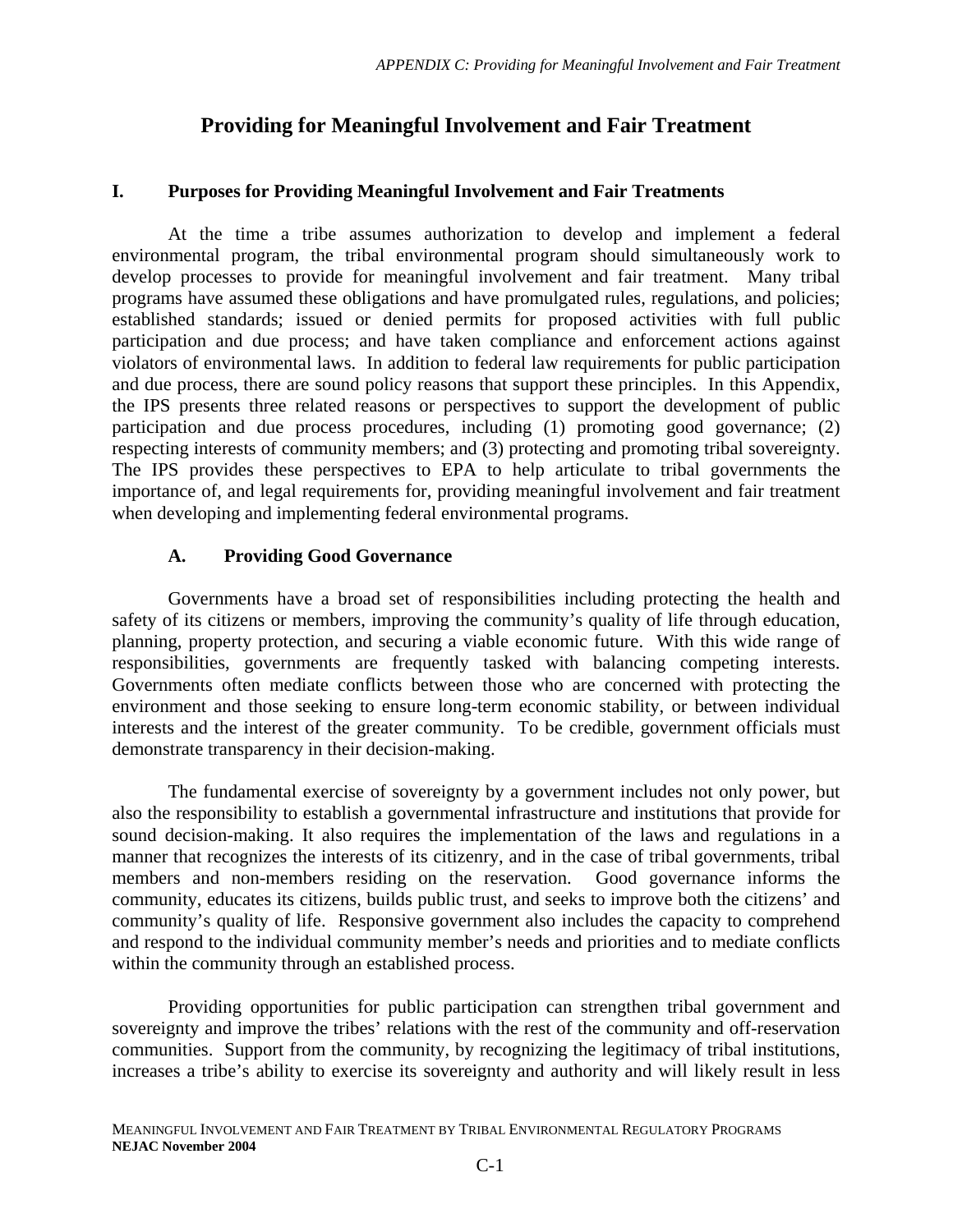## Providing for Meaningful Involvement and Fair Treatment

### I. Purposes for Providing Meaningful Involvement and Fair Treatments

At the time a tribe assumes authorization to develop and implement a federal environmental program, the tribal environmental program should simultaneously work to develop processes to provide for meaningful involvement and fair treatment. Many tribal programs have assumed these obligations and have promulgated rules, regulations, and policies; established standards; issued or denied permits for proposed activities with full public participation and due process; and have taken compliance and enforcement actions against violators of environmental laws. In addition to federal law requirements for public participation and due process, there are sound policy reasons that support these principles. In this Appendix, the IPS presents three related reasons or perspectives to support the development of public participation and due process procedures, including (1) promoting good governance; (2) respecting interests of community members; and (3) protecting and promoting tribal sovereignty. The IPS provides these perspectives to EPA to help articulate to tribal governments the importance of, and legal requirements for, providing meaningful involvement and fair treatment when developing and implementing federal environmental programs.

#### A. Providing Good Governance

Governments have a broad set of responsibilities including protecting the health and safety of its citizens or members, improving the community's quality of life through education, planning, property protection, and securing a viable economic future. With this wide range of responsibilities, governments are frequently tasked with balancing competing interests. Governments often mediate conflicts between those who are concerned with protecting the environment and those seeking to ensure long-term economic stability, or between individual interests and the interest of the greater community. To be credible, government officials must demonstrate transparency in their decision-making.

The fundamental exercise of sovereignty by a government includes not only power, but also the responsibility to establish a governmental infrastructure and institutions that provide for sound decision-making. It also requires the implementation of the laws and regulations in a manner that recognizes the interests of its citizenry, and in the case of tribal governments, tribal members and non-members residing on the reservation. Good governance informs the community, educates its citizens, builds public trust, and seeks to improve both the citizens' and community's quality of life. Responsive government also includes the capacity to comprehend and respond to the individual community member's needs and priorities and to mediate conflicts within the community through an established process.

Providing opportunities for public participation can strengthen tribal government and sovereignty and improve the tribes' relations with the rest of the community and off-reservation communities. Support from the community, by recognizing the legitimacy of tribal institutions, increases a tribe's ability to exercise its sovereignty and authority and will likely result in less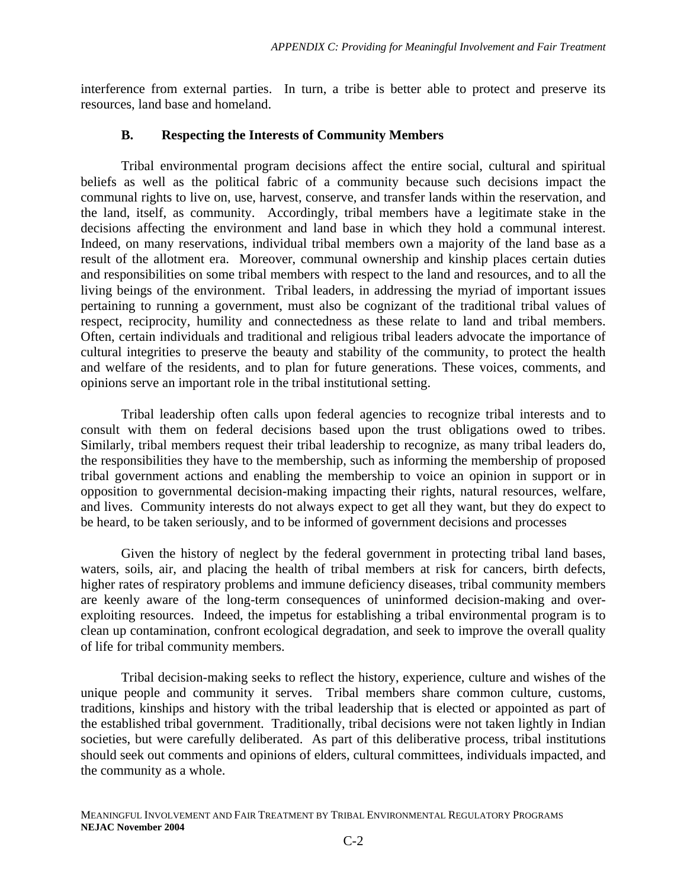interference from external parties. In turn, a tribe is better able to protect and preserve its resources, land base and homeland.

### B. Respecting the Interests of Community Members

Tribal environmental program decisions affect the entire social, cultural and spiritual beliefs as well as the political fabric of a community because such decisions impact the communal rights to live on, use, harvest, conserve, and transfer lands within the reservation, and the land, itself, as community. Accordingly, tribal members have a legitimate stake in the decisions affecting the environment and land base in which they hold a communal interest. Indeed, on many reservations, individual tribal members own a majority of the land base as a result of the allotment era. Moreover, communal ownership and kinship places certain duties and responsibilities on some tribal members with respect to the land and resources, and to all the living beings of the environment. Tribal leaders, in addressing the myriad of important issues pertaining to running a government, must also be cognizant of the traditional tribal values of respect, reciprocity, humility and connectedness as these relate to land and tribal members. Often, certain individuals and traditional and religious tribal leaders advocate the importance of cultural integrities to preserve the beauty and stability of the community, to protect the health and welfare of the residents, and to plan for future generations. These voices, comments, and opinions serve an important role in the tribal institutional setting.

Tribal leadership often calls upon federal agencies to recognize tribal interests and to consult with them on federal decisions based upon the trust obligations owed to tribes. Similarly, tribal members request their tribal leadership to recognize, as many tribal leaders do, the responsibilities they have to the membership, such as informing the membership of proposed tribal government actions and enabling the membership to voice an opinion in support or in opposition to governmental decision-making impacting their rights, natural resources, welfare, and lives. Community interests do not always expect to get all they want, but they do expect to be heard, to be taken seriously, and to be informed of government decisions and processes

Given the history of neglect by the federal government in protecting tribal land bases, waters, soils, air, and placing the health of tribal members at risk for cancers, birth defects, higher rates of respiratory problems and immune deficiency diseases, tribal community members are keenly aware of the long-term consequences of uninformed decision-making and over-exploiting resources. Indeed, the impetus for establishing a tribal environmental program is to clean up contamination, confront ecological degradation, and seek to improve the overall quality of life for tribal community members.

Tribal decision-making seeks to reflect the history, experience, culture and wishes of the unique people and community it serves. Tribal members share common culture, customs, traditions, kinships and history with the tribal leadership that is elected or appointed as part of the established tribal government. Traditionally, tribal decisions were not taken lightly in Indian societies, but were carefully deliberated. As part of this deliberative process, tribal institutions should seek out comments and opinions of elders, cultural committees, individuals impacted, and the community as a whole.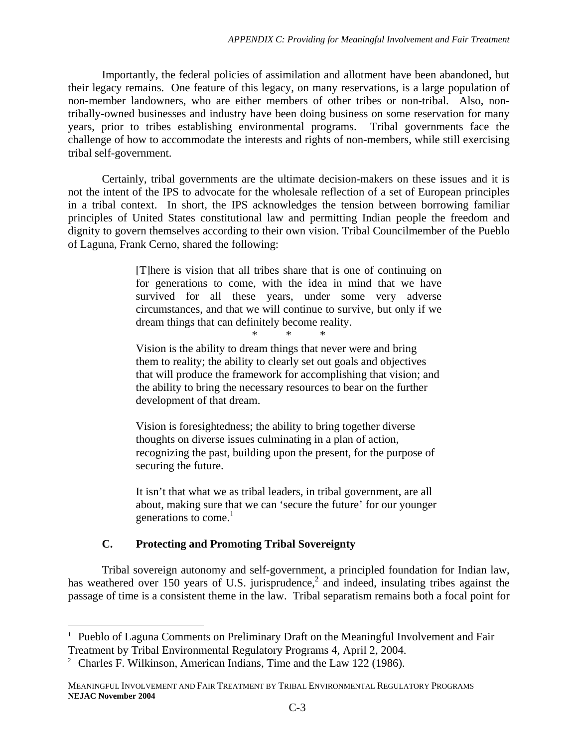Importantly, the federal policies of assimilation and allotment have been abandoned, but their legacy remains. One feature of this legacy, on many reservations, is a large population of non-member landowners, who are either members of other tribes or non-tribal. Also, non-tribally-owned businesses and industry have been doing business on some reservation for many years, prior to tribes establishing environmental programs. Tribal governments face the challenge of how to accommodate the interests and rights of non-members, while still exercising tribal self-government.

Certainly, tribal governments are the ultimate decision-makers on these issues and it is not the intent of the IPS to advocate for the wholesale reflection of a set of European principles in a tribal context. In short, the IPS acknowledges the tension between borrowing familiar principles of United States constitutional law and permitting Indian people the freedom and dignity to govern themselves according to their own vision. Tribal Councilmember of the Pueblo of Laguna, Frank Cerno, shared the following:

> [T]here is vision that all tribes share that is one of continuing on for generations to come, with the idea in mind that we have survived for all these years, under some very adverse circumstances, and that we will continue to survive, but only if we dream things that can definitely become reality.
>
> \* \* \*
>
> Vision is the ability to dream things that never were and bring them to reality; the ability to clearly set out goals and objectives that will produce the framework for accomplishing that vision; and the ability to bring the necessary resources to bear on the further development of that dream.
>
> Vision is foresightedness; the ability to bring together diverse thoughts on diverse issues culminating in a plan of action, recognizing the past, building upon the present, for the purpose of securing the future.
>
> It isn't that what we as tribal leaders, in tribal government, are all about, making sure that we can 'secure the future' for our younger generations to come.[1]

### C. Protecting and Promoting Tribal Sovereignty

Tribal sovereign autonomy and self-government, a principled foundation for Indian law, has weathered over 150 years of U.S. jurisprudence,[2] and indeed, insulating tribes against the passage of time is a consistent theme in the law. Tribal separatism remains both a focal point for

---

[1] Pueblo of Laguna Comments on Preliminary Draft on the Meaningful Involvement and Fair Treatment by Tribal Environmental Regulatory Programs 4, April 2, 2004.

[2] Charles F. Wilkinson, American Indians, Time and the Law 122 (1986).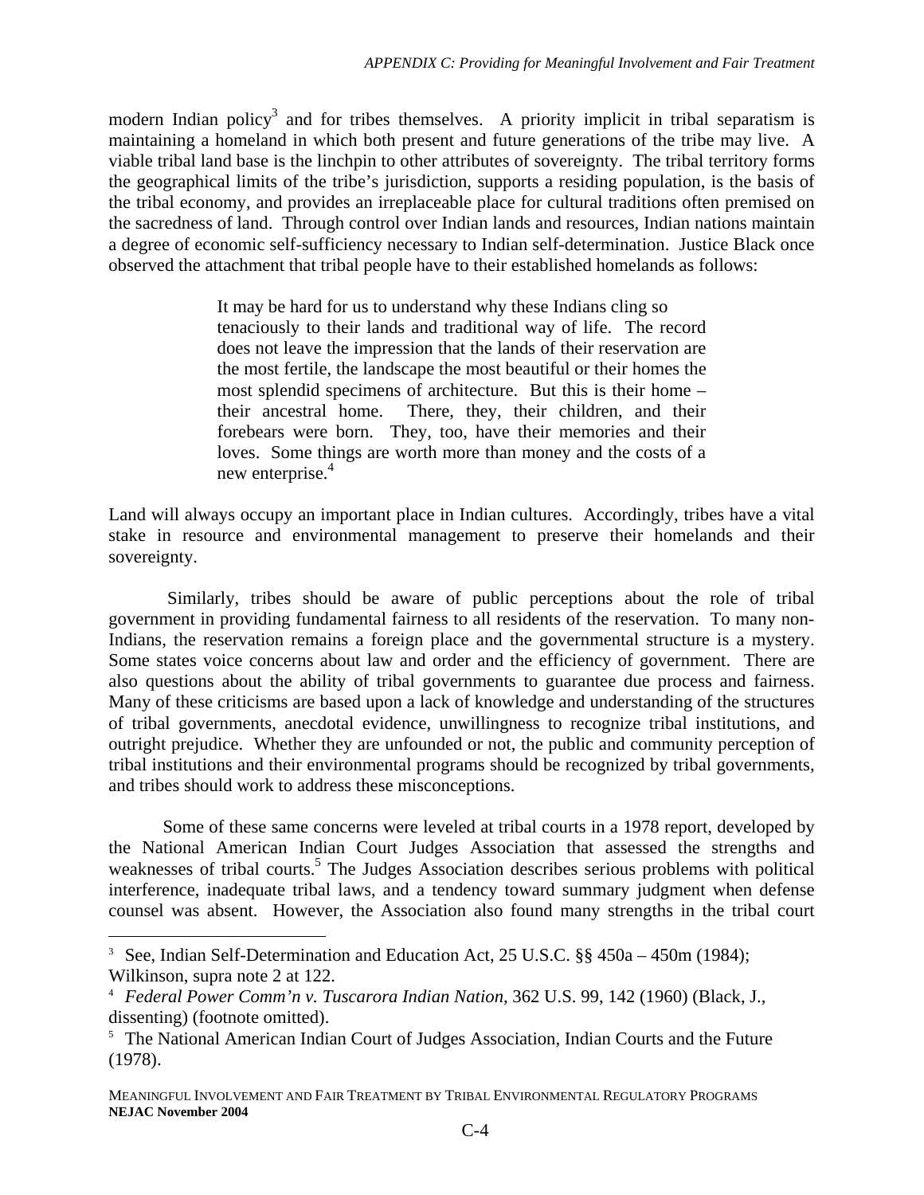modern Indian policy[3] and for tribes themselves. A priority implicit in tribal separatism is maintaining a homeland in which both present and future generations of the tribe may live. A viable tribal land base is the linchpin to other attributes of sovereignty. The tribal territory forms the geographical limits of the tribe's jurisdiction, supports a residing population, is the basis of the tribal economy, and provides an irreplaceable place for cultural traditions often premised on the sacredness of land. Through control over Indian lands and resources, Indian nations maintain a degree of economic self-sufficiency necessary to Indian self-determination. Justice Black once observed the attachment that tribal people have to their established homelands as follows:

> It may be hard for us to understand why these Indians cling so tenaciously to their lands and traditional way of life. The record does not leave the impression that the lands of their reservation are the most fertile, the landscape the most beautiful or their homes the most splendid specimens of architecture. But this is their home – their ancestral home. There, they, their children, and their forebears were born. They, too, have their memories and their loves. Some things are worth more than money and the costs of a new enterprise.[4]

Land will always occupy an important place in Indian cultures. Accordingly, tribes have a vital stake in resource and environmental management to preserve their homelands and their sovereignty.

Similarly, tribes should be aware of public perceptions about the role of tribal government in providing fundamental fairness to all residents of the reservation. To many non-Indians, the reservation remains a foreign place and the governmental structure is a mystery. Some states voice concerns about law and order and the efficiency of government. There are also questions about the ability of tribal governments to guarantee due process and fairness. Many of these criticisms are based upon a lack of knowledge and understanding of the structures of tribal governments, anecdotal evidence, unwillingness to recognize tribal institutions, and outright prejudice. Whether they are unfounded or not, the public and community perception of tribal institutions and their environmental programs should be recognized by tribal governments, and tribes should work to address these misconceptions.

Some of these same concerns were leveled at tribal courts in a 1978 report, developed by the National American Indian Court Judges Association that assessed the strengths and weaknesses of tribal courts.[5] The Judges Association describes serious problems with political interference, inadequate tribal laws, and a tendency toward summary judgment when defense counsel was absent. However, the Association also found many strengths in the tribal court

---

[3] See, Indian Self-Determination and Education Act, 25 U.S.C. §§ 450a – 450m (1984); Wilkinson, supra note 2 at 122.

[4] *Federal Power Comm'n v. Tuscarora Indian Nation*, 362 U.S. 99, 142 (1960) (Black, J., dissenting) (footnote omitted).

[5] The National American Indian Court of Judges Association, Indian Courts and the Future (1978).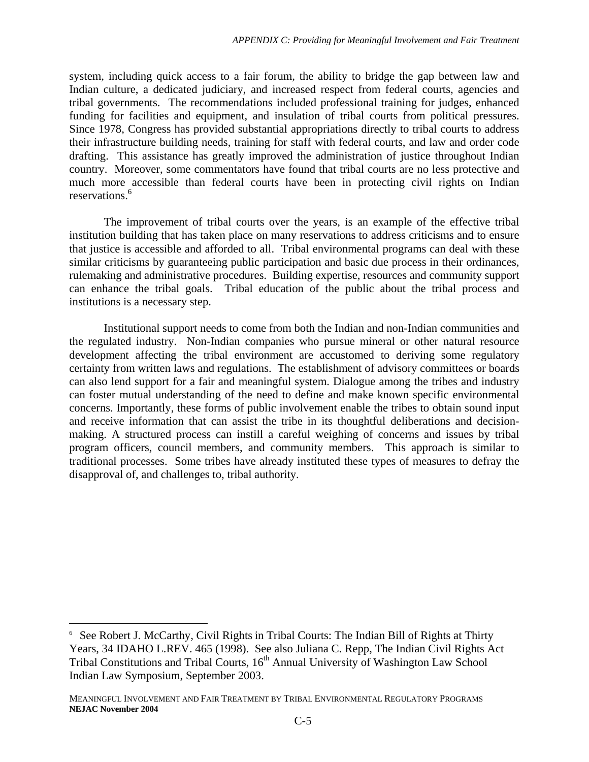system, including quick access to a fair forum, the ability to bridge the gap between law and Indian culture, a dedicated judiciary, and increased respect from federal courts, agencies and tribal governments. The recommendations included professional training for judges, enhanced funding for facilities and equipment, and insulation of tribal courts from political pressures. Since 1978, Congress has provided substantial appropriations directly to tribal courts to address their infrastructure building needs, training for staff with federal courts, and law and order code drafting. This assistance has greatly improved the administration of justice throughout Indian country. Moreover, some commentators have found that tribal courts are no less protective and much more accessible than federal courts have been in protecting civil rights on Indian reservations.[6]

The improvement of tribal courts over the years, is an example of the effective tribal institution building that has taken place on many reservations to address criticisms and to ensure that justice is accessible and afforded to all. Tribal environmental programs can deal with these similar criticisms by guaranteeing public participation and basic due process in their ordinances, rulemaking and administrative procedures. Building expertise, resources and community support can enhance the tribal goals. Tribal education of the public about the tribal process and institutions is a necessary step.

Institutional support needs to come from both the Indian and non-Indian communities and the regulated industry. Non-Indian companies who pursue mineral or other natural resource development affecting the tribal environment are accustomed to deriving some regulatory certainty from written laws and regulations. The establishment of advisory committees or boards can also lend support for a fair and meaningful system. Dialogue among the tribes and industry can foster mutual understanding of the need to define and make known specific environmental concerns. Importantly, these forms of public involvement enable the tribes to obtain sound input and receive information that can assist the tribe in its thoughtful deliberations and decision-making. A structured process can instill a careful weighing of concerns and issues by tribal program officers, council members, and community members. This approach is similar to traditional processes. Some tribes have already instituted these types of measures to defray the disapproval of, and challenges to, tribal authority.

---

[6] See Robert J. McCarthy, Civil Rights in Tribal Courts: The Indian Bill of Rights at Thirty Years, 34 IDAHO L.REV. 465 (1998). See also Juliana C. Repp, The Indian Civil Rights Act Tribal Constitutions and Tribal Courts, 16th Annual University of Washington Law School Indian Law Symposium, September 2003.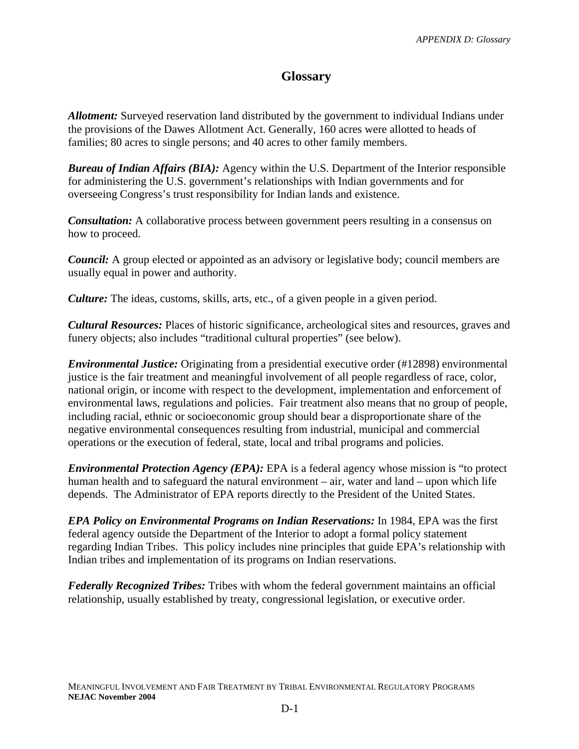# Glossary

***Allotment:*** Surveyed reservation land distributed by the government to individual Indians under the provisions of the Dawes Allotment Act. Generally, 160 acres were allotted to heads of families; 80 acres to single persons; and 40 acres to other family members.

***Bureau of Indian Affairs (BIA):*** Agency within the U.S. Department of the Interior responsible for administering the U.S. government's relationships with Indian governments and for overseeing Congress's trust responsibility for Indian lands and existence.

***Consultation:*** A collaborative process between government peers resulting in a consensus on how to proceed.

***Council:*** A group elected or appointed as an advisory or legislative body; council members are usually equal in power and authority.

***Culture:*** The ideas, customs, skills, arts, etc., of a given people in a given period.

***Cultural Resources:*** Places of historic significance, archeological sites and resources, graves and funery objects; also includes "traditional cultural properties" (see below).

***Environmental Justice:*** Originating from a presidential executive order (#12898) environmental justice is the fair treatment and meaningful involvement of all people regardless of race, color, national origin, or income with respect to the development, implementation and enforcement of environmental laws, regulations and policies. Fair treatment also means that no group of people, including racial, ethnic or socioeconomic group should bear a disproportionate share of the negative environmental consequences resulting from industrial, municipal and commercial operations or the execution of federal, state, local and tribal programs and policies.

***Environmental Protection Agency (EPA):*** EPA is a federal agency whose mission is "to protect human health and to safeguard the natural environment – air, water and land – upon which life depends. The Administrator of EPA reports directly to the President of the United States.

***EPA Policy on Environmental Programs on Indian Reservations:*** In 1984, EPA was the first federal agency outside the Department of the Interior to adopt a formal policy statement regarding Indian Tribes. This policy includes nine principles that guide EPA's relationship with Indian tribes and implementation of its programs on Indian reservations.

***Federally Recognized Tribes:*** Tribes with whom the federal government maintains an official relationship, usually established by treaty, congressional legislation, or executive order.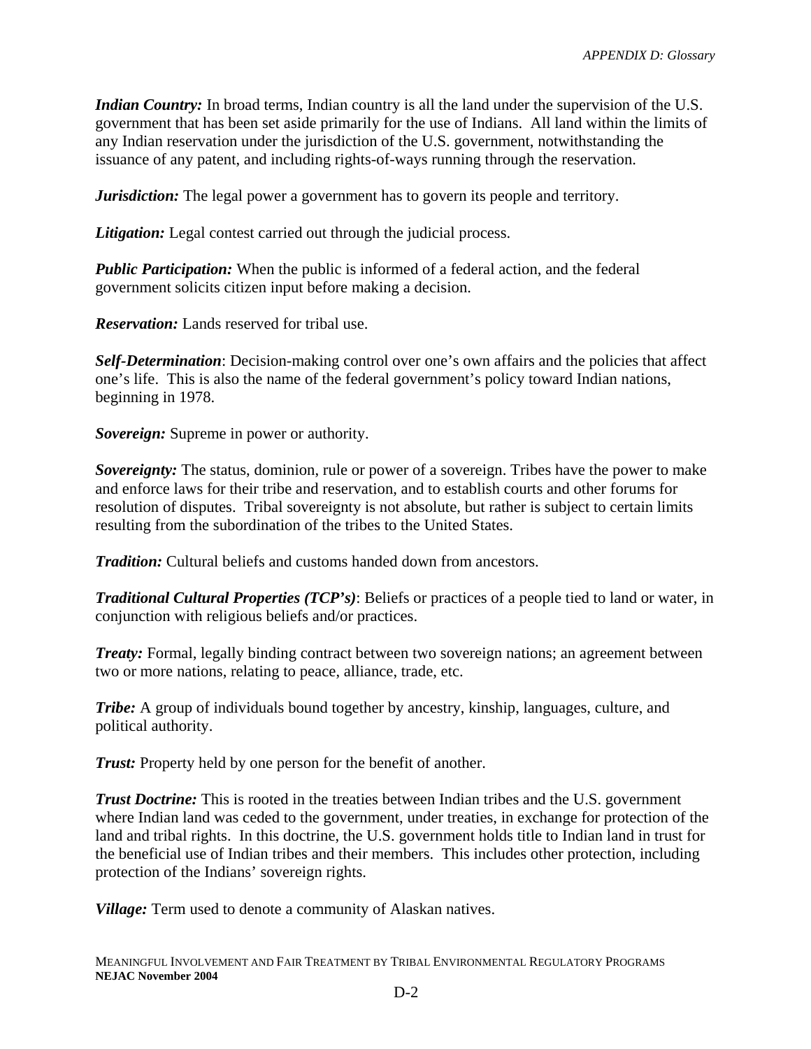***Indian Country:*** In broad terms, Indian country is all the land under the supervision of the U.S. government that has been set aside primarily for the use of Indians. All land within the limits of any Indian reservation under the jurisdiction of the U.S. government, notwithstanding the issuance of any patent, and including rights-of-ways running through the reservation.

***Jurisdiction:*** The legal power a government has to govern its people and territory.

***Litigation:*** Legal contest carried out through the judicial process.

***Public Participation:*** When the public is informed of a federal action, and the federal government solicits citizen input before making a decision.

***Reservation:*** Lands reserved for tribal use.

***Self-Determination***: Decision-making control over one's own affairs and the policies that affect one's life. This is also the name of the federal government's policy toward Indian nations, beginning in 1978.

***Sovereign:*** Supreme in power or authority.

***Sovereignty:*** The status, dominion, rule or power of a sovereign. Tribes have the power to make and enforce laws for their tribe and reservation, and to establish courts and other forums for resolution of disputes. Tribal sovereignty is not absolute, but rather is subject to certain limits resulting from the subordination of the tribes to the United States.

***Tradition:*** Cultural beliefs and customs handed down from ancestors.

***Traditional Cultural Properties (TCP's)***: Beliefs or practices of a people tied to land or water, in conjunction with religious beliefs and/or practices.

***Treaty:*** Formal, legally binding contract between two sovereign nations; an agreement between two or more nations, relating to peace, alliance, trade, etc.

***Tribe:*** A group of individuals bound together by ancestry, kinship, languages, culture, and political authority.

***Trust:*** Property held by one person for the benefit of another.

***Trust Doctrine:*** This is rooted in the treaties between Indian tribes and the U.S. government where Indian land was ceded to the government, under treaties, in exchange for protection of the land and tribal rights. In this doctrine, the U.S. government holds title to Indian land in trust for the beneficial use of Indian tribes and their members. This includes other protection, including protection of the Indians' sovereign rights.

***Village:*** Term used to denote a community of Alaskan natives.